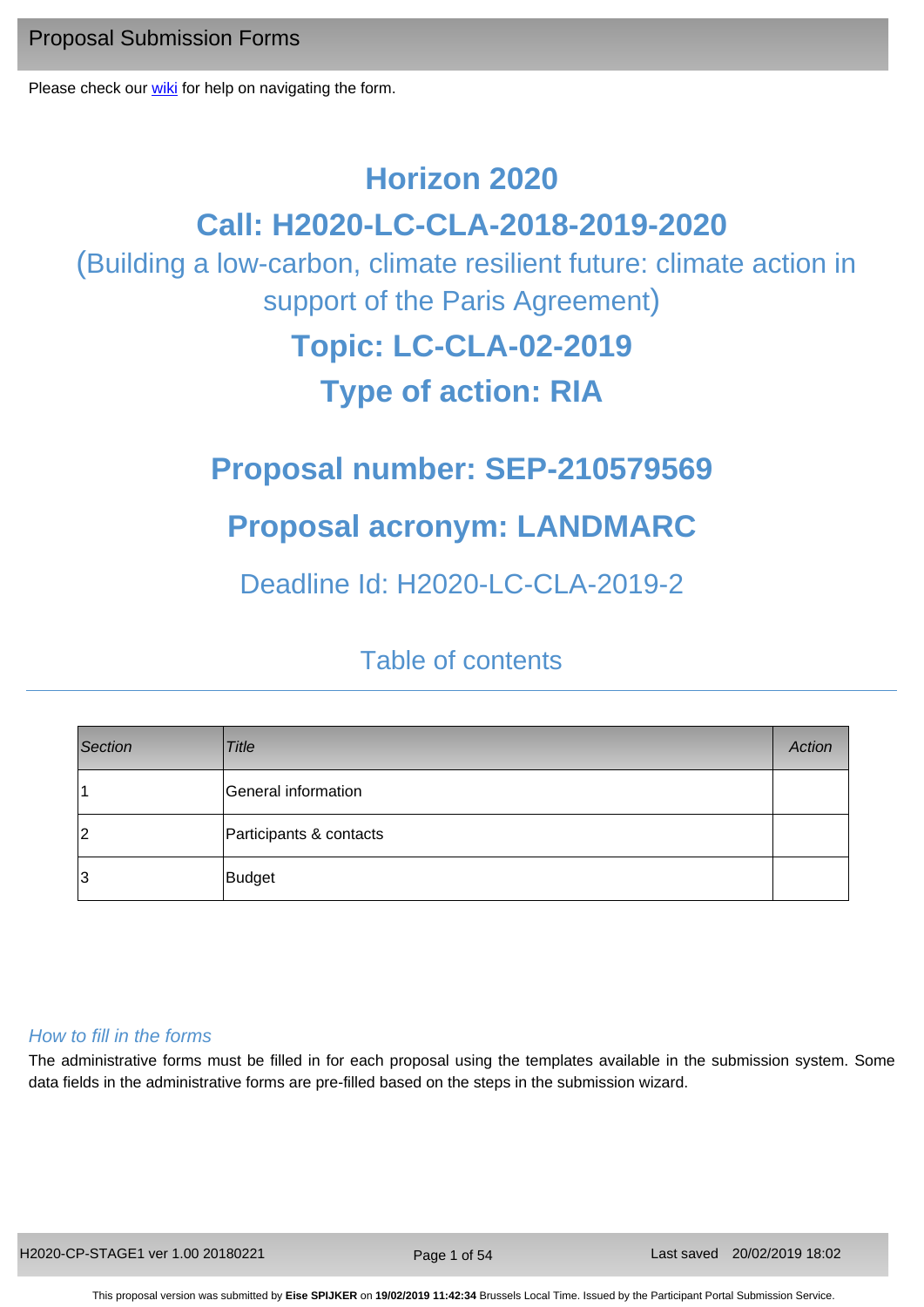Proposal Submission Forms

Please check our wiki for help on navigating the form.

# Horizon 2020

# Call: H2020-LC-CLA-2018-2019-2020

(Building a low-carbon, climate resilient future: climate action in support of the Paris Agreement)

# Topic: LC-CLA-02-2019

# Type of action: RIA

# Proposal number: SEP-210579569

# Proposal acronym: LANDMARC

Deadline Id: H2020-LC-CLA-2019-2

## Table of contents

| Section | Title | Action |
|---|---|---|
| 1 | General information | |
| 2 | Participants & contacts | |
| 3 | Budget | |

*How to fill in the forms*

The administrative forms must be filled in for each proposal using the templates available in the submission system. Some data fields in the administrative forms are pre-filled based on the steps in the submission wizard.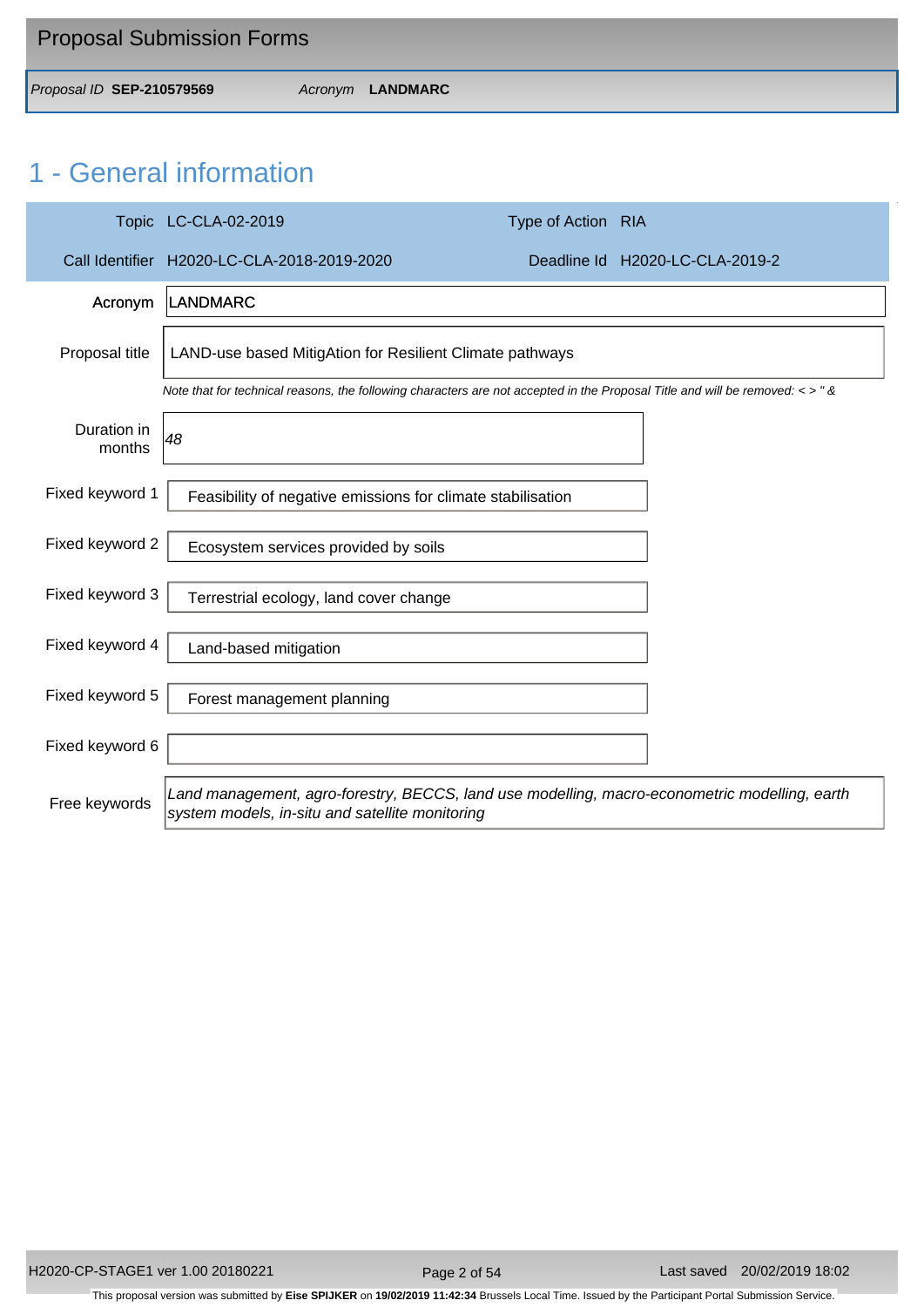# 1 - General information

| Topic | LC-CLA-02-2019 | Type of Action | RIA |
| --- | --- | --- | --- |
| Call Identifier | H2020-LC-CLA-2018-2019-2020 | Deadline Id | H2020-LC-CLA-2019-2 |

**Acronym:** LANDMARC

**Proposal title:** LAND-use based MitigAtion for Resilient Climate pathways

*Note that for technical reasons, the following characters are not accepted in the Proposal Title and will be removed: < > " &*

**Duration in months:** *48*

| | |
| --- | --- |
| Fixed keyword 1 | Feasibility of negative emissions for climate stabilisation |
| Fixed keyword 2 | Ecosystem services provided by soils |
| Fixed keyword 3 | Terrestrial ecology, land cover change |
| Fixed keyword 4 | Land-based mitigation |
| Fixed keyword 5 | Forest management planning |
| Fixed keyword 6 | |

**Free keywords:** *Land management, agro-forestry, BECCS, land use modelling, macro-econometric modelling, earth system models, in-situ and satellite monitoring*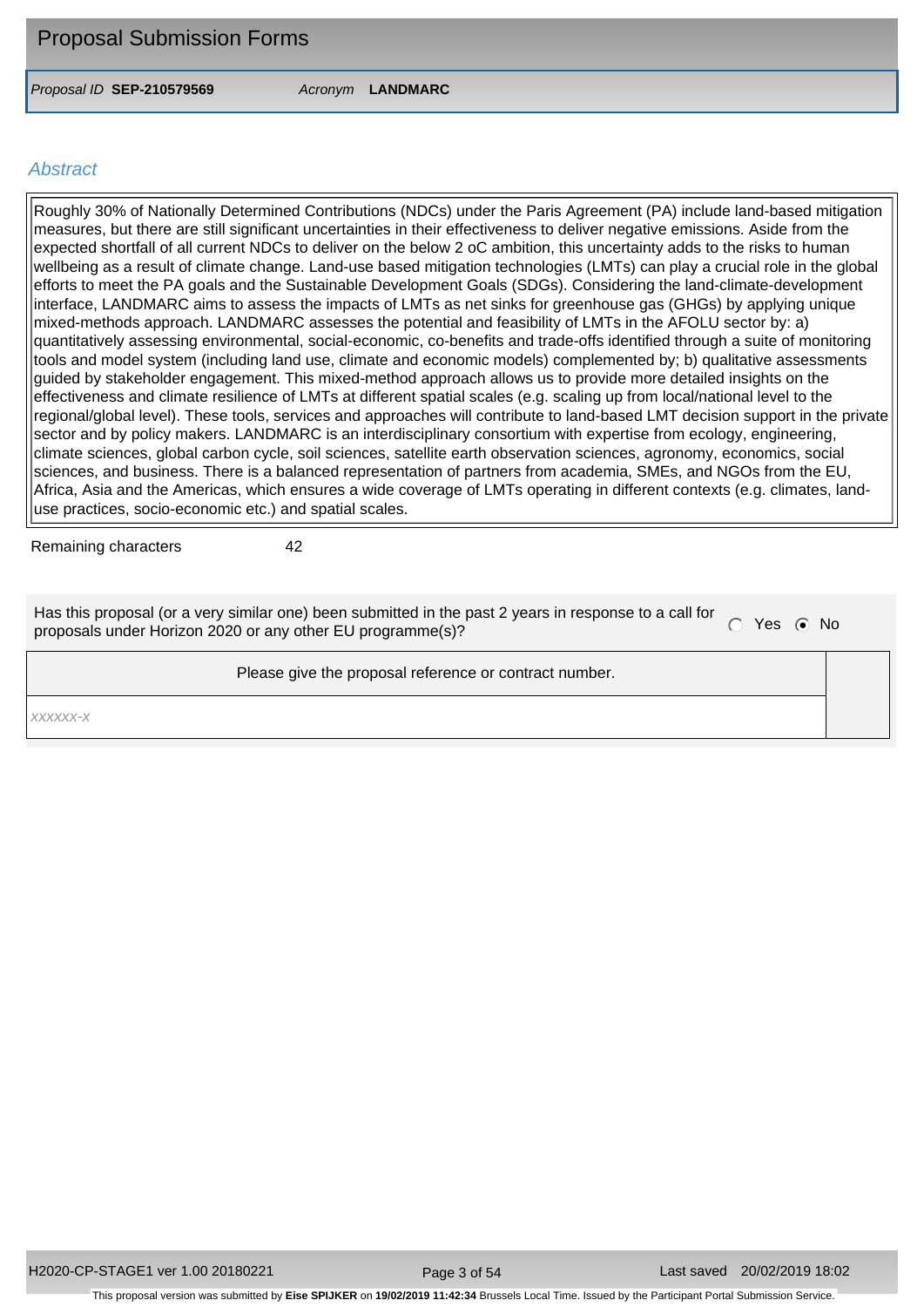## Abstract

Roughly 30% of Nationally Determined Contributions (NDCs) under the Paris Agreement (PA) include land-based mitigation measures, but there are still significant uncertainties in their effectiveness to deliver negative emissions. Aside from the expected shortfall of all current NDCs to deliver on the below 2 oC ambition, this uncertainty adds to the risks to human wellbeing as a result of climate change. Land-use based mitigation technologies (LMTs) can play a crucial role in the global efforts to meet the PA goals and the Sustainable Development Goals (SDGs). Considering the land-climate-development interface, LANDMARC aims to assess the impacts of LMTs as net sinks for greenhouse gas (GHGs) by applying unique mixed-methods approach. LANDMARC assesses the potential and feasibility of LMTs in the AFOLU sector by: a) quantitatively assessing environmental, social-economic, co-benefits and trade-offs identified through a suite of monitoring tools and model system (including land use, climate and economic models) complemented by; b) qualitative assessments guided by stakeholder engagement. This mixed-method approach allows us to provide more detailed insights on the effectiveness and climate resilience of LMTs at different spatial scales (e.g. scaling up from local/national level to the regional/global level). These tools, services and approaches will contribute to land-based LMT decision support in the private sector and by policy makers. LANDMARC is an interdisciplinary consortium with expertise from ecology, engineering, climate sciences, global carbon cycle, soil sciences, satellite earth observation sciences, agronomy, economics, social sciences, and business. There is a balanced representation of partners from academia, SMEs, and NGOs from the EU, Africa, Asia and the Americas, which ensures a wide coverage of LMTs operating in different contexts (e.g. climates, land-use practices, socio-economic etc.) and spatial scales.

Remaining characters 42

Has this proposal (or a very similar one) been submitted in the past 2 years in response to a call for proposals under Horizon 2020 or any other EU programme(s)? ○ Yes ⦿ No

| Please give the proposal reference or contract number. |
| --- |
| xxxxxx-x |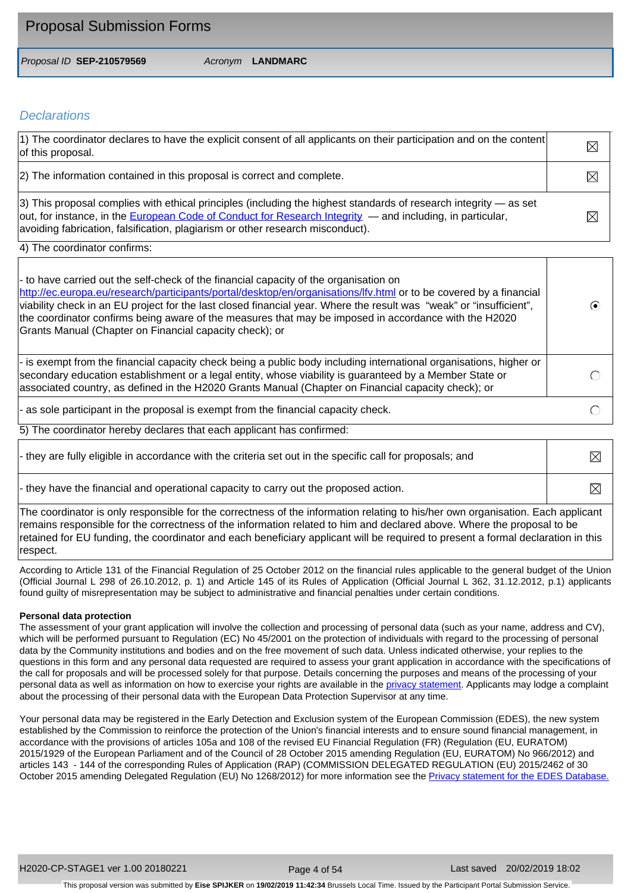## Declarations

| | |
|---|---|
| 1) The coordinator declares to have the explicit consent of all applicants on their participation and on the content of this proposal. | ☒ |
| 2) The information contained in this proposal is correct and complete. | ☒ |
| 3) This proposal complies with ethical principles (including the highest standards of research integrity — as set out, for instance, in the European Code of Conduct for Research Integrity — and including, in particular, avoiding fabrication, falsification, plagiarism or other research misconduct). | ☒ |

4) The coordinator confirms:

| | |
|---|---|
| - to have carried out the self-check of the financial capacity of the organisation on http://ec.europa.eu/research/participants/portal/desktop/en/organisations/lfv.html or to be covered by a financial viability check in an EU project for the last closed financial year. Where the result was "weak" or "insufficient", the coordinator confirms being aware of the measures that may be imposed in accordance with the H2020 Grants Manual (Chapter on Financial capacity check); or | ◉ |
| - is exempt from the financial capacity check being a public body including international organisations, higher or secondary education establishment or a legal entity, whose viability is guaranteed by a Member State or associated country, as defined in the H2020 Grants Manual (Chapter on Financial capacity check); or | ○ |
| - as sole participant in the proposal is exempt from the financial capacity check. | ○ |

5) The coordinator hereby declares that each applicant has confirmed:

| | |
|---|---|
| - they are fully eligible in accordance with the criteria set out in the specific call for proposals; and | ☒ |
| - they have the financial and operational capacity to carry out the proposed action. | ☒ |

The coordinator is only responsible for the correctness of the information relating to his/her own organisation. Each applicant remains responsible for the correctness of the information related to him and declared above. Where the proposal to be retained for EU funding, the coordinator and each beneficiary applicant will be required to present a formal declaration in this respect.

According to Article 131 of the Financial Regulation of 25 October 2012 on the financial rules applicable to the general budget of the Union (Official Journal L 298 of 26.10.2012, p. 1) and Article 145 of its Rules of Application (Official Journal L 362, 31.12.2012, p.1) applicants found guilty of misrepresentation may be subject to administrative and financial penalties under certain conditions.

**Personal data protection**

The assessment of your grant application will involve the collection and processing of personal data (such as your name, address and CV), which will be performed pursuant to Regulation (EC) No 45/2001 on the protection of individuals with regard to the processing of personal data by the Community institutions and bodies and on the free movement of such data. Unless indicated otherwise, your replies to the questions in this form and any personal data requested are required to assess your grant application in accordance with the specifications of the call for proposals and will be processed solely for that purpose. Details concerning the purposes and means of the processing of your personal data as well as information on how to exercise your rights are available in the privacy statement. Applicants may lodge a complaint about the processing of their personal data with the European Data Protection Supervisor at any time.

Your personal data may be registered in the Early Detection and Exclusion system of the European Commission (EDES), the new system established by the Commission to reinforce the protection of the Union's financial interests and to ensure sound financial management, in accordance with the provisions of articles 105a and 108 of the revised EU Financial Regulation (FR) (Regulation (EU, EURATOM) 2015/1929 of the European Parliament and of the Council of 28 October 2015 amending Regulation (EU, EURATOM) No 966/2012) and articles 143 - 144 of the corresponding Rules of Application (RAP) (COMMISSION DELEGATED REGULATION (EU) 2015/2462 of 30 October 2015 amending Delegated Regulation (EU) No 1268/2012) for more information see the Privacy statement for the EDES Database.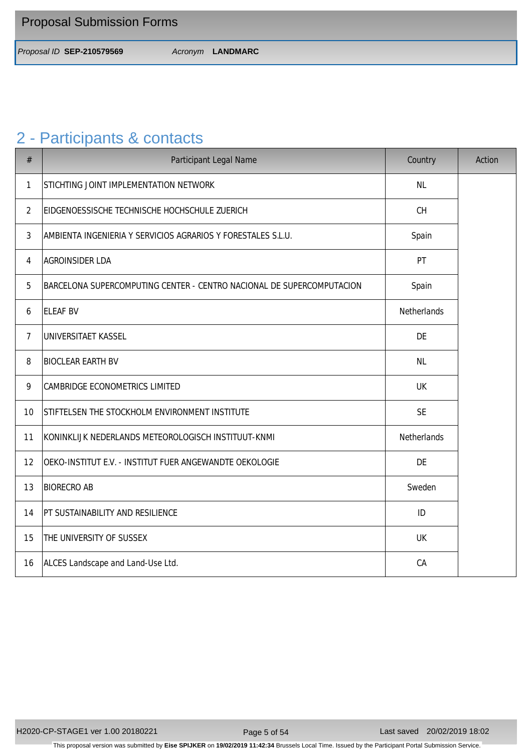# 2 - Participants & contacts

| # | Participant Legal Name | Country | Action |
|---|---|---|---|
| 1 | STICHTING JOINT IMPLEMENTATION NETWORK | NL | |
| 2 | EIDGENOESSISCHE TECHNISCHE HOCHSCHULE ZUERICH | CH | |
| 3 | AMBIENTA INGENIERIA Y SERVICIOS AGRARIOS Y FORESTALES S.L.U. | Spain | |
| 4 | AGROINSIDER LDA | PT | |
| 5 | BARCELONA SUPERCOMPUTING CENTER - CENTRO NACIONAL DE SUPERCOMPUTACION | Spain | |
| 6 | ELEAF BV | Netherlands | |
| 7 | UNIVERSITAET KASSEL | DE | |
| 8 | BIOCLEAR EARTH BV | NL | |
| 9 | CAMBRIDGE ECONOMETRICS LIMITED | UK | |
| 10 | STIFTELSEN THE STOCKHOLM ENVIRONMENT INSTITUTE | SE | |
| 11 | KONINKLIJK NEDERLANDS METEOROLOGISCH INSTITUUT-KNMI | Netherlands | |
| 12 | OEKO-INSTITUT E.V. - INSTITUT FUER ANGEWANDTE OEKOLOGIE | DE | |
| 13 | BIORECRO AB | Sweden | |
| 14 | PT SUSTAINABILITY AND RESILIENCE | ID | |
| 15 | THE UNIVERSITY OF SUSSEX | UK | |
| 16 | ALCES Landscape and Land-Use Ltd. | CA | |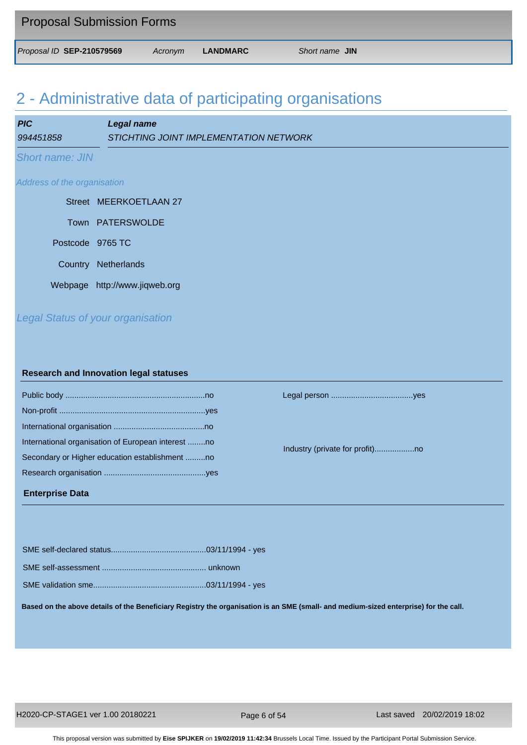# 2 - Administrative data of participating organisations

| ***PIC*** | ***Legal name*** |
|---|---|
| *994451858* | *STICHTING JOINT IMPLEMENTATION NETWORK* |

*Short name: JIN*

*Address of the organisation*

Street MEERKOETLAAN 27

Town PATERSWOLDE

Postcode 9765 TC

Country Netherlands

Webpage http://www.jiqweb.org

*Legal Status of your organisation*

**Research and Innovation legal statuses**

Public body ..............................................................no

Non-profit .................................................................yes

International organisation .........................................no

International organisation of European interest ........no

Secondary or Higher education establishment .........no

Research organisation .............................................yes

Legal person .....................................yes

Industry (private for profit)..................no

**Enterprise Data**

SME self-declared status...........................................03/11/1994 - yes

SME self-assessment .............................................. unknown

SME validation sme..................................................03/11/1994 - yes

**Based on the above details of the Beneficiary Registry the organisation is an SME (small- and medium-sized enterprise) for the call.**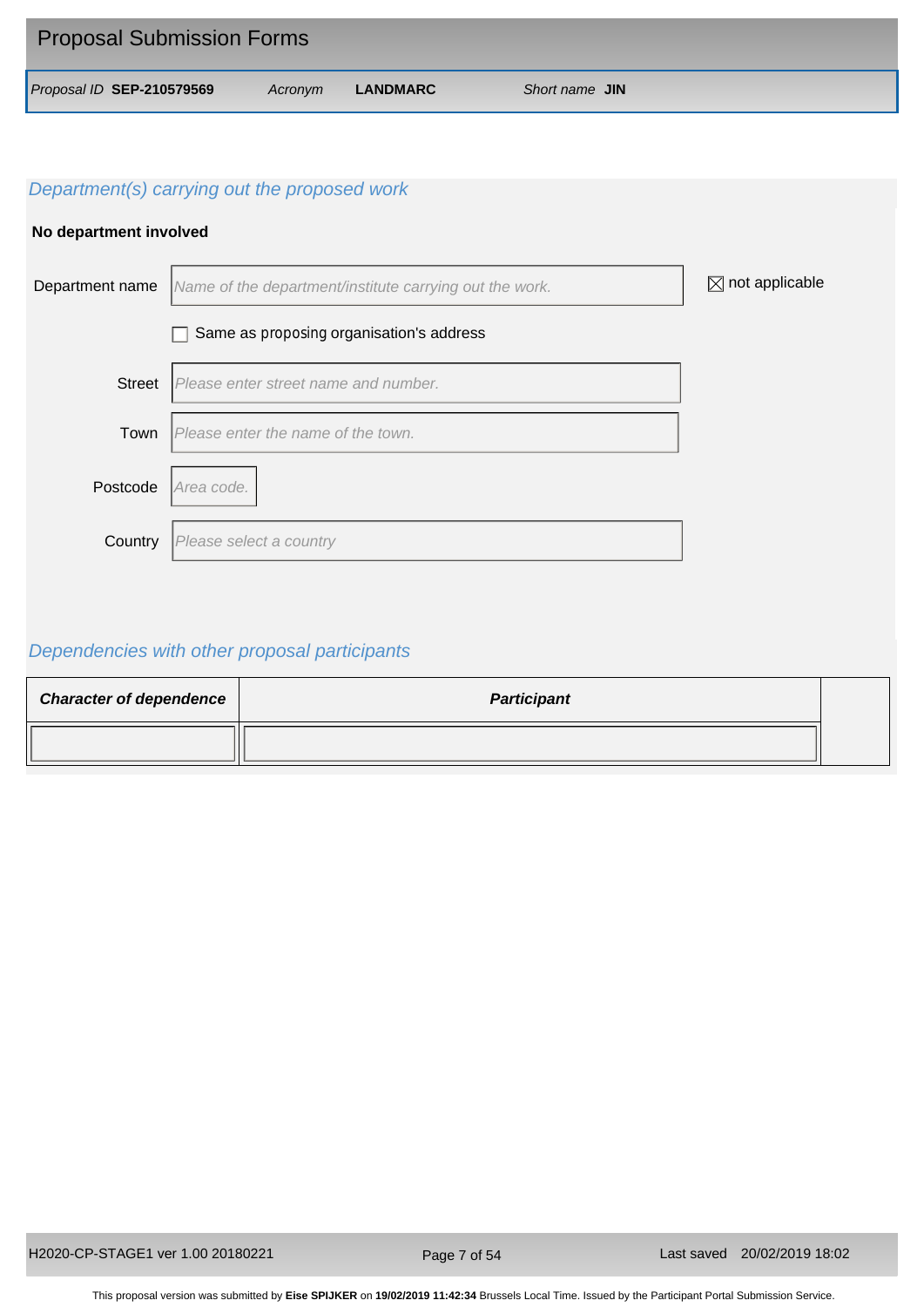## Department(s) carrying out the proposed work

**No department involved**

Department name: *Name of the department/institute carrying out the work.* ☒ not applicable

☐ Same as proposing organisation's address

Street: *Please enter street name and number.*

Town: *Please enter the name of the town.*

Postcode: *Area code.*

Country: *Please select a country*

## Dependencies with other proposal participants

| ***Character of dependence*** | ***Participant*** |
|---|---|
| | |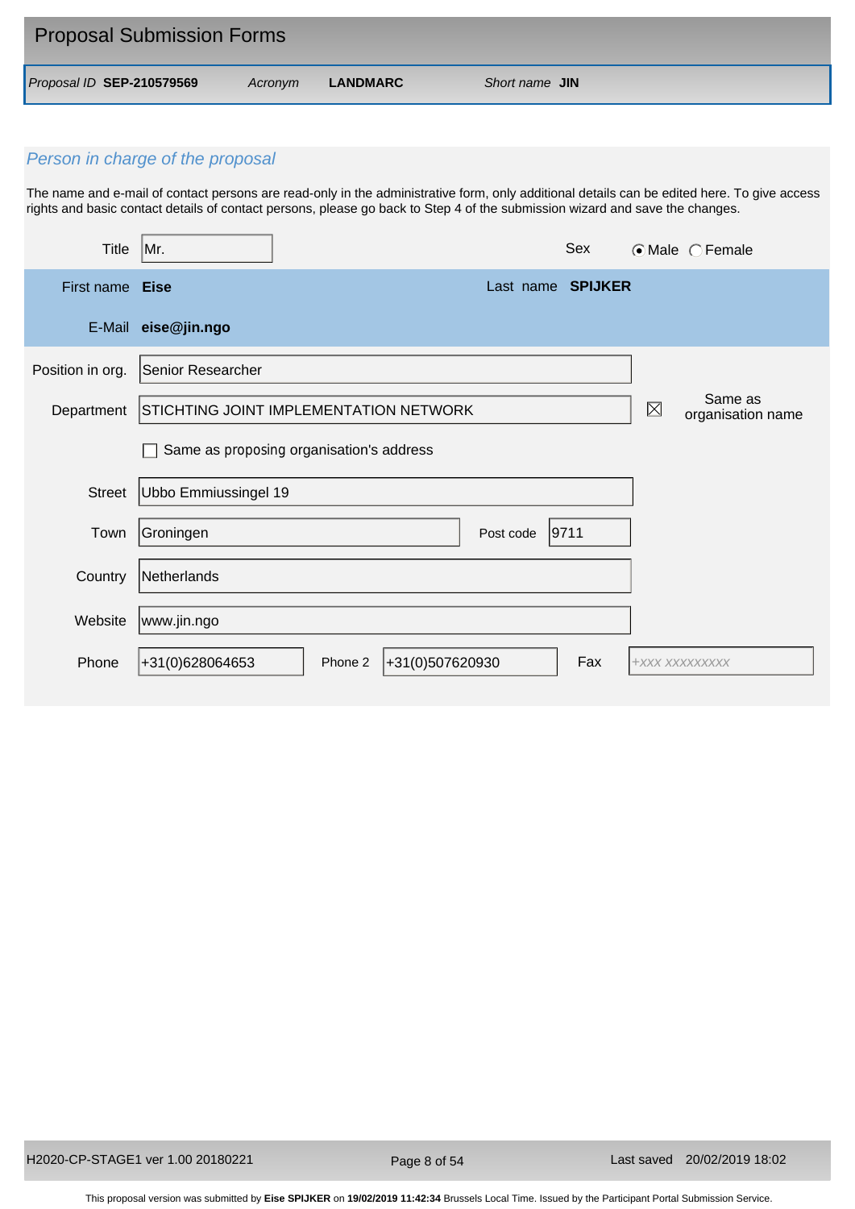## Proposal Submission Forms

*Proposal ID* **SEP-210579569** *Acronym* **LANDMARC** *Short name* **JIN**

### *Person in charge of the proposal*

The name and e-mail of contact persons are read-only in the administrative form, only additional details can be edited here. To give access rights and basic contact details of contact persons, please go back to Step 4 of the submission wizard and save the changes.

| | |
|---|---|
| Title | Mr. |
| Sex | ☉ Male ◯ Female |
| First name | **Eise** |
| Last name | **SPIJKER** |
| E-Mail | **eise@jin.ngo** |
| Position in org. | Senior Researcher |
| Department | STICHTING JOINT IMPLEMENTATION NETWORK |
| Same as organisation name | ☒ |
| Same as proposing organisation's address | ☐ |
| Street | Ubbo Emmiussingel 19 |
| Town | Groningen |
| Post code | 9711 |
| Country | Netherlands |
| Website | www.jin.ngo |
| Phone | +31(0)628064653 |
| Phone 2 | +31(0)507620930 |
| Fax | +XXX XXXXXXXXX |

This proposal version was submitted by **Eise SPIJKER** on **19/02/2019 11:42:34** Brussels Local Time. Issued by the Participant Portal Submission Service.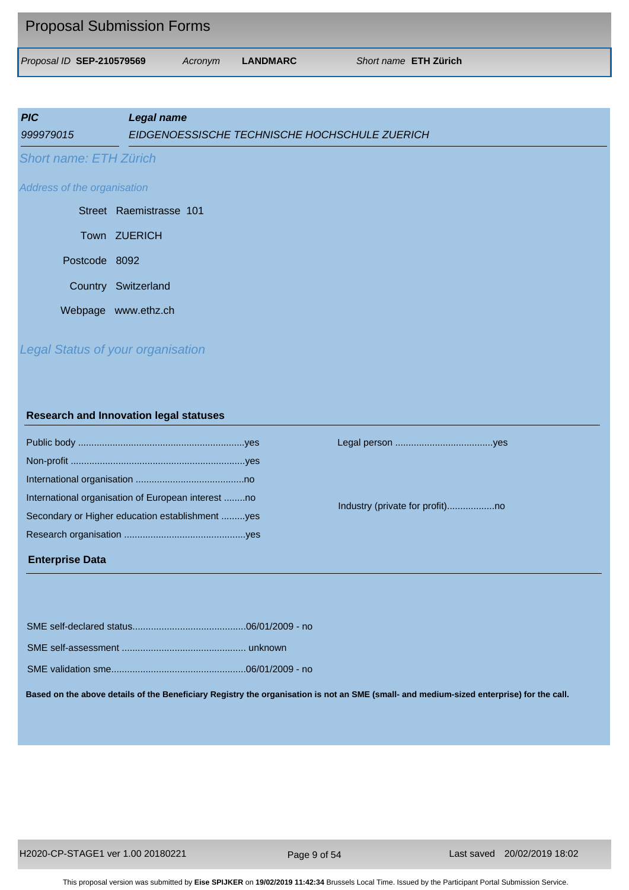Proposal Submission Forms

*Proposal ID* **SEP-210579569** *Acronym* **LANDMARC** *Short name* **ETH Zürich**

| ***PIC*** | ***Legal name*** |
|---|---|
| *999979015* | *EIDGENOESSISCHE TECHNISCHE HOCHSCHULE ZUERICH* |

*Short name: ETH Zürich*

*Address of the organisation*

Street Raemistrasse 101

Town ZUERICH

Postcode 8092

Country Switzerland

Webpage www.ethz.ch

*Legal Status of your organisation*

**Research and Innovation legal statuses**

Public body ..............................................................yes

Non-profit .................................................................yes

International organisation ........................................no

International organisation of European interest ........no

Secondary or Higher education establishment .........yes

Research organisation .............................................yes

Legal person ....................................yes

Industry (private for profit)..................no

**Enterprise Data**

SME self-declared status..........................................06/01/2009 - no

SME self-assessment .............................................. unknown

SME validation sme..................................................06/01/2009 - no

**Based on the above details of the Beneficiary Registry the organisation is not an SME (small- and medium-sized enterprise) for the call.**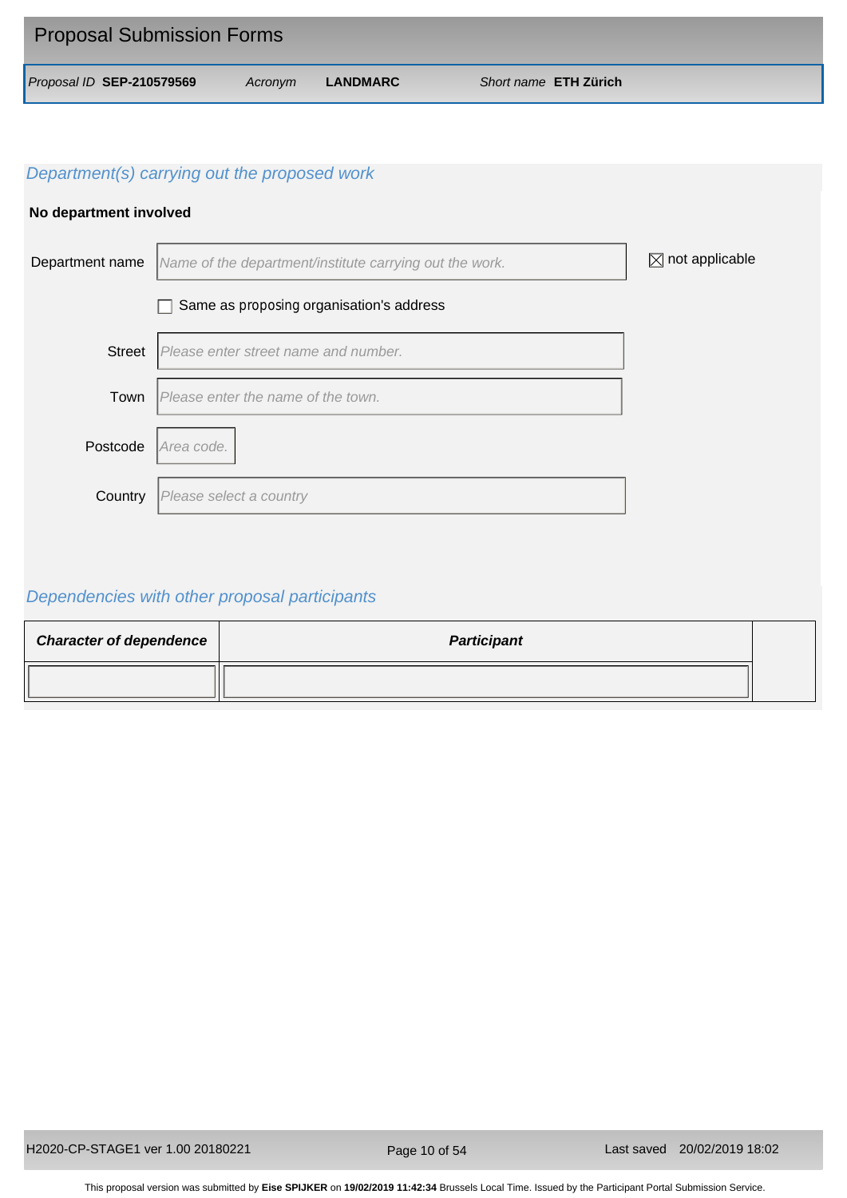Proposal Submission Forms

*Proposal ID* **SEP-210579569** *Acronym* **LANDMARC** *Short name* **ETH Zürich**

## *Department(s) carrying out the proposed work*

**No department involved**

Department name: *Name of the department/institute carrying out the work.* ☒ not applicable

☐ Same as proposing organisation's address

Street: *Please enter street name and number.*

Town: *Please enter the name of the town.*

Postcode: *Area code.*

Country: *Please select a country*

## *Dependencies with other proposal participants*

| ***Character of dependence*** | ***Participant*** |
|---|---|
| | |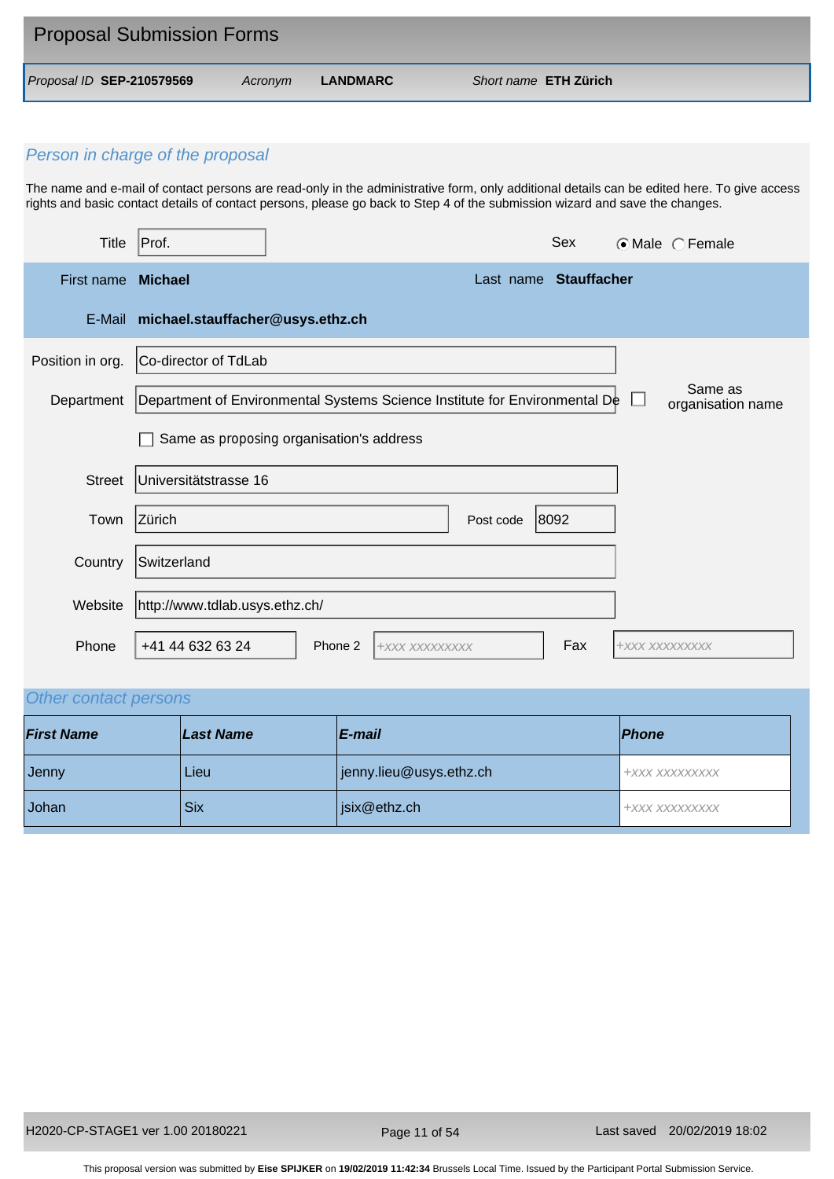## Proposal Submission Forms

*Proposal ID* **SEP-210579569** *Acronym* **LANDMARC** *Short name* **ETH Zürich**

### *Person in charge of the proposal*

The name and e-mail of contact persons are read-only in the administrative form, only additional details can be edited here. To give access rights and basic contact details of contact persons, please go back to Step 4 of the submission wizard and save the changes.

Title: Prof.

Sex: (•) Male ( ) Female

First name: **Michael**

Last name: **Stauffacher**

E-Mail: **michael.stauffacher@usys.ethz.ch**

Position in org.: Co-director of TdLab

Department: Department of Environmental Systems Science Institute for Environmental De

☐ Same as organisation name

☐ Same as proposing organisation's address

Street: Universitätstrasse 16

Town: Zürich

Post code: 8092

Country: Switzerland

Website: http://www.tdlab.usys.ethz.ch/

Phone: +41 44 632 63 24

Phone 2: +XXX XXXXXXXXX

Fax: +XXX XXXXXXXXX

### *Other contact persons*

| *First Name* | *Last Name* | *E-mail* | *Phone* |
|---|---|---|---|
| Jenny | Lieu | jenny.lieu@usys.ethz.ch | +XXX XXXXXXXXX |
| Johan | Six | jsix@ethz.ch | +XXX XXXXXXXXX |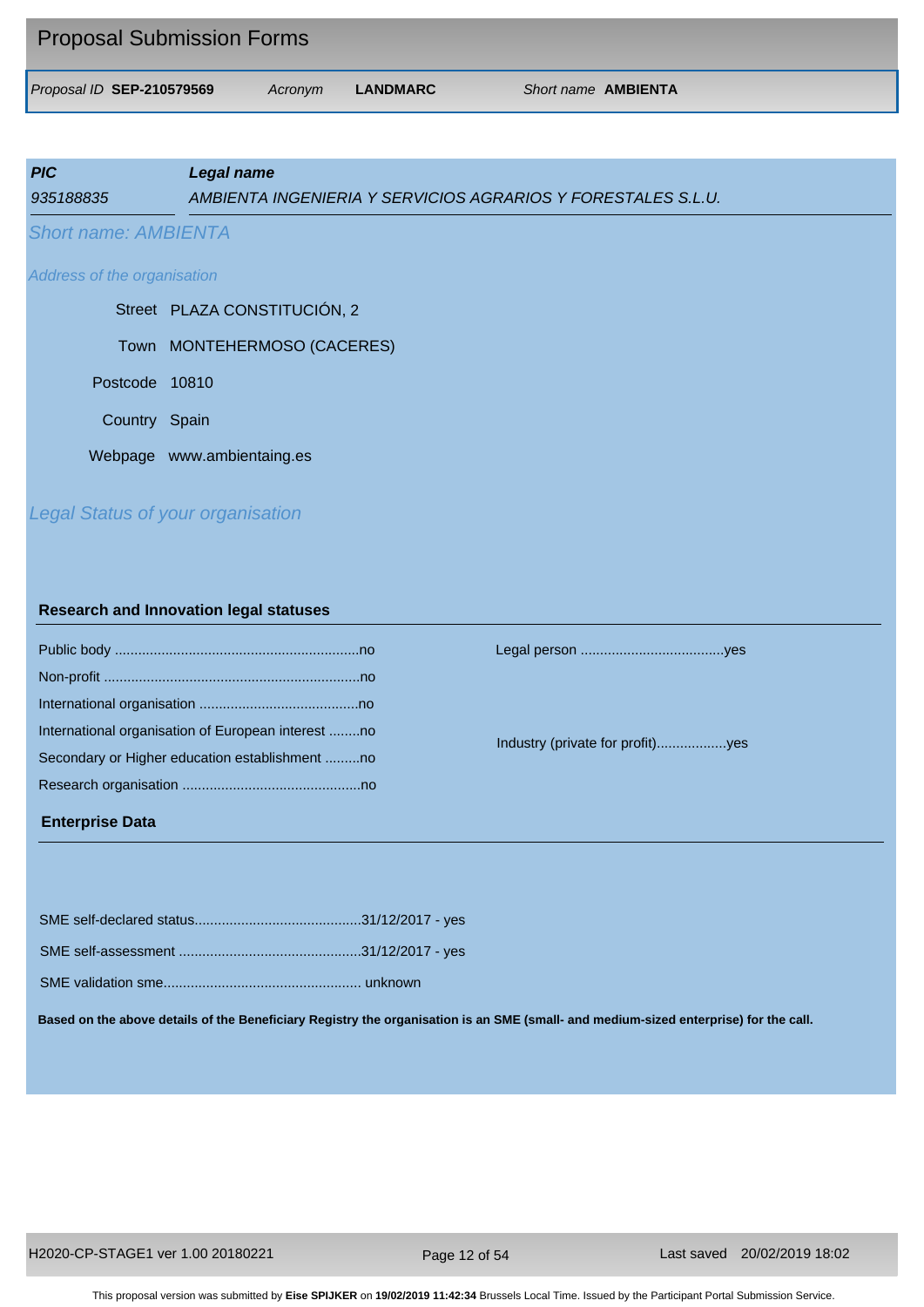# Proposal Submission Forms

*Proposal ID* **SEP-210579569** *Acronym* **LANDMARC** *Short name* **AMBIENTA**

| ***PIC*** | ***Legal name*** |
|---|---|
| *935188835* | *AMBIENTA INGENIERIA Y SERVICIOS AGRARIOS Y FORESTALES S.L.U.* |

*Short name: AMBIENTA*

*Address of the organisation*

Street PLAZA CONSTITUCIÓN, 2

Town MONTEHERMOSO (CACERES)

Postcode 10810

Country Spain

Webpage www.ambientaing.es

*Legal Status of your organisation*

**Research and Innovation legal statuses**

Public body ..............................................................no

Non-profit .................................................................no

International organisation ........................................no

International organisation of European interest ........no

Secondary or Higher education establishment .........no

Research organisation .............................................no

Legal person ....................................yes

Industry (private for profit).................yes

**Enterprise Data**

SME self-declared status..........................................31/12/2017 - yes

SME self-assessment ..............................................31/12/2017 - yes

SME validation sme................................................. unknown

**Based on the above details of the Beneficiary Registry the organisation is an SME (small- and medium-sized enterprise) for the call.**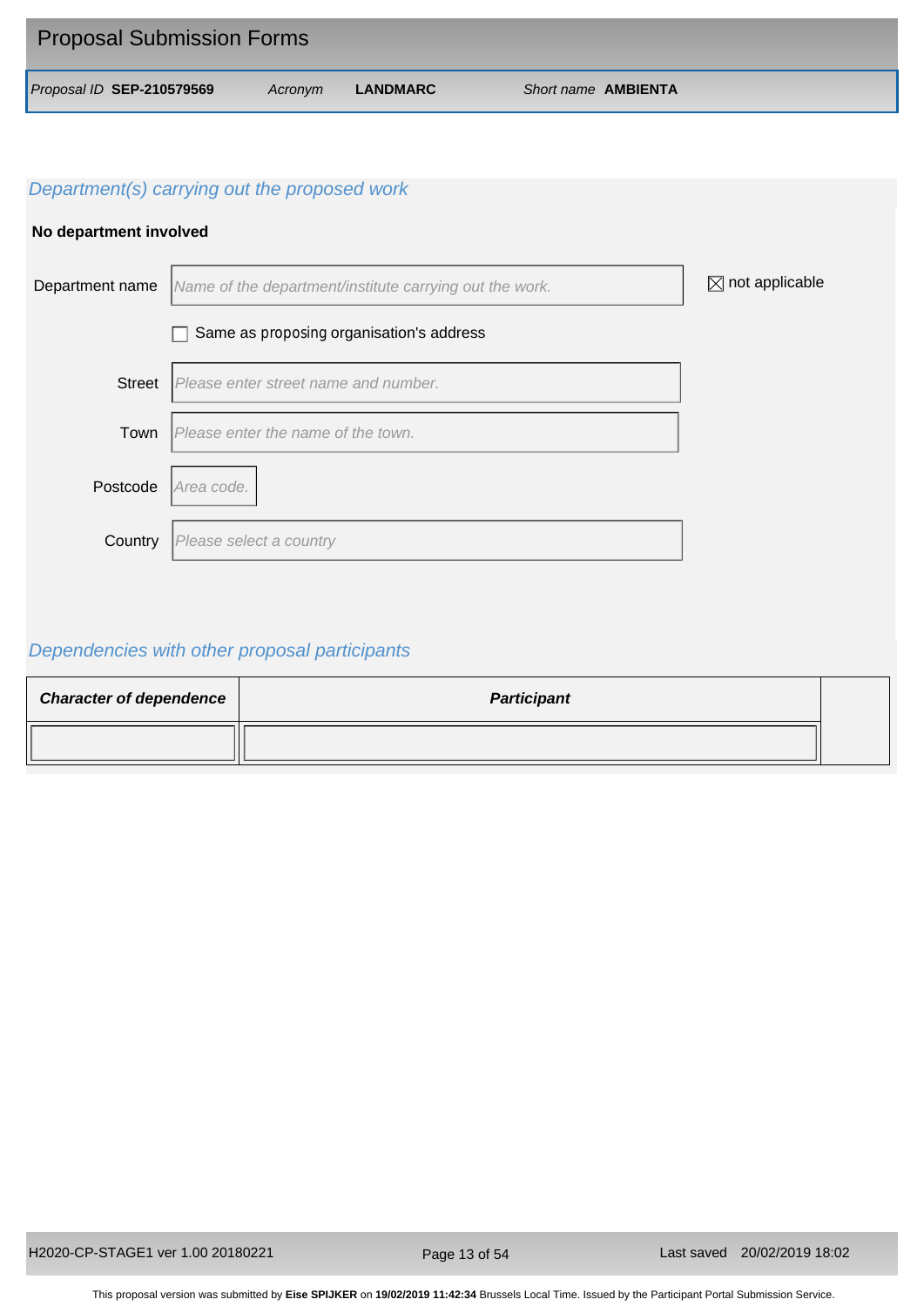Proposal Submission Forms

*Proposal ID* **SEP-210579569** *Acronym* **LANDMARC** *Short name* **AMBIENTA**

## *Department(s) carrying out the proposed work*

**No department involved**

Department name: *Name of the department/institute carrying out the work.* ☒ not applicable

☐ Same as proposing organisation's address

Street: *Please enter street name and number.*

Town: *Please enter the name of the town.*

Postcode: *Area code.*

Country: *Please select a country*

## *Dependencies with other proposal participants*

| ***Character of dependence*** | ***Participant*** |
|---|---|
| | |

H2020-CP-STAGE1 ver 1.00 20180221 — Last saved 20/02/2019 18:02

This proposal version was submitted by **Eise SPIJKER** on **19/02/2019 11:42:34** Brussels Local Time. Issued by the Participant Portal Submission Service.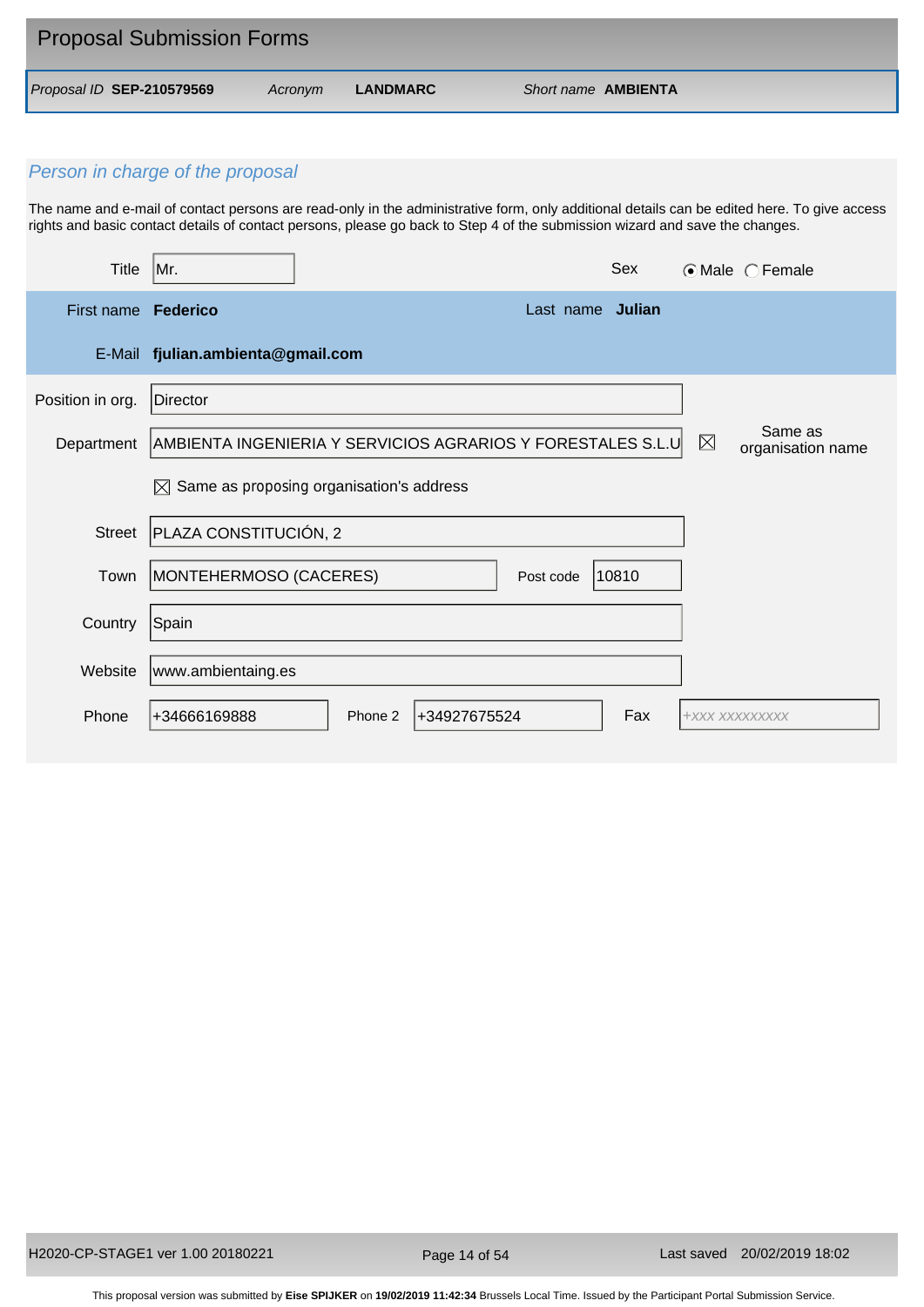# Proposal Submission Forms

*Proposal ID* **SEP-210579569** *Acronym* **LANDMARC** *Short name* **AMBIENTA**

## *Person in charge of the proposal*

The name and e-mail of contact persons are read-only in the administrative form, only additional details can be edited here. To give access rights and basic contact details of contact persons, please go back to Step 4 of the submission wizard and save the changes.

| | | | |
|---|---|---|---|
| Title | Mr. | Sex | ◉ Male ◯ Female |
| First name | **Federico** | Last name | **Julian** |
| E-Mail | **fjulian.ambienta@gmail.com** | | |
| Position in org. | Director | | |
| Department | AMBIENTA INGENIERIA Y SERVICIOS AGRARIOS Y FORESTALES S.L.U | ☒ | Same as organisation name |
| | ☒ Same as proposing organisation's address | | |
| Street | PLAZA CONSTITUCIÓN, 2 | | |
| Town | MONTEHERMOSO (CACERES) | Post code | 10810 |
| Country | Spain | | |
| Website | www.ambientaing.es | | |
| Phone | +34666169888 | Phone 2 | +34927675524 |
| Fax | +XXX XXXXXXXXX | | |

H2020-CP-STAGE1 ver 1.00 20180221 Last saved 20/02/2019 18:02

This proposal version was submitted by **Eise SPIJKER** on **19/02/2019 11:42:34** Brussels Local Time. Issued by the Participant Portal Submission Service.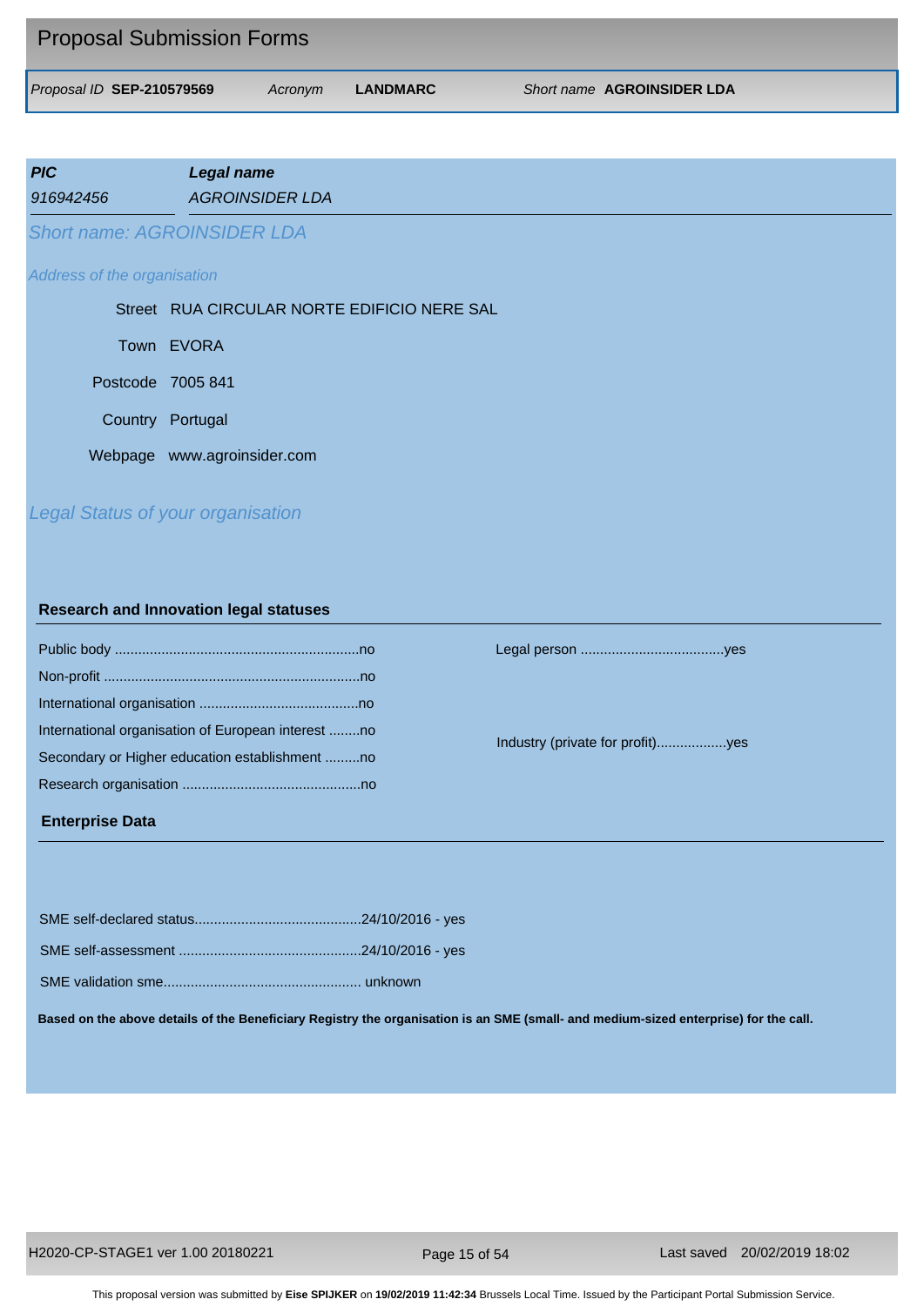## Proposal Submission Forms

*Proposal ID* **SEP-210579569** *Acronym* **LANDMARC** *Short name* **AGROINSIDER LDA**

| ***PIC*** | ***Legal name*** |
|---|---|
| *916942456* | *AGROINSIDER LDA* |

*Short name: AGROINSIDER LDA*

*Address of the organisation*

Street RUA CIRCULAR NORTE EDIFICIO NERE SAL

Town EVORA

Postcode 7005 841

Country Portugal

Webpage www.agroinsider.com

*Legal Status of your organisation*

**Research and Innovation legal statuses**

Public body ..............................................................no

Non-profit .................................................................no

International organisation ........................................no

International organisation of European interest ........no

Secondary or Higher education establishment .........no

Research organisation .............................................no

Legal person ....................................yes

Industry (private for profit)..................yes

**Enterprise Data**

SME self-declared status..........................................24/10/2016 - yes

SME self-assessment ..............................................24/10/2016 - yes

SME validation sme................................................. unknown

**Based on the above details of the Beneficiary Registry the organisation is an SME (small- and medium-sized enterprise) for the call.**

This proposal version was submitted by **Eise SPIJKER** on **19/02/2019 11:42:34** Brussels Local Time. Issued by the Participant Portal Submission Service.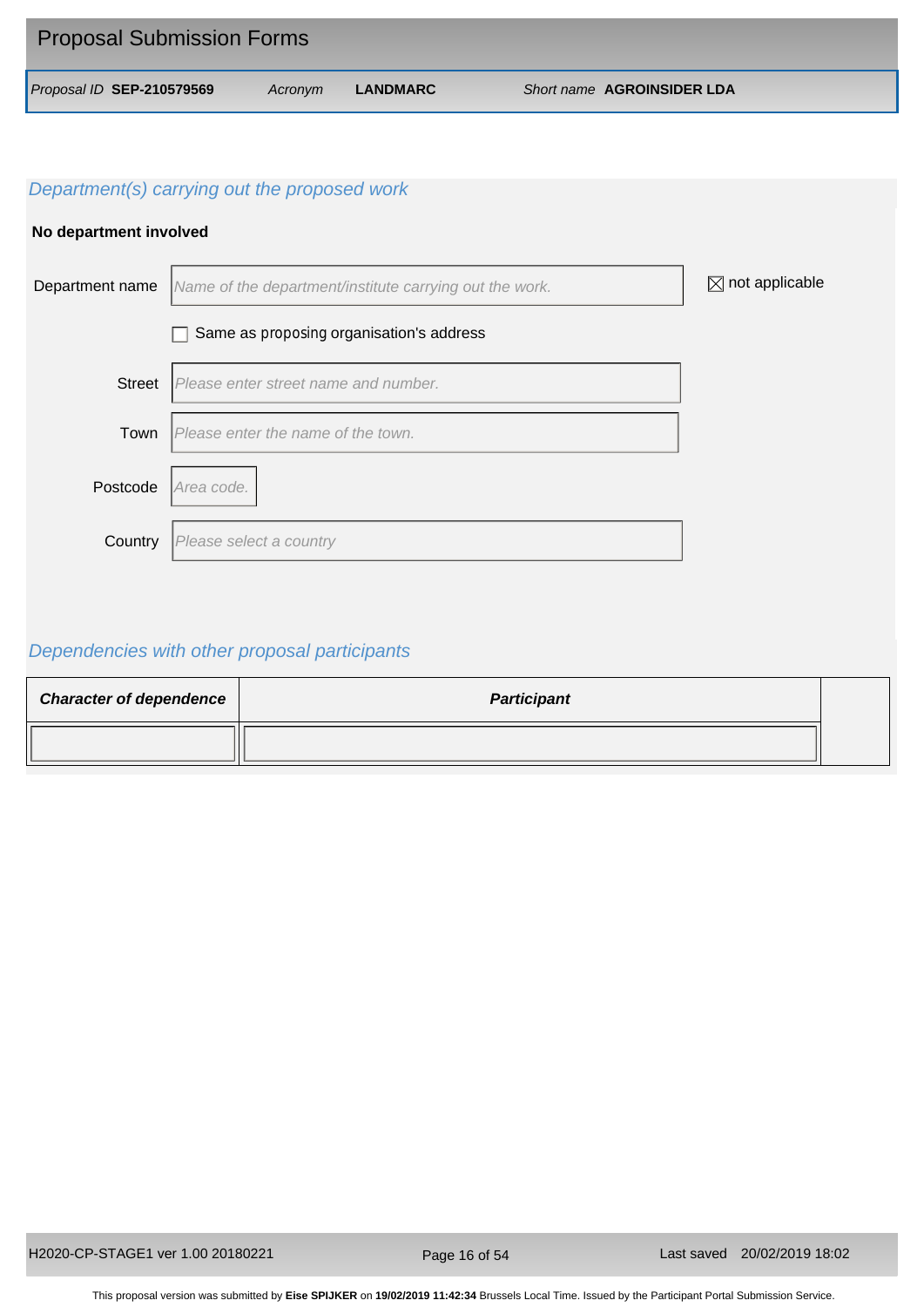| Proposal ID **SEP-210579569** | Acronym **LANDMARC** | Short name **AGROINSIDER LDA** |
|---|---|---|

## Department(s) carrying out the proposed work

**No department involved**

Department name: *Name of the department/institute carrying out the work.* ☒ not applicable

☐ Same as proposing organisation's address

Street: *Please enter street name and number.*

Town: *Please enter the name of the town.*

Postcode: *Area code.*

Country: *Please select a country*

## Dependencies with other proposal participants

| ***Character of dependence*** | ***Participant*** |
|---|---|
| | |

This proposal version was submitted by **Eise SPIJKER** on **19/02/2019 11:42:34** Brussels Local Time. Issued by the Participant Portal Submission Service.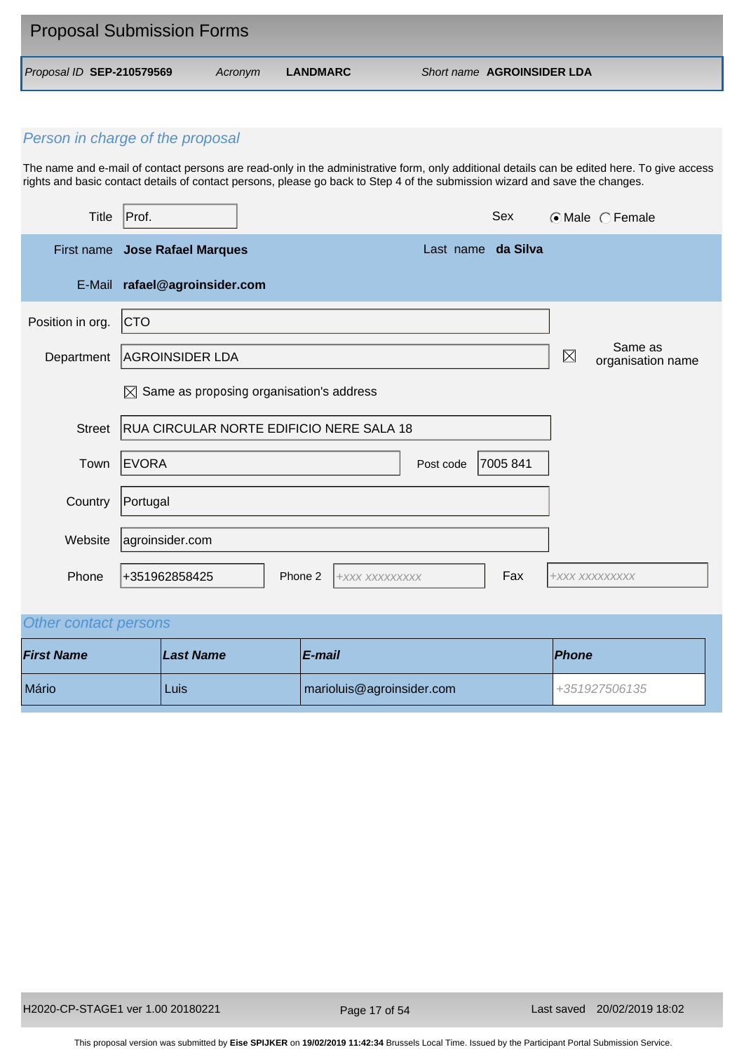# Proposal Submission Forms

*Proposal ID* **SEP-210579569** *Acronym* **LANDMARC** *Short name* **AGROINSIDER LDA**

## *Person in charge of the proposal*

The name and e-mail of contact persons are read-only in the administrative form, only additional details can be edited here. To give access rights and basic contact details of contact persons, please go back to Step 4 of the submission wizard and save the changes.

| | | | |
|---|---|---|---|
| Title | Prof. | Sex | (•) Male ( ) Female |
| First name | **Jose Rafael Marques** | Last name | **da Silva** |
| E-Mail | **rafael@agroinsider.com** | | |
| Position in org. | CTO | | |
| Department | AGROINSIDER LDA | ☒ | Same as organisation name |
| | ☒ Same as proposing organisation's address | | |
| Street | RUA CIRCULAR NORTE EDIFICIO NERE SALA 18 | | |
| Town | EVORA | Post code | 7005 841 |
| Country | Portugal | | |
| Website | agroinsider.com | | |
| Phone | +351962858425 | Phone 2 | +XXX XXXXXXXXX |
| Fax | +XXX XXXXXXXXX | | |

## *Other contact persons*

| *First Name* | *Last Name* | *E-mail* | *Phone* |
|---|---|---|---|
| Mário | Luis | marioluis@agroinsider.com | +351927506135 |

H2020-CP-STAGE1 ver 1.00 20180221 — Last saved 20/02/2019 18:02

This proposal version was submitted by **Eise SPIJKER** on **19/02/2019 11:42:34** Brussels Local Time. Issued by the Participant Portal Submission Service.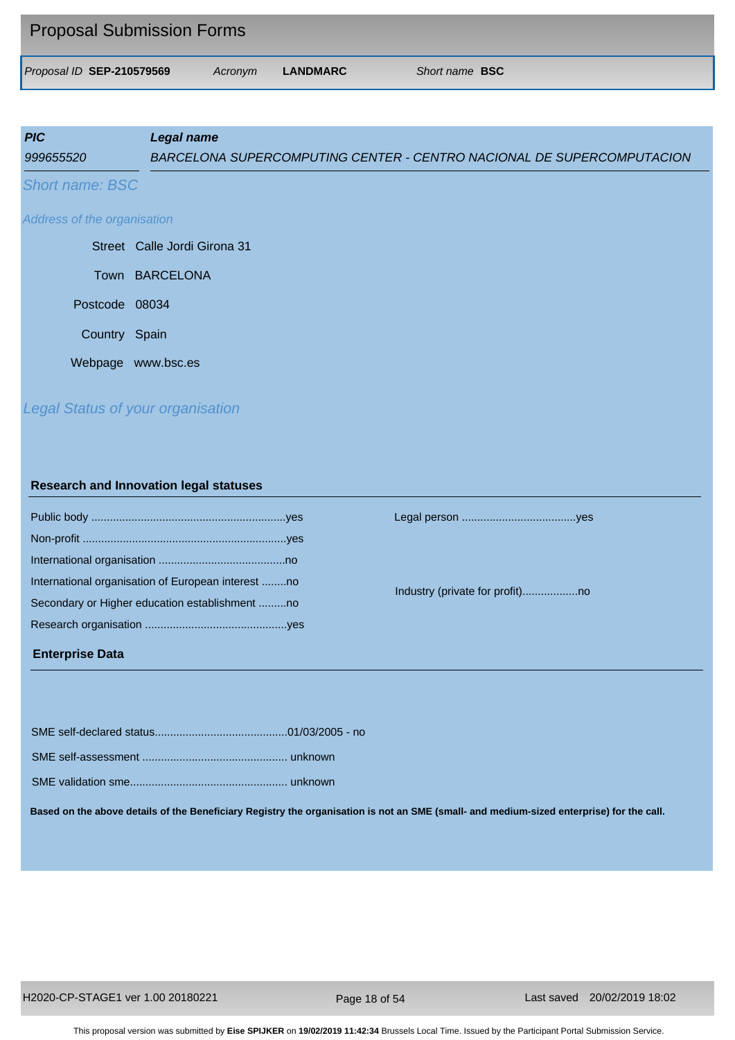## Proposal Submission Forms

*Proposal ID* **SEP-210579569** *Acronym* **LANDMARC** *Short name* **BSC**

| *PIC* | *Legal name* |
|---|---|
| *999655520* | *BARCELONA SUPERCOMPUTING CENTER - CENTRO NACIONAL DE SUPERCOMPUTACION* |

*Short name: BSC*

*Address of the organisation*

Street Calle Jordi Girona 31

Town BARCELONA

Postcode 08034

Country Spain

Webpage www.bsc.es

*Legal Status of your organisation*

**Research and Innovation legal statuses**

Public body ..............................................................yes

Non-profit .................................................................yes

International organisation ........................................no

International organisation of European interest ........no

Secondary or Higher education establishment .........no

Research organisation .............................................yes

Legal person ....................................yes

Industry (private for profit)..................no

**Enterprise Data**

SME self-declared status..........................................01/03/2005 - no

SME self-assessment .............................................. unknown

SME validation sme.................................................. unknown

**Based on the above details of the Beneficiary Registry the organisation is not an SME (small- and medium-sized enterprise) for the call.**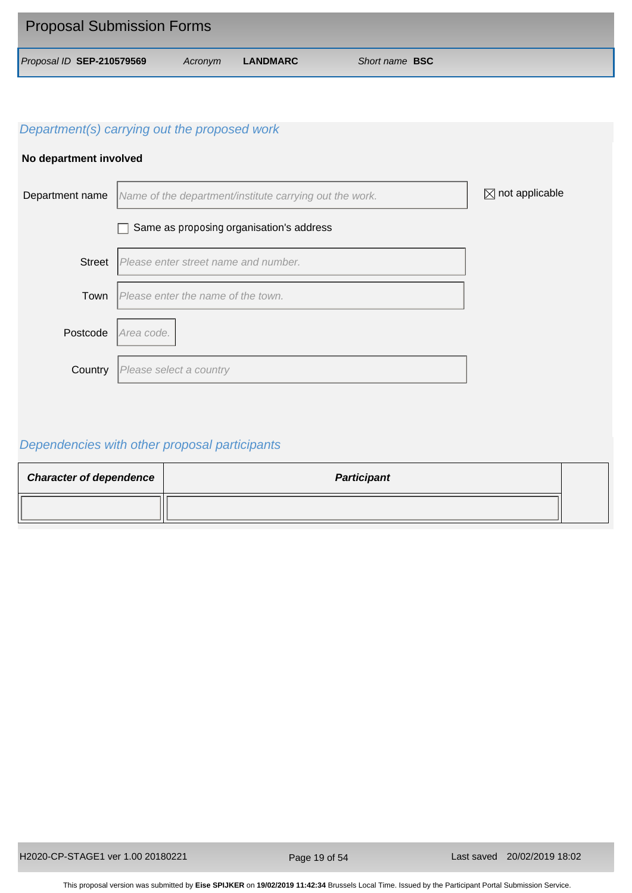Proposal Submission Forms

*Proposal ID* **SEP-210579569** *Acronym* **LANDMARC** *Short name* **BSC**

## *Department(s) carrying out the proposed work*

**No department involved**

Department name *Name of the department/institute carrying out the work.* ☒ not applicable

☐ Same as proposing organisation's address

Street *Please enter street name and number.*

Town *Please enter the name of the town.*

Postcode *Area code.*

Country *Please select a country*

## *Dependencies with other proposal participants*

| ***Character of dependence*** | ***Participant*** |
|---|---|
| | |

This proposal version was submitted by **Eise SPIJKER** on **19/02/2019 11:42:34** Brussels Local Time. Issued by the Participant Portal Submission Service.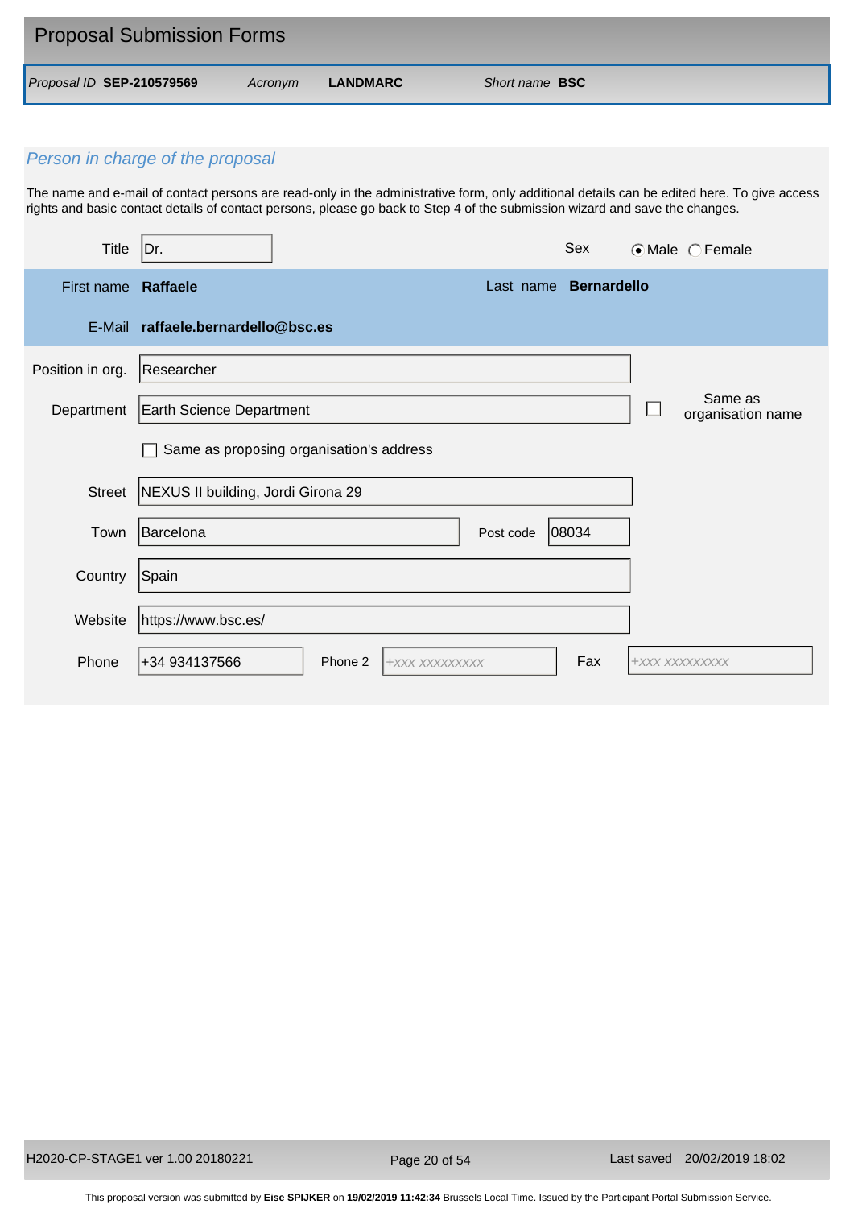# Proposal Submission Forms

*Proposal ID* **SEP-210579569** *Acronym* **LANDMARC** *Short name* **BSC**

## *Person in charge of the proposal*

The name and e-mail of contact persons are read-only in the administrative form, only additional details can be edited here. To give access rights and basic contact details of contact persons, please go back to Step 4 of the submission wizard and save the changes.

| | | | |
|---|---|---|---|
| Title | Dr. | Sex | (•) Male ( ) Female |
| First name | **Raffaele** | Last name | **Bernardello** |
| E-Mail | **raffaele.bernardello@bsc.es** | | |
| Position in org. | Researcher | | |
| Department | Earth Science Department | ☐ Same as organisation name | |
| | ☐ Same as proposing organisation's address | | |
| Street | NEXUS II building, Jordi Girona 29 | | |
| Town | Barcelona | Post code | 08034 |
| Country | Spain | | |
| Website | https://www.bsc.es/ | | |
| Phone | +34 934137566 | Phone 2 | +XXX XXXXXXXXX |
| Fax | +XXX XXXXXXXXX | | |

H2020-CP-STAGE1 ver 1.00 20180221 Last saved 20/02/2019 18:02

This proposal version was submitted by **Eise SPIJKER** on **19/02/2019 11:42:34** Brussels Local Time. Issued by the Participant Portal Submission Service.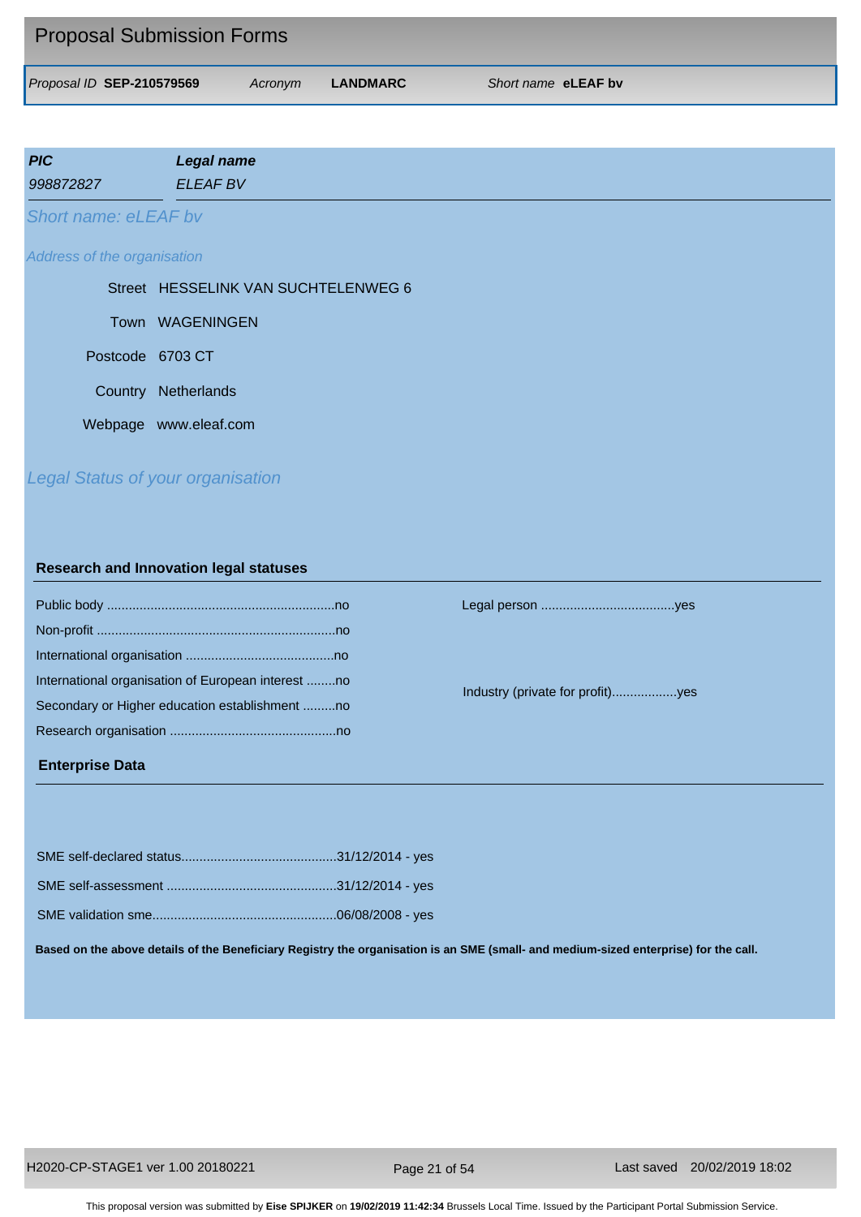# Proposal Submission Forms

*Proposal ID* **SEP-210579569** *Acronym* **LANDMARC** *Short name* **eLEAF bv**

| ***PIC*** | ***Legal name*** |
|---|---|
| *998872827* | *ELEAF BV* |

*Short name: eLEAF bv*

*Address of the organisation*

Street HESSELINK VAN SUCHTELENWEG 6

Town WAGENINGEN

Postcode 6703 CT

Country Netherlands

Webpage www.eleaf.com

*Legal Status of your organisation*

**Research and Innovation legal statuses**

Public body ..............................................................no

Non-profit .................................................................no

International organisation ........................................no

International organisation of European interest ........no

Secondary or Higher education establishment .........no

Research organisation .............................................no

Legal person ....................................yes

Industry (private for profit)..................yes

**Enterprise Data**

SME self-declared status..........................................31/12/2014 - yes

SME self-assessment ..............................................31/12/2014 - yes

SME validation sme..................................................06/08/2008 - yes

**Based on the above details of the Beneficiary Registry the organisation is an SME (small- and medium-sized enterprise) for the call.**

This proposal version was submitted by **Eise SPIJKER** on **19/02/2019 11:42:34** Brussels Local Time. Issued by the Participant Portal Submission Service.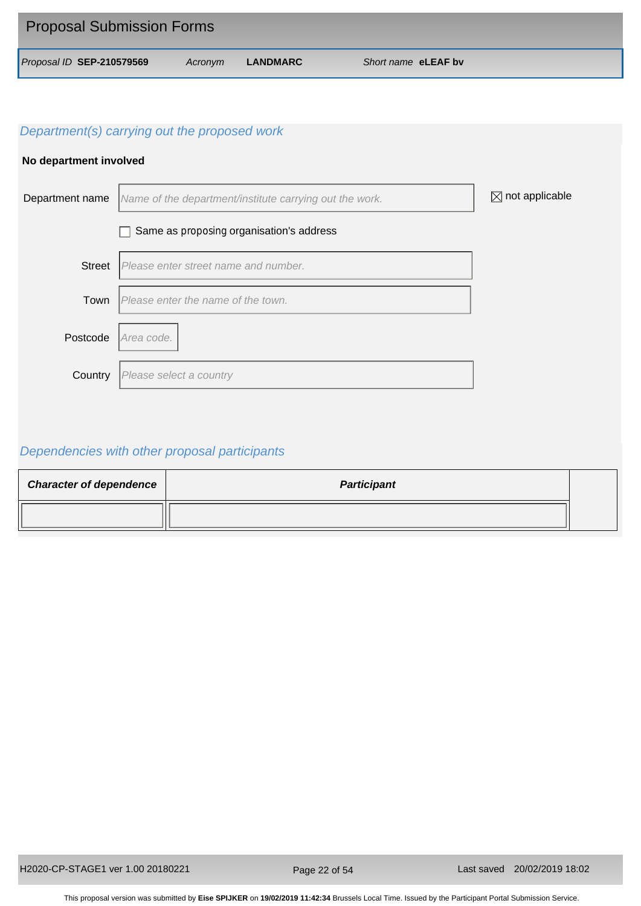Proposal Submission Forms

*Proposal ID* **SEP-210579569** *Acronym* **LANDMARC** *Short name* **eLEAF bv**

## *Department(s) carrying out the proposed work*

**No department involved**

Department name: *Name of the department/institute carrying out the work.* ☒ not applicable

☐ Same as proposing organisation's address

Street: *Please enter street name and number.*

Town: *Please enter the name of the town.*

Postcode: *Area code.*

Country: *Please select a country*

## *Dependencies with other proposal participants*

| ***Character of dependence*** | ***Participant*** |
|---|---|
| | |

This proposal version was submitted by **Eise SPIJKER** on **19/02/2019 11:42:34** Brussels Local Time. Issued by the Participant Portal Submission Service.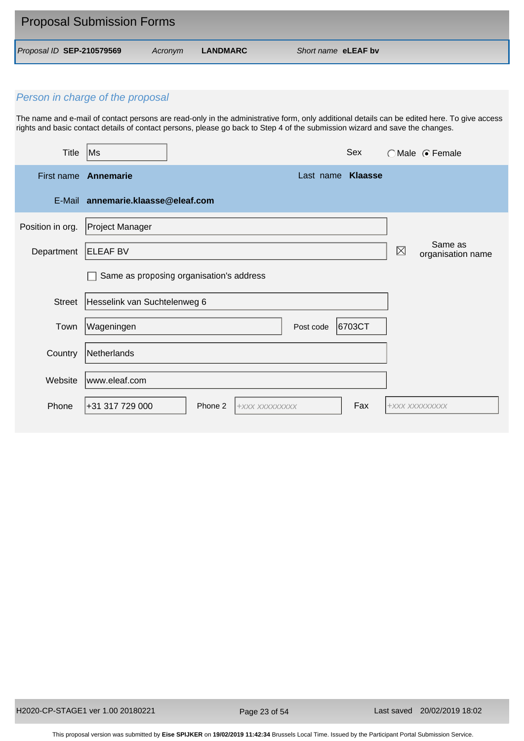## Proposal Submission Forms

*Proposal ID* **SEP-210579569** *Acronym* **LANDMARC** *Short name* **eLEAF bv**

### *Person in charge of the proposal*

The name and e-mail of contact persons are read-only in the administrative form, only additional details can be edited here. To give access rights and basic contact details of contact persons, please go back to Step 4 of the submission wizard and save the changes.

| | | | |
|---|---|---|---|
| Title | Ms | Sex | ◯ Male ◉ Female |
| First name | **Annemarie** | Last name | **Klaasse** |
| E-Mail | **annemarie.klaasse@eleaf.com** | | |
| Position in org. | Project Manager | | |
| Department | ELEAF BV | ☒ Same as organisation name | |
| | ☐ Same as proposing organisation's address | | |
| Street | Hesselink van Suchtelenweg 6 | | |
| Town | Wageningen | Post code | 6703CT |
| Country | Netherlands | | |
| Website | www.eleaf.com | | |
| Phone | +31 317 729 000 | Phone 2 | +XXX XXXXXXXXX |
| Fax | +XXX XXXXXXXXX | | |

This proposal version was submitted by **Eise SPIJKER** on **19/02/2019 11:42:34** Brussels Local Time. Issued by the Participant Portal Submission Service.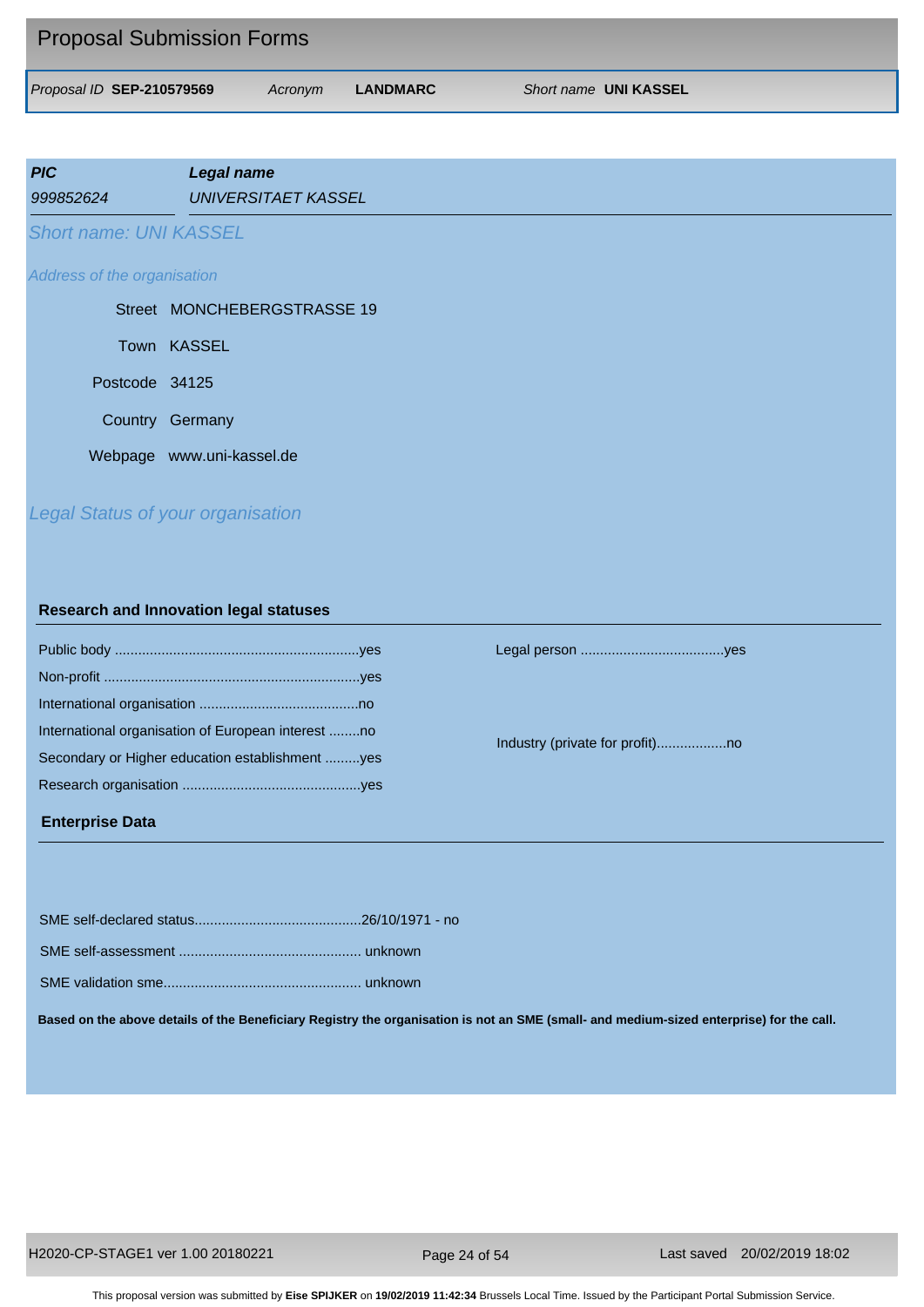# Proposal Submission Forms

*Proposal ID* **SEP-210579569** *Acronym* **LANDMARC** *Short name* **UNI KASSEL**

| ***PIC*** | ***Legal name*** |
|---|---|
| *999852624* | *UNIVERSITAET KASSEL* |

*Short name: UNI KASSEL*

*Address of the organisation*

Street MONCHEBERGSTRASSE 19

Town KASSEL

Postcode 34125

Country Germany

Webpage www.uni-kassel.de

*Legal Status of your organisation*

**Research and Innovation legal statuses**

Public body ..............................................................yes

Non-profit .................................................................yes

International organisation ........................................no

International organisation of European interest ........no

Secondary or Higher education establishment .........yes

Research organisation .............................................yes

Legal person ....................................yes

Industry (private for profit)..................no

**Enterprise Data**

SME self-declared status..........................................26/10/1971 - no

SME self-assessment .............................................. unknown

SME validation sme.................................................. unknown

**Based on the above details of the Beneficiary Registry the organisation is not an SME (small- and medium-sized enterprise) for the call.**

This proposal version was submitted by **Eise SPIJKER** on **19/02/2019 11:42:34** Brussels Local Time. Issued by the Participant Portal Submission Service.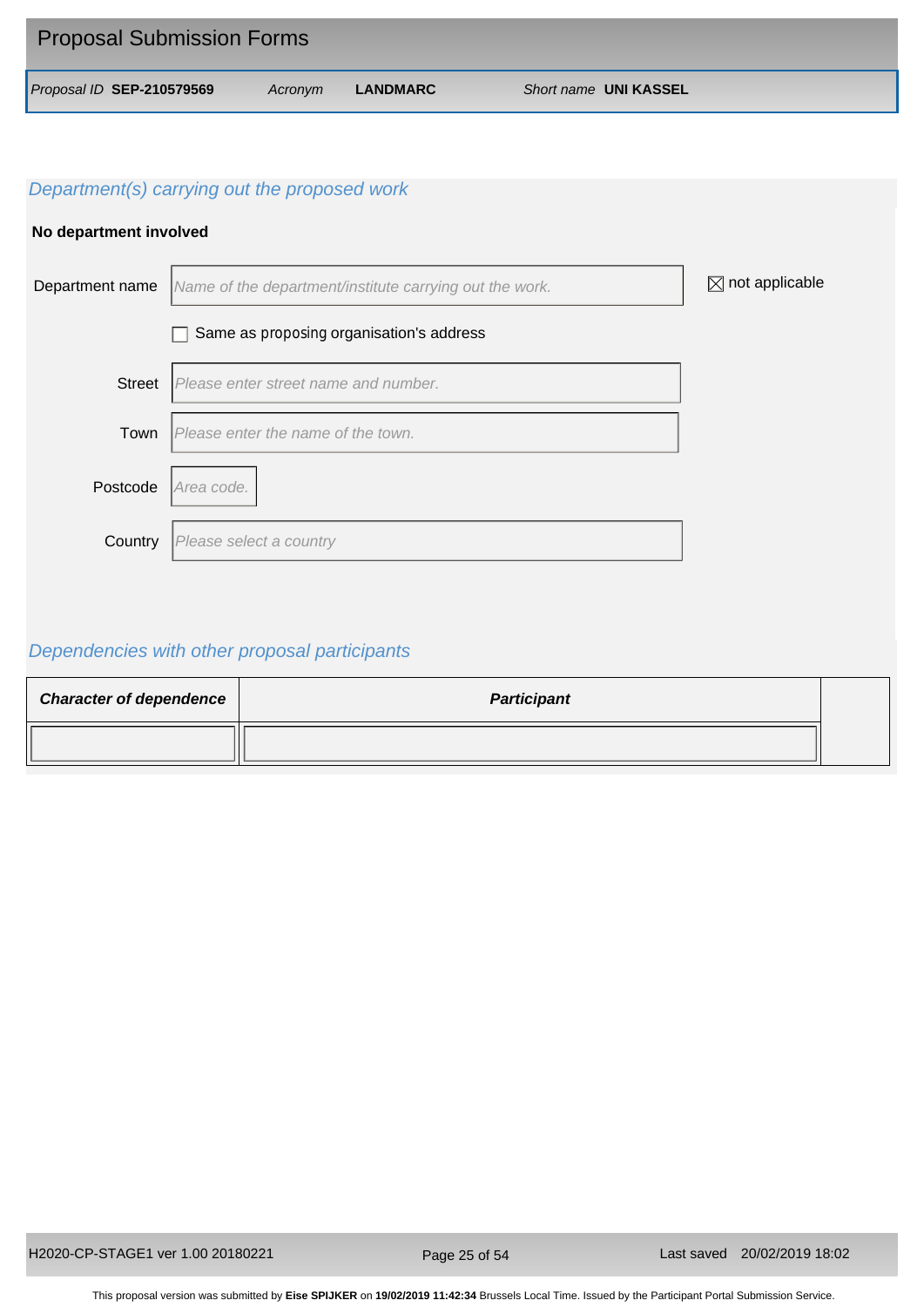# Proposal Submission Forms

*Proposal ID* **SEP-210579569** *Acronym* **LANDMARC** *Short name* **UNI KASSEL**

## *Department(s) carrying out the proposed work*

**No department involved**

Department name: *Name of the department/institute carrying out the work.* ☒ not applicable

☐ Same as proposing organisation's address

Street: *Please enter street name and number.*

Town: *Please enter the name of the town.*

Postcode: *Area code.*

Country: *Please select a country*

## *Dependencies with other proposal participants*

| ***Character of dependence*** | ***Participant*** |
|---|---|
| | |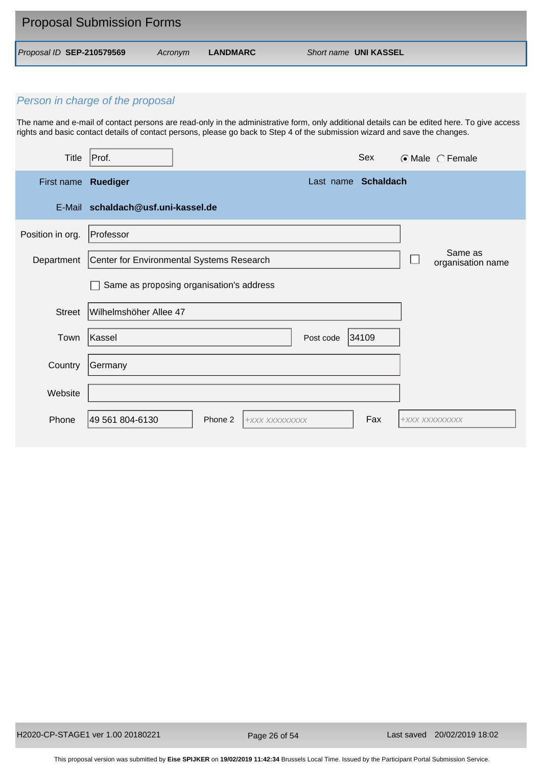# Proposal Submission Forms

*Proposal ID* **SEP-210579569** *Acronym* **LANDMARC** *Short name* **UNI KASSEL**

## *Person in charge of the proposal*

The name and e-mail of contact persons are read-only in the administrative form, only additional details can be edited here. To give access rights and basic contact details of contact persons, please go back to Step 4 of the submission wizard and save the changes.

| Field | Value |
|---|---|
| Title | Prof. |
| Sex | (•) Male ( ) Female |
| First name | **Ruediger** |
| Last name | **Schaldach** |
| E-Mail | **schaldach@usf.uni-kassel.de** |
| Position in org. | Professor |
| Department | Center for Environmental Systems Research |
| Same as organisation name | ☐ |
| Same as proposing organisation's address | ☐ |
| Street | Wilhelmshöher Allee 47 |
| Town | Kassel |
| Post code | 34109 |
| Country | Germany |
| Website | |
| Phone | 49 561 804-6130 |
| Phone 2 | +XXX XXXXXXXXX |
| Fax | +XXX XXXXXXXXX |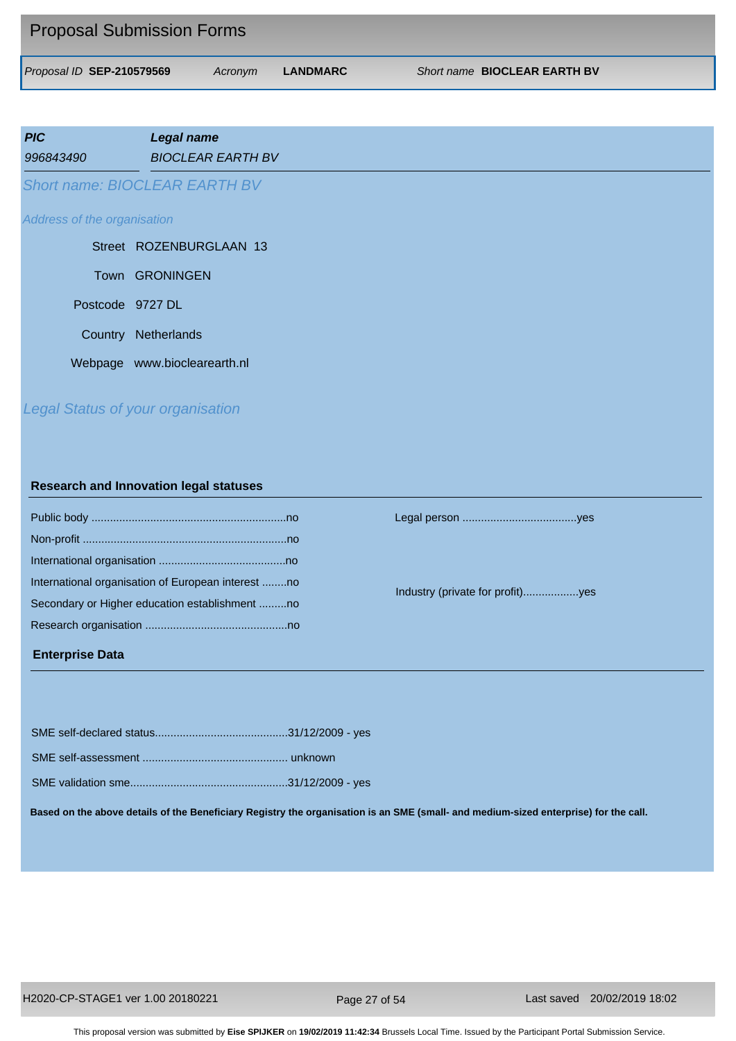# Proposal Submission Forms

*Proposal ID* **SEP-210579569** *Acronym* **LANDMARC** *Short name* **BIOCLEAR EARTH BV**

| ***PIC*** | ***Legal name*** |
|---|---|
| *996843490* | *BIOCLEAR EARTH BV* |

## *Short name: BIOCLEAR EARTH BV*

*Address of the organisation*

Street ROZENBURGLAAN 13

Town GRONINGEN

Postcode 9727 DL

Country Netherlands

Webpage www.bioclearearth.nl

## *Legal Status of your organisation*

### Research and Innovation legal statuses

Public body ..............................................................no

Non-profit .................................................................no

International organisation ........................................no

International organisation of European interest ........no

Secondary or Higher education establishment .........no

Research organisation .............................................no

Legal person ....................................yes

Industry (private for profit)..................yes

### Enterprise Data

SME self-declared status..........................................31/12/2009 - yes

SME self-assessment .............................................. unknown

SME validation sme..................................................31/12/2009 - yes

**Based on the above details of the Beneficiary Registry the organisation is an SME (small- and medium-sized enterprise) for the call.**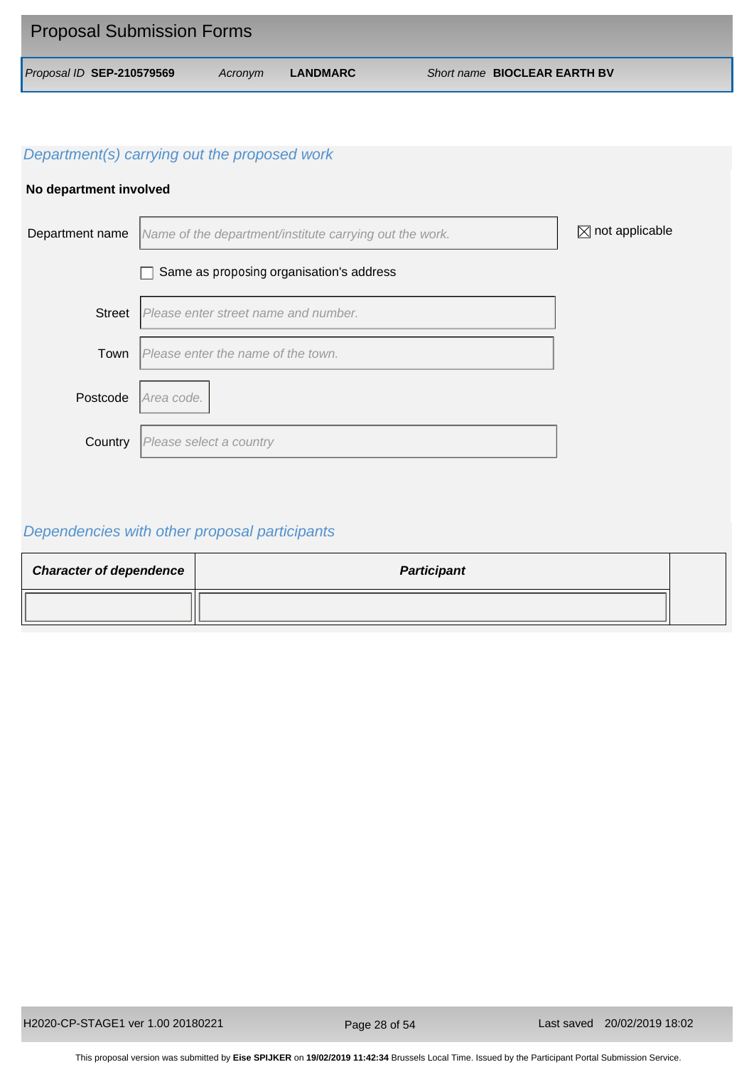## Proposal Submission Forms

*Proposal ID* **SEP-210579569** *Acronym* **LANDMARC** *Short name* **BIOCLEAR EARTH BV**

### *Department(s) carrying out the proposed work*

**No department involved**

Department name: *Name of the department/institute carrying out the work.* ☒ not applicable

☐ Same as proposing organisation's address

Street: *Please enter street name and number.*

Town: *Please enter the name of the town.*

Postcode: *Area code.*

Country: *Please select a country*

### *Dependencies with other proposal participants*

| ***Character of dependence*** | ***Participant*** | |
|---|---|---|
| | | |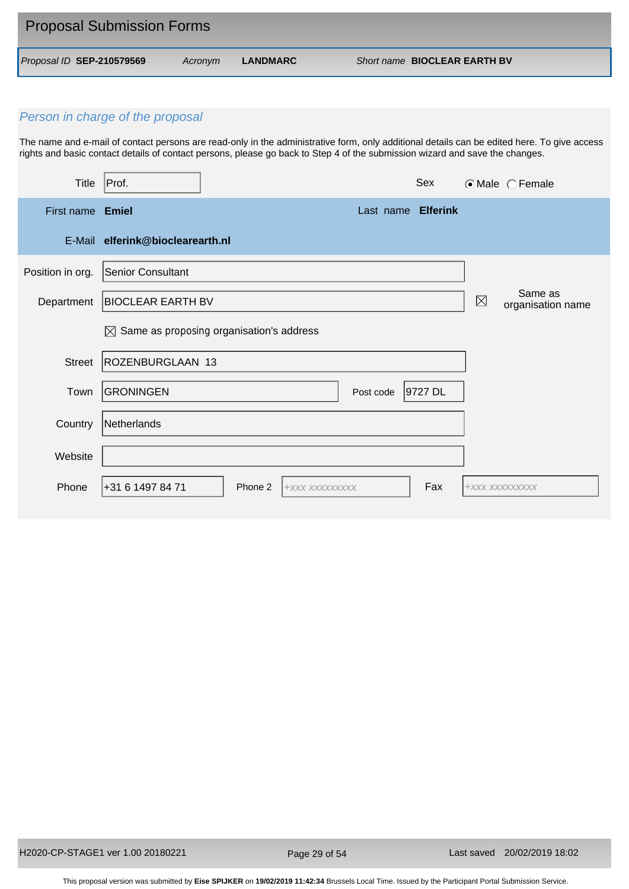## Proposal Submission Forms

*Proposal ID* **SEP-210579569** *Acronym* **LANDMARC** *Short name* **BIOCLEAR EARTH BV**

### *Person in charge of the proposal*

The name and e-mail of contact persons are read-only in the administrative form, only additional details can be edited here. To give access rights and basic contact details of contact persons, please go back to Step 4 of the submission wizard and save the changes.

| | | | |
|---|---|---|---|
| Title | Prof. | Sex | ◉ Male ◯ Female |
| First name | **Emiel** | Last name | **Elferink** |
| E-Mail | **elferink@bioclearearth.nl** | | |
| Position in org. | Senior Consultant | | |
| Department | BIOCLEAR EARTH BV | ☒ | Same as organisation name |
| | ☒ Same as proposing organisation's address | | |
| Street | ROZENBURGLAAN 13 | | |
| Town | GRONINGEN | Post code | 9727 DL |
| Country | Netherlands | | |
| Website | | | |
| Phone | +31 6 1497 84 71 | Phone 2 | +XXX XXXXXXXXX |
| Fax | +XXX XXXXXXXXX | | |

H2020-CP-STAGE1 ver 1.00 20180221 Last saved 20/02/2019 18:02

This proposal version was submitted by **Eise SPIJKER** on **19/02/2019 11:42:34** Brussels Local Time. Issued by the Participant Portal Submission Service.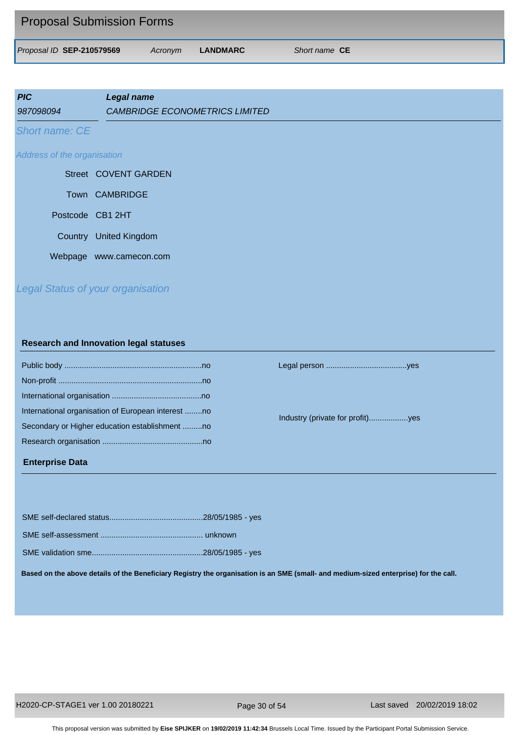## Proposal Submission Forms

*Proposal ID* **SEP-210579569** *Acronym* **LANDMARC** *Short name* **CE**

| ***PIC*** | ***Legal name*** |
|---|---|
| *987098094* | *CAMBRIDGE ECONOMETRICS LIMITED* |

*Short name: CE*

*Address of the organisation*

Street COVENT GARDEN

Town CAMBRIDGE

Postcode CB1 2HT

Country United Kingdom

Webpage www.camecon.com

*Legal Status of your organisation*

### Research and Innovation legal statuses

Public body ..............................................................no

Non-profit .................................................................no

International organisation ........................................no

International organisation of European interest ........no

Secondary or Higher education establishment .........no

Research organisation .............................................no

Legal person ....................................yes

Industry (private for profit)..................yes

### Enterprise Data

SME self-declared status..........................................28/05/1985 - yes

SME self-assessment .............................................. unknown

SME validation sme..................................................28/05/1985 - yes

**Based on the above details of the Beneficiary Registry the organisation is an SME (small- and medium-sized enterprise) for the call.**

This proposal version was submitted by **Eise SPIJKER** on **19/02/2019 11:42:34** Brussels Local Time. Issued by the Participant Portal Submission Service.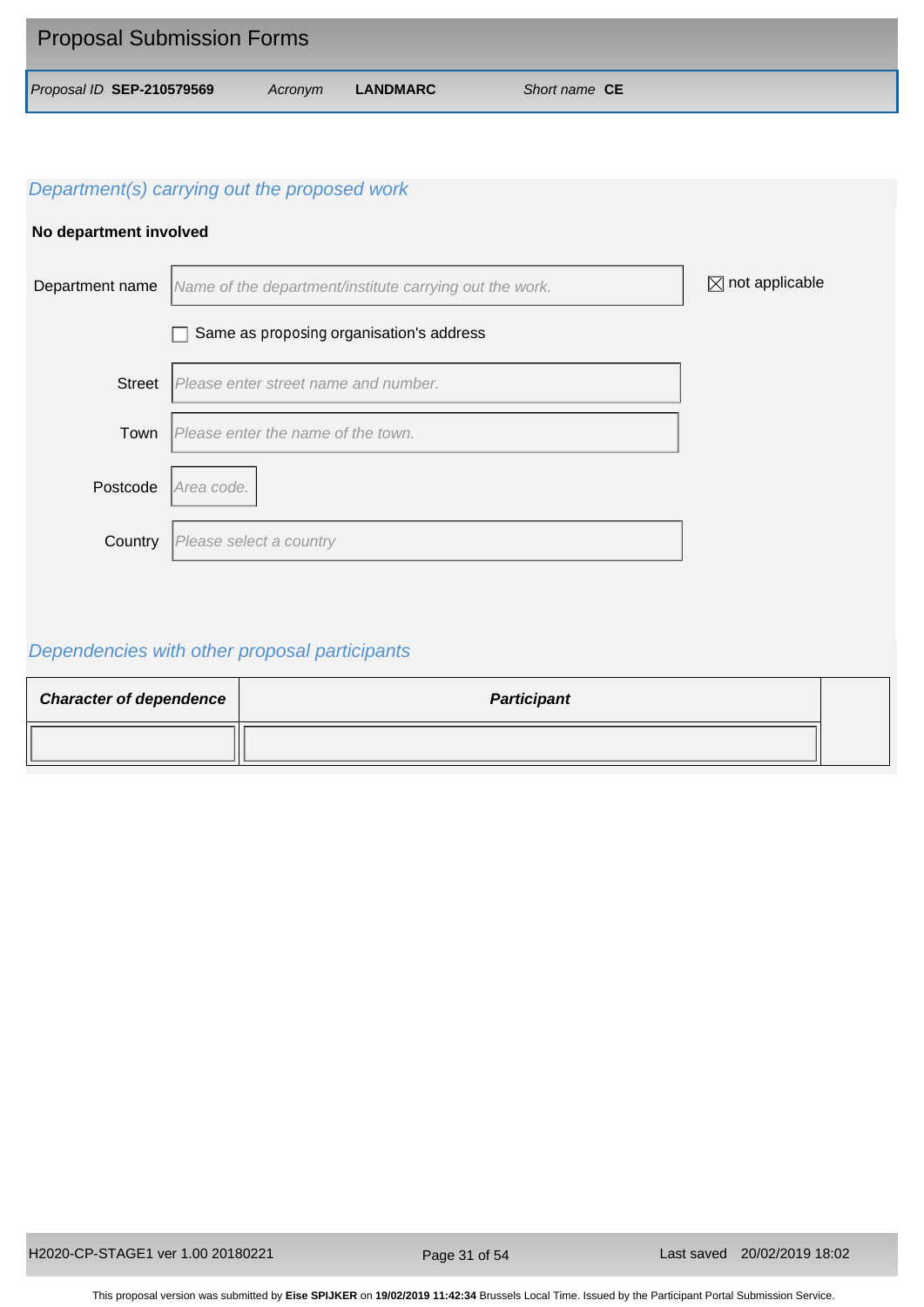Proposal Submission Forms

*Proposal ID* **SEP-210579569** *Acronym* **LANDMARC** *Short name* **CE**

## *Department(s) carrying out the proposed work*

**No department involved**

Department name: *Name of the department/institute carrying out the work.* ☒ not applicable

☐ Same as proposing organisation's address

Street: *Please enter street name and number.*

Town: *Please enter the name of the town.*

Postcode: *Area code.*

Country: *Please select a country*

## *Dependencies with other proposal participants*

| ***Character of dependence*** | ***Participant*** |
|---|---|
| | |

This proposal version was submitted by **Eise SPIJKER** on **19/02/2019 11:42:34** Brussels Local Time. Issued by the Participant Portal Submission Service.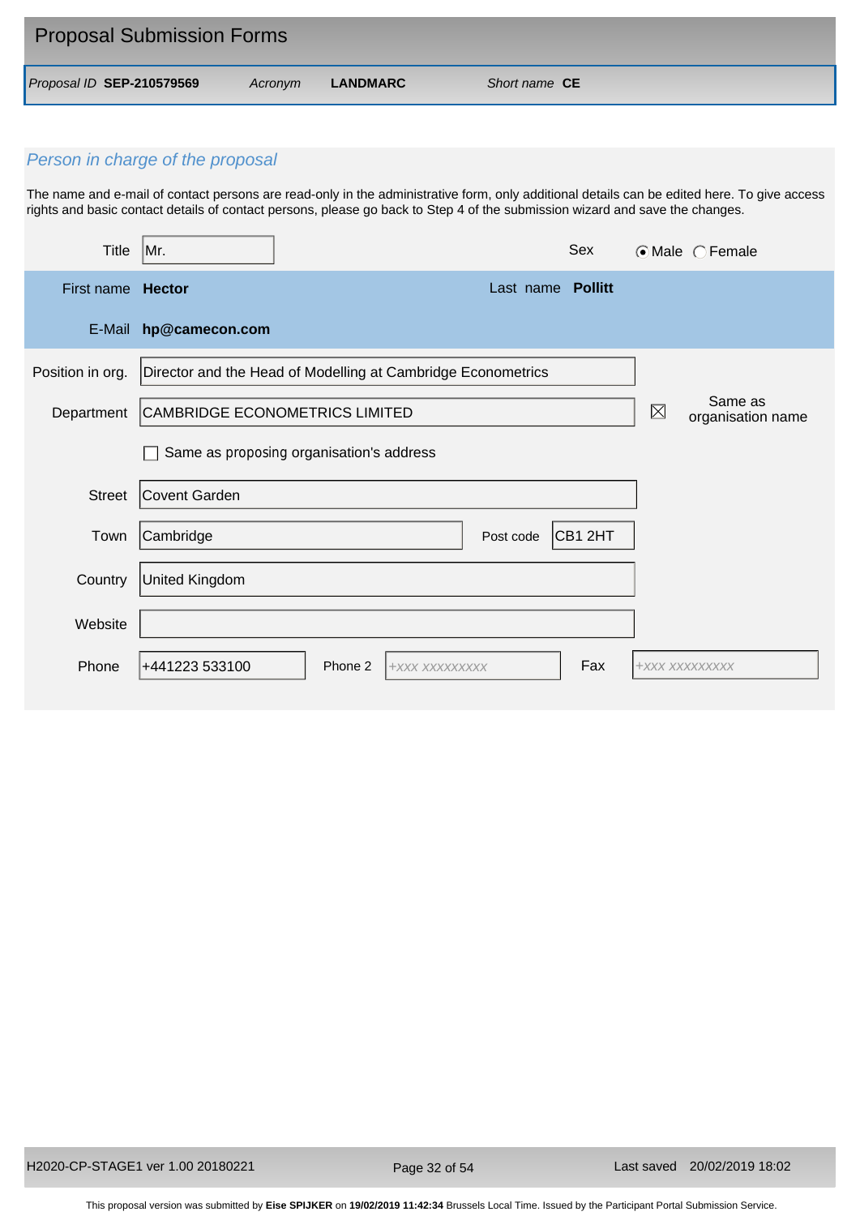# Proposal Submission Forms

*Proposal ID* **SEP-210579569** *Acronym* **LANDMARC** *Short name* **CE**

## *Person in charge of the proposal*

The name and e-mail of contact persons are read-only in the administrative form, only additional details can be edited here. To give access rights and basic contact details of contact persons, please go back to Step 4 of the submission wizard and save the changes.

| | | | |
|---|---|---|---|
| Title | Mr. | Sex | ◉ Male ○ Female |
| First name | **Hector** | Last name | **Pollitt** |
| E-Mail | **hp@camecon.com** | | |
| Position in org. | Director and the Head of Modelling at Cambridge Econometrics | | |
| Department | CAMBRIDGE ECONOMETRICS LIMITED | ☒ Same as organisation name | |
| | ☐ Same as proposing organisation's address | | |
| Street | Covent Garden | | |
| Town | Cambridge | Post code | CB1 2HT |
| Country | United Kingdom | | |
| Website | | | |
| Phone | +441223 533100 | Phone 2 | +xxx xxxxxxxxx |
| Fax | +xxx xxxxxxxxx | | |

This proposal version was submitted by **Eise SPIJKER** on **19/02/2019 11:42:34** Brussels Local Time. Issued by the Participant Portal Submission Service.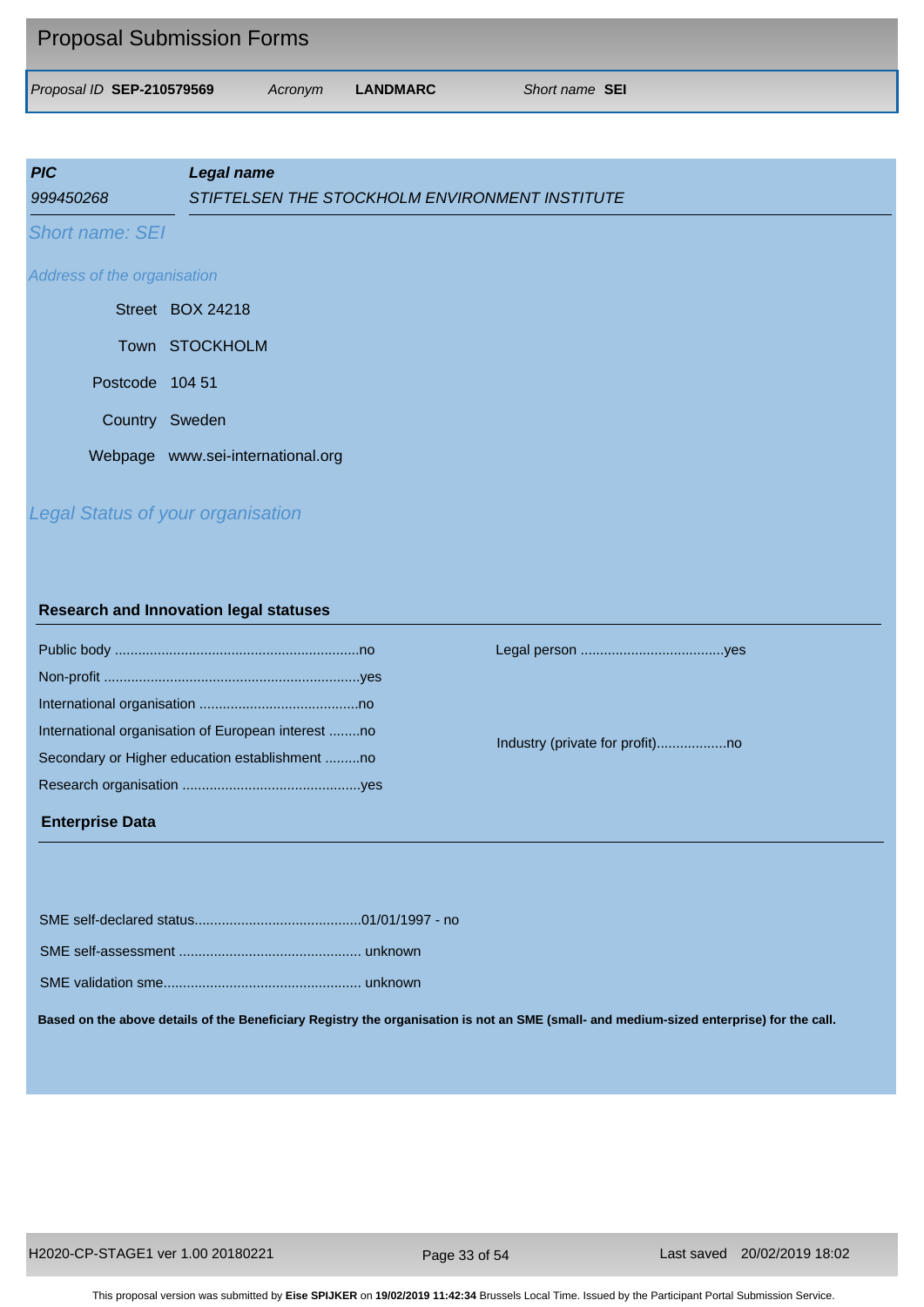## Proposal Submission Forms

*Proposal ID* **SEP-210579569** *Acronym* **LANDMARC** *Short name* **SEI**

| ***PIC*** | ***Legal name*** |
|---|---|
| *999450268* | *STIFTELSEN THE STOCKHOLM ENVIRONMENT INSTITUTE* |

*Short name: SEI*

*Address of the organisation*

Street BOX 24218

Town STOCKHOLM

Postcode 104 51

Country Sweden

Webpage www.sei-international.org

*Legal Status of your organisation*

### Research and Innovation legal statuses

Public body ..............................................................no

Non-profit .................................................................yes

International organisation ........................................no

International organisation of European interest ........no

Secondary or Higher education establishment .........no

Research organisation .............................................yes

Legal person ....................................yes

Industry (private for profit)..................no

### Enterprise Data

SME self-declared status..........................................01/01/1997 - no

SME self-assessment .............................................. unknown

SME validation sme.................................................. unknown

**Based on the above details of the Beneficiary Registry the organisation is not an SME (small- and medium-sized enterprise) for the call.**

H2020-CP-STAGE1 ver 1.00 20180221 Last saved 20/02/2019 18:02

This proposal version was submitted by **Eise SPIJKER** on **19/02/2019 11:42:34** Brussels Local Time. Issued by the Participant Portal Submission Service.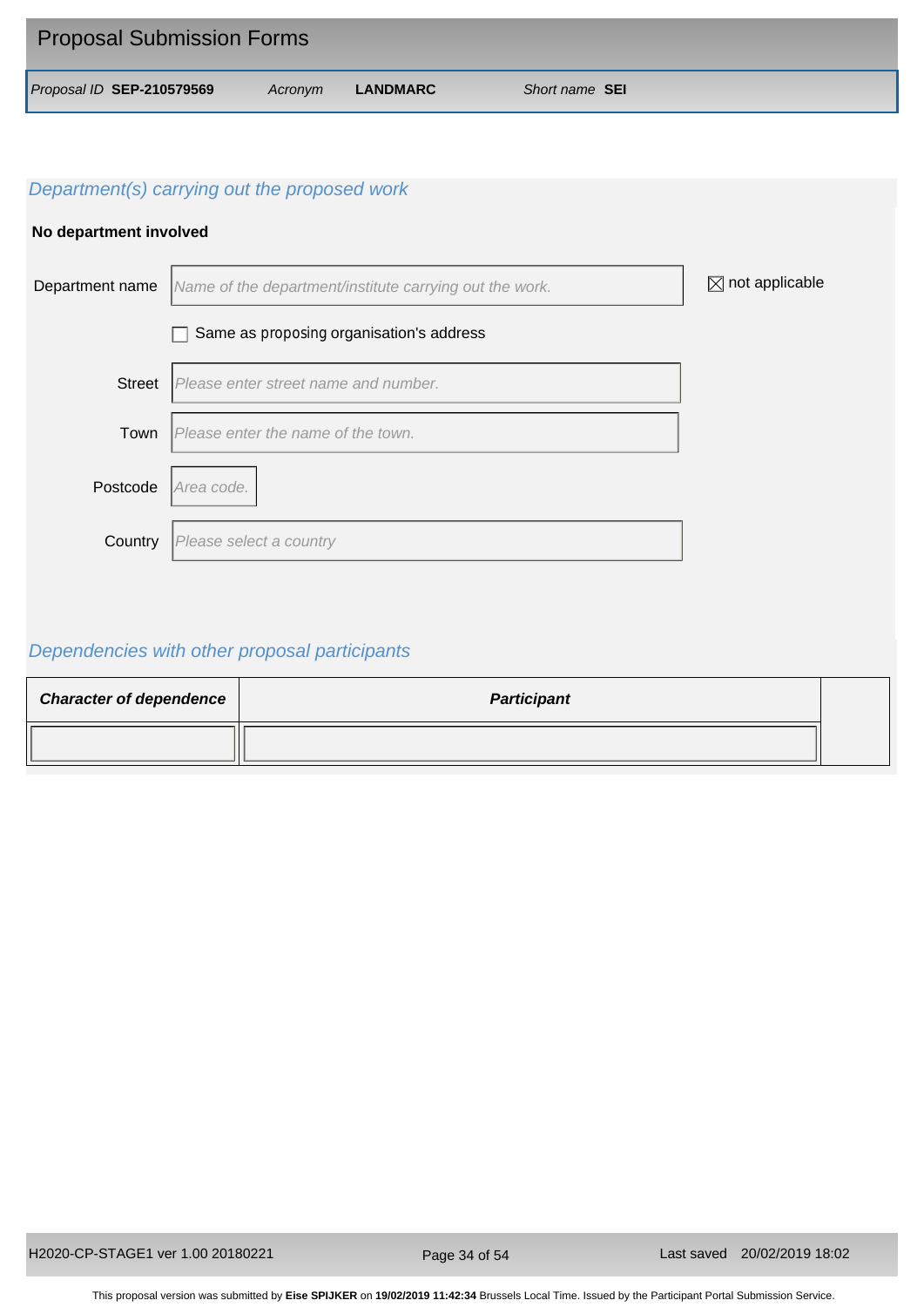# Proposal Submission Forms

*Proposal ID* **SEP-210579569** *Acronym* **LANDMARC** *Short name* **SEI**

## *Department(s) carrying out the proposed work*

**No department involved**

| | | |
|---|---|---|
| Department name | *Name of the department/institute carrying out the work.* | ☒ not applicable |
| | ☐ Same as proposing organisation's address | |
| Street | *Please enter street name and number.* | |
| Town | *Please enter the name of the town.* | |
| Postcode | *Area code.* | |
| Country | *Please select a country* | |

## *Dependencies with other proposal participants*

| ***Character of dependence*** | ***Participant*** |
|---|---|
| | |

This proposal version was submitted by **Eise SPIJKER** on **19/02/2019 11:42:34** Brussels Local Time. Issued by the Participant Portal Submission Service.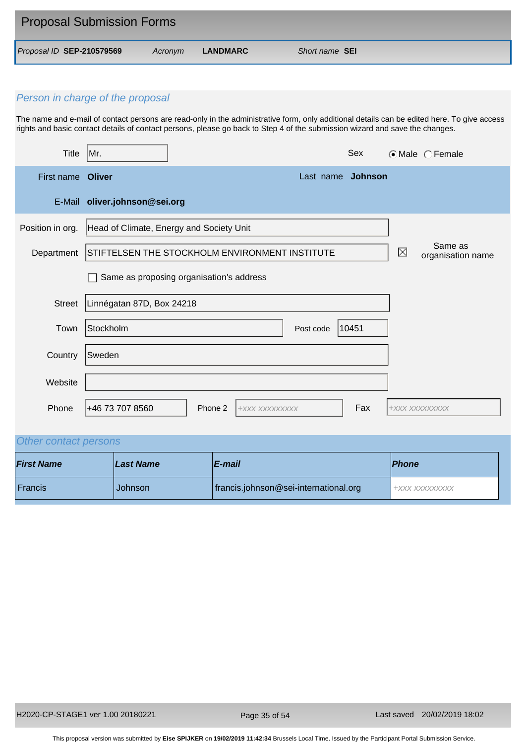## Proposal Submission Forms

*Proposal ID* **SEP-210579569** *Acronym* **LANDMARC** *Short name* **SEI**

### *Person in charge of the proposal*

The name and e-mail of contact persons are read-only in the administrative form, only additional details can be edited here. To give access rights and basic contact details of contact persons, please go back to Step 4 of the submission wizard and save the changes.

| | |
|---|---|
| Title | Mr. |
| Sex | ☉ Male ◯ Female |
| First name | **Oliver** |
| Last name | **Johnson** |
| E-Mail | **oliver.johnson@sei.org** |
| Position in org. | Head of Climate, Energy and Society Unit |
| Department | STIFTELSEN THE STOCKHOLM ENVIRONMENT INSTITUTE ☒ Same as organisation name |
| | ☐ Same as proposing organisation's address |
| Street | Linnégatan 87D, Box 24218 |
| Town | Stockholm |
| Post code | 10451 |
| Country | Sweden |
| Website | |
| Phone | +46 73 707 8560 |
| Phone 2 | +XXX XXXXXXXXX |
| Fax | +XXX XXXXXXXXX |

### *Other contact persons*

| *First Name* | *Last Name* | *E-mail* | *Phone* |
|---|---|---|---|
| Francis | Johnson | francis.johnson@sei-international.org | +XXX XXXXXXXXX |

H2020-CP-STAGE1 ver 1.00 20180221 Last saved 20/02/2019 18:02

This proposal version was submitted by **Eise SPIJKER** on **19/02/2019 11:42:34** Brussels Local Time. Issued by the Participant Portal Submission Service.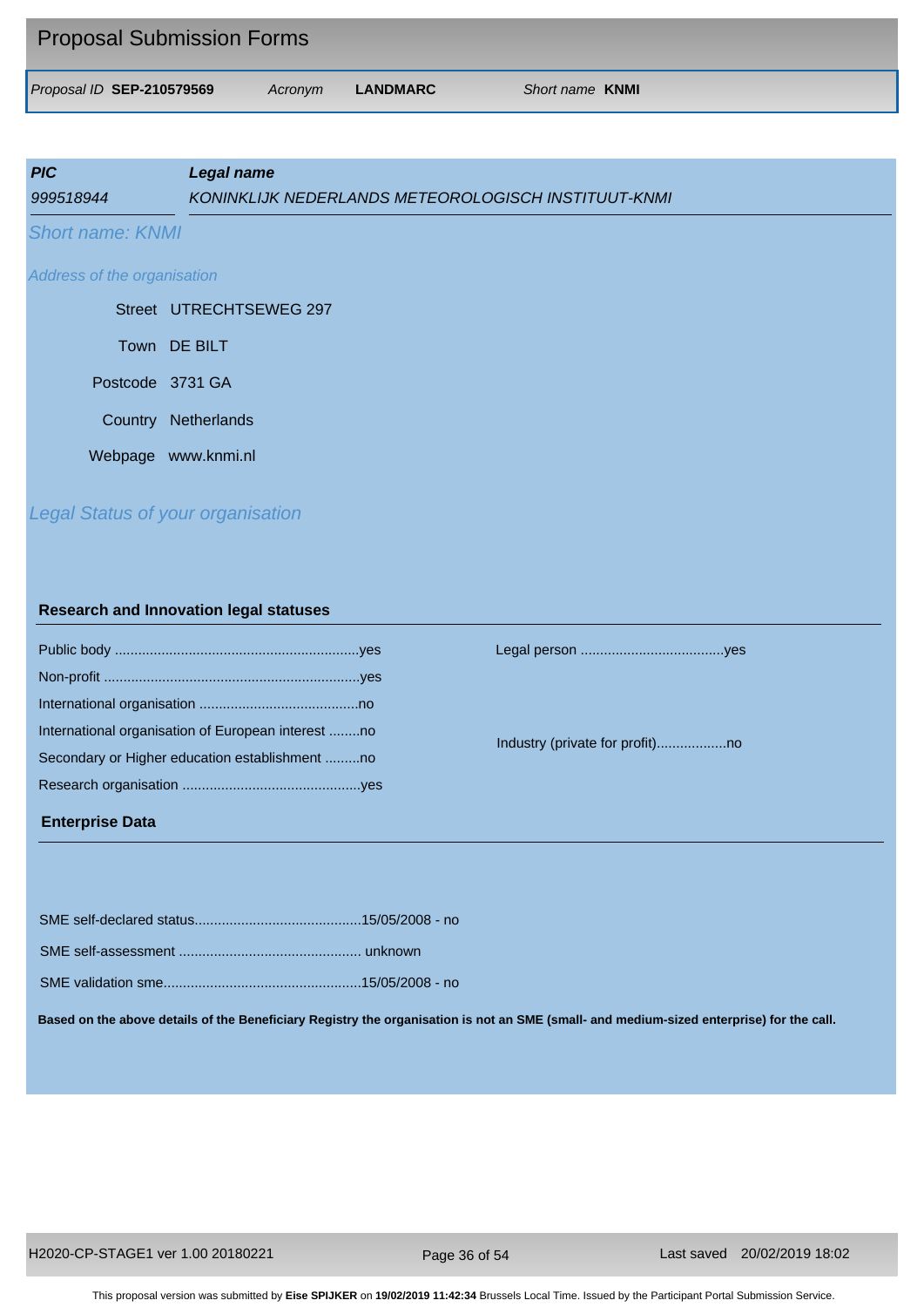Proposal Submission Forms

*Proposal ID* **SEP-210579569** *Acronym* **LANDMARC** *Short name* **KNMI**

| ***PIC*** | ***Legal name*** |
| --- | --- |
| *999518944* | *KONINKLIJK NEDERLANDS METEOROLOGISCH INSTITUUT-KNMI* |

*Short name: KNMI*

*Address of the organisation*

Street UTRECHTSEWEG 297

Town DE BILT

Postcode 3731 GA

Country Netherlands

Webpage www.knmi.nl

*Legal Status of your organisation*

**Research and Innovation legal statuses**

Public body ..............................................................yes

Non-profit .................................................................yes

International organisation ........................................no

International organisation of European interest ........no

Secondary or Higher education establishment .........no

Research organisation .............................................yes

Legal person ....................................yes

Industry (private for profit)..................no

**Enterprise Data**

SME self-declared status..........................................15/05/2008 - no

SME self-assessment .............................................. unknown

SME validation sme..................................................15/05/2008 - no

**Based on the above details of the Beneficiary Registry the organisation is not an SME (small- and medium-sized enterprise) for the call.**

H2020-CP-STAGE1 ver 1.00 20180221 Last saved 20/02/2019 18:02

This proposal version was submitted by **Eise SPIJKER** on **19/02/2019 11:42:34** Brussels Local Time. Issued by the Participant Portal Submission Service.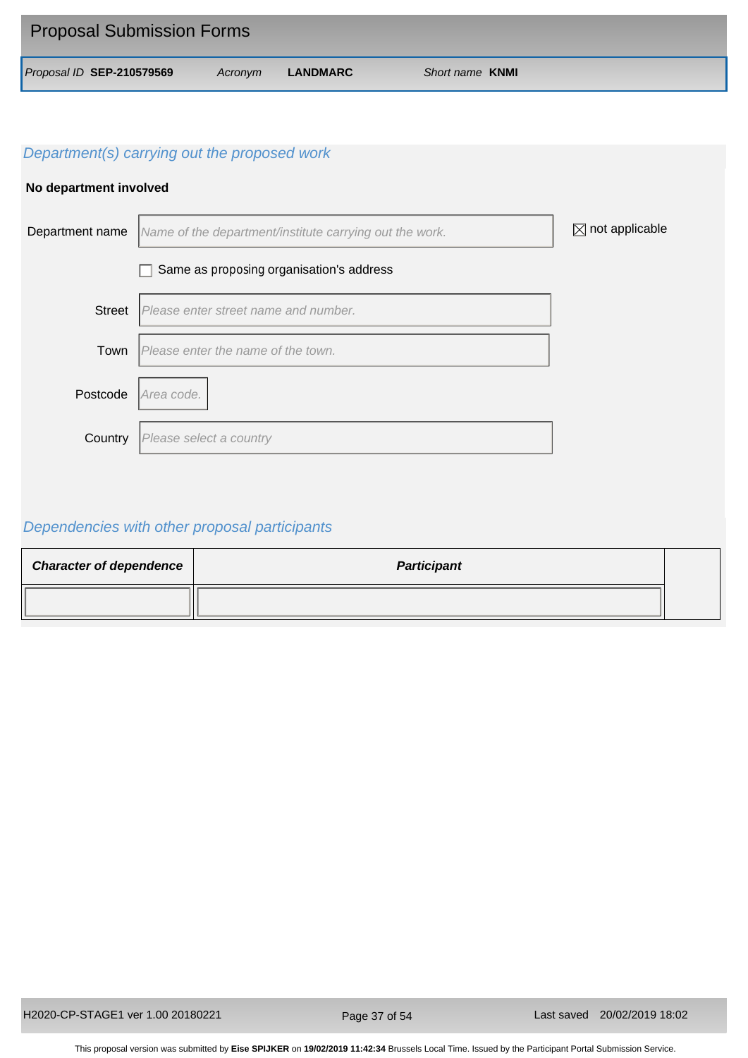Proposal Submission Forms

*Proposal ID* **SEP-210579569** *Acronym* **LANDMARC** *Short name* **KNMI**

## *Department(s) carrying out the proposed work*

**No department involved**

| | | |
|---|---|---|
| Department name | *Name of the department/institute carrying out the work.* | ☒ not applicable |
| | ☐ Same as proposing organisation's address | |
| Street | *Please enter street name and number.* | |
| Town | *Please enter the name of the town.* | |
| Postcode | *Area code.* | |
| Country | *Please select a country* | |

## *Dependencies with other proposal participants*

| *Character of dependence* | *Participant* |
|---|---|
| | |

This proposal version was submitted by **Eise SPIJKER** on **19/02/2019 11:42:34** Brussels Local Time. Issued by the Participant Portal Submission Service.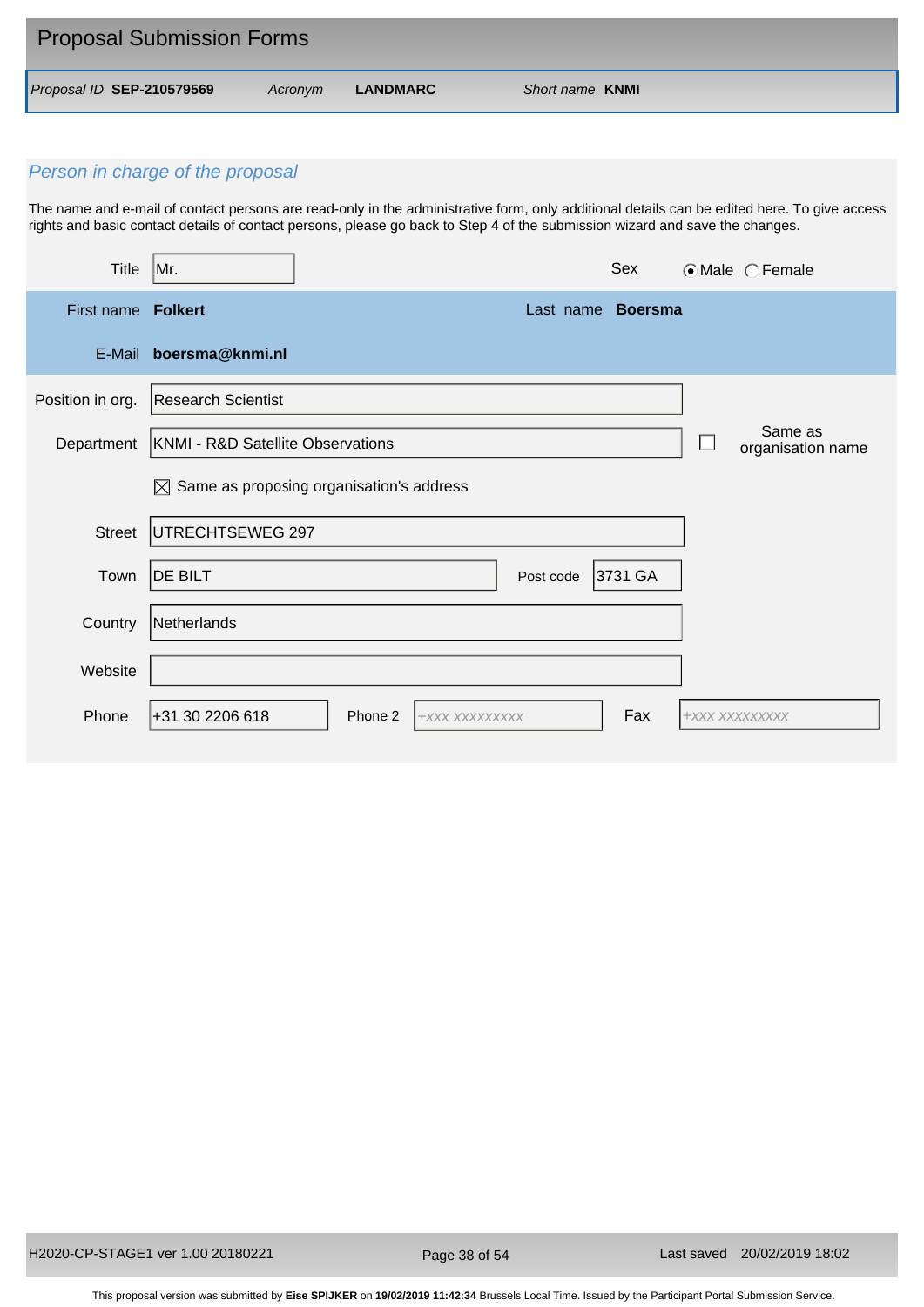## Proposal Submission Forms

*Proposal ID* **SEP-210579569** *Acronym* **LANDMARC** *Short name* **KNMI**

### *Person in charge of the proposal*

The name and e-mail of contact persons are read-only in the administrative form, only additional details can be edited here. To give access rights and basic contact details of contact persons, please go back to Step 4 of the submission wizard and save the changes.

| Field | Value |
|---|---|
| Title | Mr. |
| Sex | ⦿ Male ◯ Female |
| First name | **Folkert** |
| Last name | **Boersma** |
| E-Mail | **boersma@knmi.nl** |
| Position in org. | Research Scientist |
| Department | KNMI - R&D Satellite Observations |
| Same as organisation name | ☐ |
| Same as proposing organisation's address | ☒ |
| Street | UTRECHTSEWEG 297 |
| Town | DE BILT |
| Post code | 3731 GA |
| Country | Netherlands |
| Website | |
| Phone | +31 30 2206 618 |
| Phone 2 | +xxx xxxxxxxxx |
| Fax | +xxx xxxxxxxxx |

This proposal version was submitted by **Eise SPIJKER** on **19/02/2019 11:42:34** Brussels Local Time. Issued by the Participant Portal Submission Service.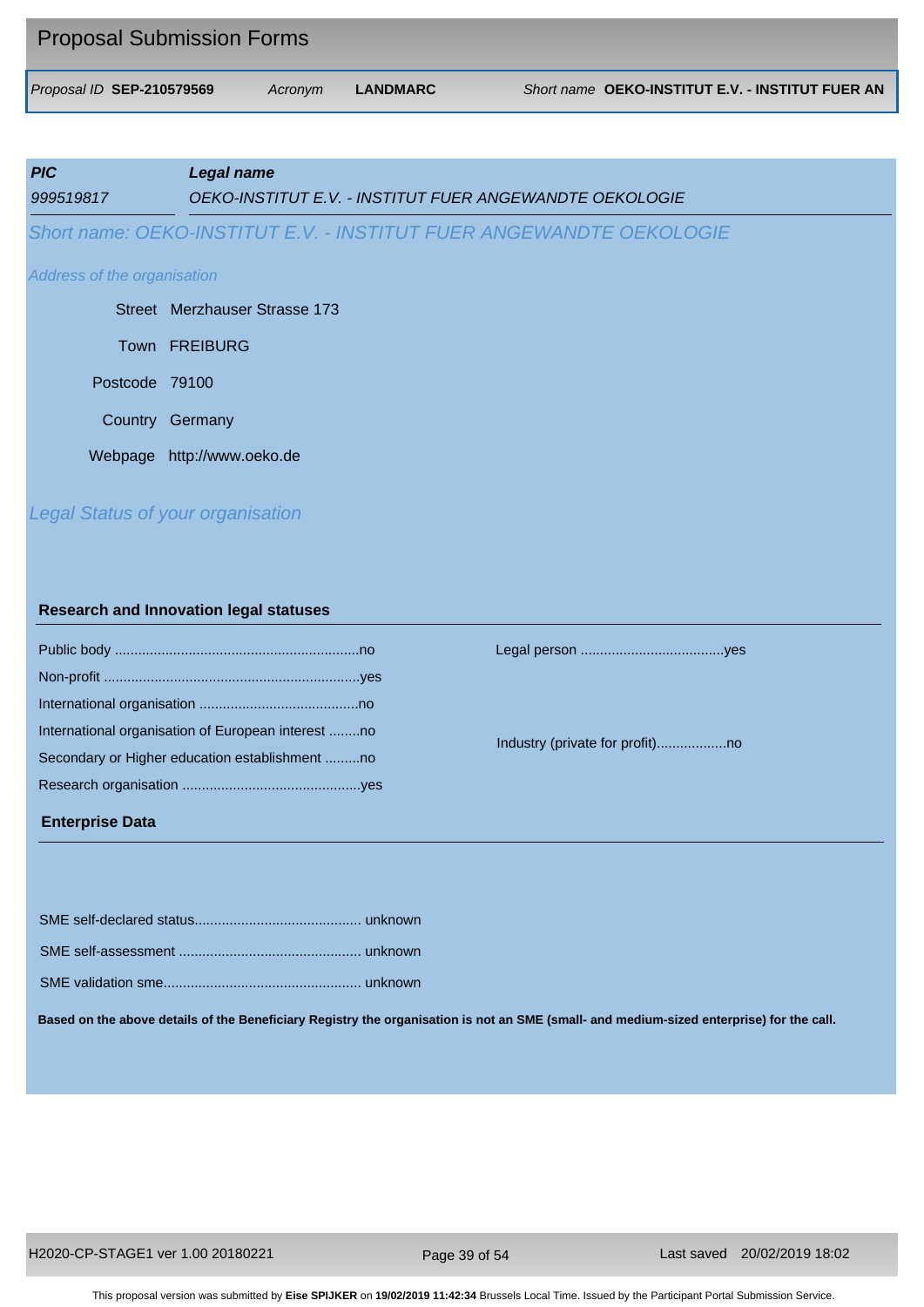# Proposal Submission Forms

*Proposal ID* **SEP-210579569** *Acronym* **LANDMARC** *Short name* **OEKO-INSTITUT E.V. - INSTITUT FUER AN**

| ***PIC*** | ***Legal name*** |
|---|---|
| *999519817* | *OEKO-INSTITUT E.V. - INSTITUT FUER ANGEWANDTE OEKOLOGIE* |

## *Short name: OEKO-INSTITUT E.V. - INSTITUT FUER ANGEWANDTE OEKOLOGIE*

*Address of the organisation*

Street Merzhauser Strasse 173

Town FREIBURG

Postcode 79100

Country Germany

Webpage http://www.oeko.de

## *Legal Status of your organisation*

### Research and Innovation legal statuses

Public body ..............................................................no

Non-profit .................................................................yes

International organisation ........................................no

International organisation of European interest ........no

Secondary or Higher education establishment .........no

Research organisation .............................................yes

Legal person ....................................yes

Industry (private for profit)..................no

### Enterprise Data

SME self-declared status.......................................... unknown

SME self-assessment .............................................. unknown

SME validation sme.................................................. unknown

**Based on the above details of the Beneficiary Registry the organisation is not an SME (small- and medium-sized enterprise) for the call.**

This proposal version was submitted by **Eise SPIJKER** on **19/02/2019 11:42:34** Brussels Local Time. Issued by the Participant Portal Submission Service.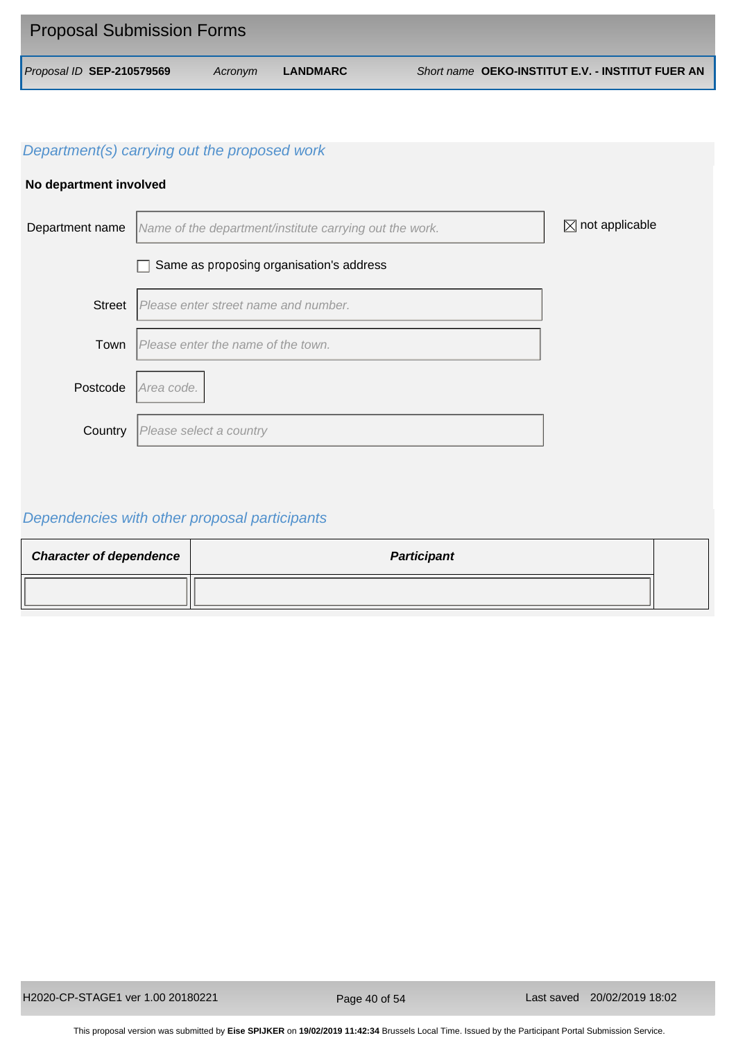Proposal ID **SEP-210579569** | Acronym **LANDMARC** | Short name **OEKO-INSTITUT E.V. - INSTITUT FUER AN**

## *Department(s) carrying out the proposed work*

**No department involved**

Department name: *Name of the department/institute carrying out the work.* ☒ not applicable

☐ Same as proposing organisation's address

Street: *Please enter street name and number.*

Town: *Please enter the name of the town.*

Postcode: *Area code.*

Country: *Please select a country*

## *Dependencies with other proposal participants*

| ***Character of dependence*** | ***Participant*** |
|---|---|
| | |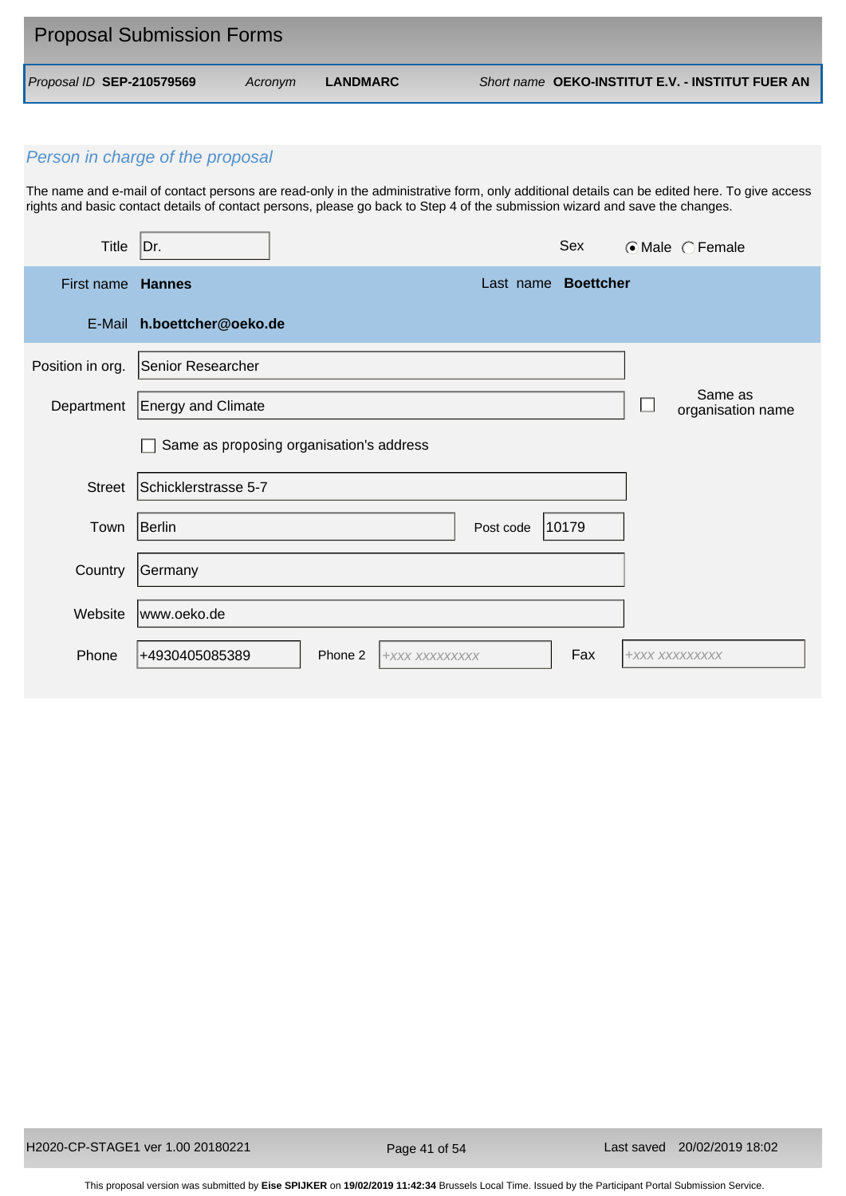# Proposal Submission Forms

| Proposal ID | SEP-210579569 | Acronym | LANDMARC | Short name | OEKO-INSTITUT E.V. - INSTITUT FUER AN |
|---|---|---|---|---|---|

## *Person in charge of the proposal*

The name and e-mail of contact persons are read-only in the administrative form, only additional details can be edited here. To give access rights and basic contact details of contact persons, please go back to Step 4 of the submission wizard and save the changes.

| Field | Value |
|---|---|
| Title | Dr. |
| Sex | (•) Male ( ) Female |
| First name | **Hannes** |
| Last name | **Boettcher** |
| E-Mail | **h.boettcher@oeko.de** |
| Position in org. | Senior Researcher |
| Department | Energy and Climate |
| Same as organisation name | ☐ |
| Same as proposing organisation's address | ☐ |
| Street | Schicklerstrasse 5-7 |
| Town | Berlin |
| Post code | 10179 |
| Country | Germany |
| Website | www.oeko.de |
| Phone | +4930405085389 |
| Phone 2 | +XXX XXXXXXXXX |
| Fax | +XXX XXXXXXXXX |

H2020-CP-STAGE1 ver 1.00 20180221 — Last saved 20/02/2019 18:02

This proposal version was submitted by **Eise SPIJKER** on **19/02/2019 11:42:34** Brussels Local Time. Issued by the Participant Portal Submission Service.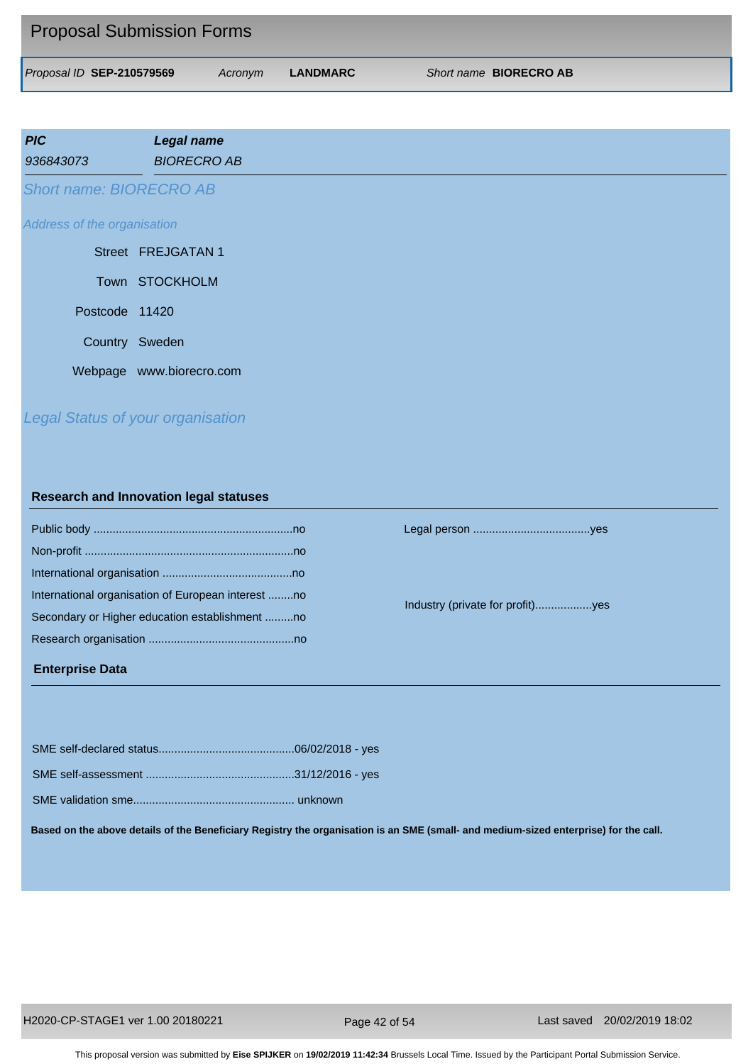# Proposal Submission Forms

*Proposal ID* **SEP-210579569** *Acronym* **LANDMARC** *Short name* **BIORECRO AB**

| ***PIC*** | ***Legal name*** |
|---|---|
| *936843073* | *BIORECRO AB* |

## *Short name: BIORECRO AB*

*Address of the organisation*

Street FREJGATAN 1

Town STOCKHOLM

Postcode 11420

Country Sweden

Webpage www.biorecro.com

## *Legal Status of your organisation*

### Research and Innovation legal statuses

Public body ..............................................................no

Non-profit .................................................................no

International organisation ........................................no

International organisation of European interest ........no

Secondary or Higher education establishment .........no

Research organisation .............................................no

Legal person ....................................yes

Industry (private for profit)..................yes

### Enterprise Data

SME self-declared status..........................................06/02/2018 - yes

SME self-assessment ..............................................31/12/2016 - yes

SME validation sme................................................. unknown

**Based on the above details of the Beneficiary Registry the organisation is an SME (small- and medium-sized enterprise) for the call.**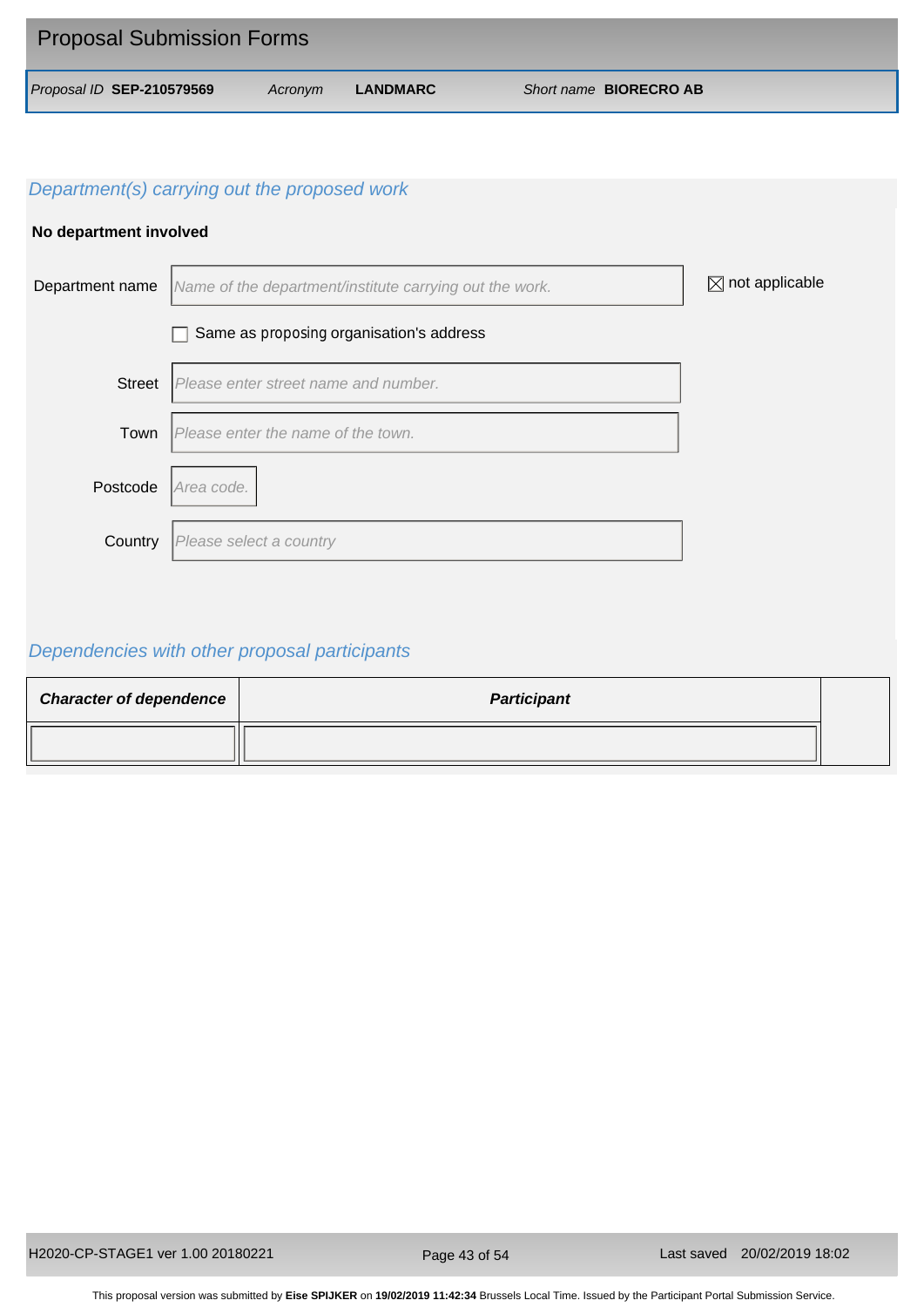Proposal Submission Forms

*Proposal ID* **SEP-210579569** *Acronym* **LANDMARC** *Short name* **BIORECRO AB**

## *Department(s) carrying out the proposed work*

**No department involved**

Department name: *Name of the department/institute carrying out the work.* ☒ not applicable

☐ Same as proposing organisation's address

Street: *Please enter street name and number.*

Town: *Please enter the name of the town.*

Postcode: *Area code.*

Country: *Please select a country*

## *Dependencies with other proposal participants*

| ***Character of dependence*** | ***Participant*** |
|---|---|
| | |

H2020-CP-STAGE1 ver 1.00 20180221 Last saved 20/02/2019 18:02

This proposal version was submitted by **Eise SPIJKER** on **19/02/2019 11:42:34** Brussels Local Time. Issued by the Participant Portal Submission Service.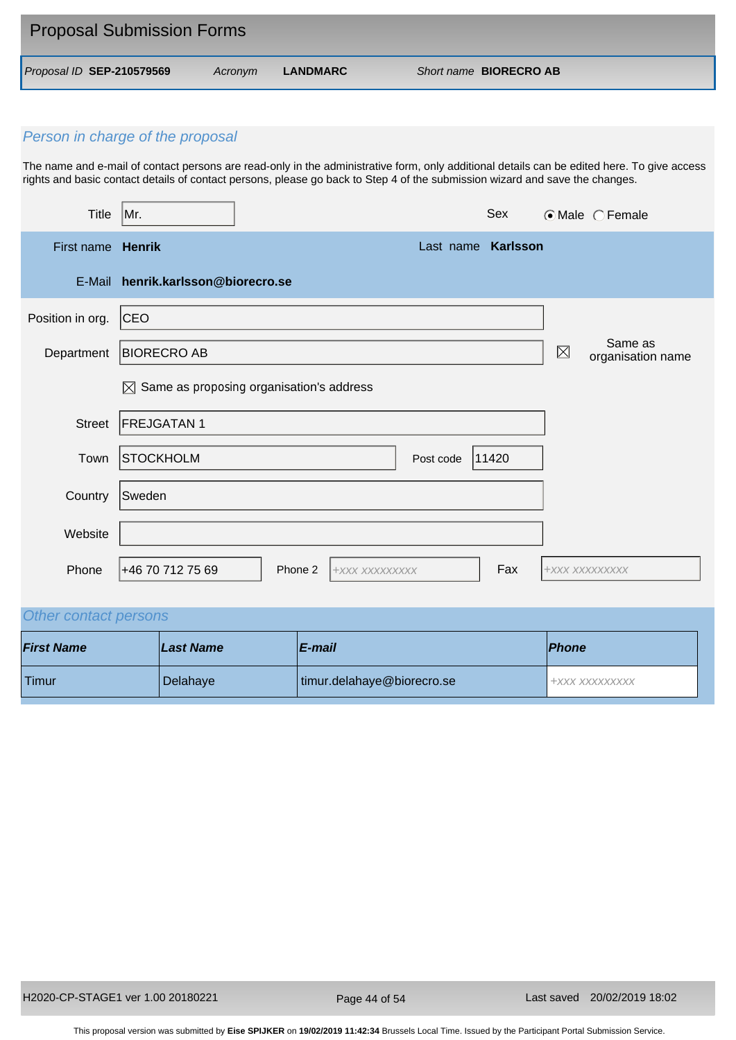## Proposal Submission Forms

*Proposal ID* **SEP-210579569** *Acronym* **LANDMARC** *Short name* **BIORECRO AB**

### *Person in charge of the proposal*

The name and e-mail of contact persons are read-only in the administrative form, only additional details can be edited here. To give access rights and basic contact details of contact persons, please go back to Step 4 of the submission wizard and save the changes.

| | | | |
|---|---|---|---|
| Title | Mr. | Sex | (•) Male ( ) Female |
| First name | **Henrik** | Last name | **Karlsson** |
| E-Mail | **henrik.karlsson@biorecro.se** | | |
| Position in org. | CEO | | |
| Department | BIORECRO AB | ☒ Same as organisation name | |
| | ☒ Same as proposing organisation's address | | |
| Street | FREJGATAN 1 | | |
| Town | STOCKHOLM | Post code | 11420 |
| Country | Sweden | | |
| Website | | | |
| Phone | +46 70 712 75 69 | Phone 2 | +XXX XXXXXXXXX |
| Fax | +XXX XXXXXXXXX | | |

### *Other contact persons*

| *First Name* | *Last Name* | *E-mail* | *Phone* |
|---|---|---|---|
| Timur | Delahaye | timur.delahaye@biorecro.se | +XXX XXXXXXXXX |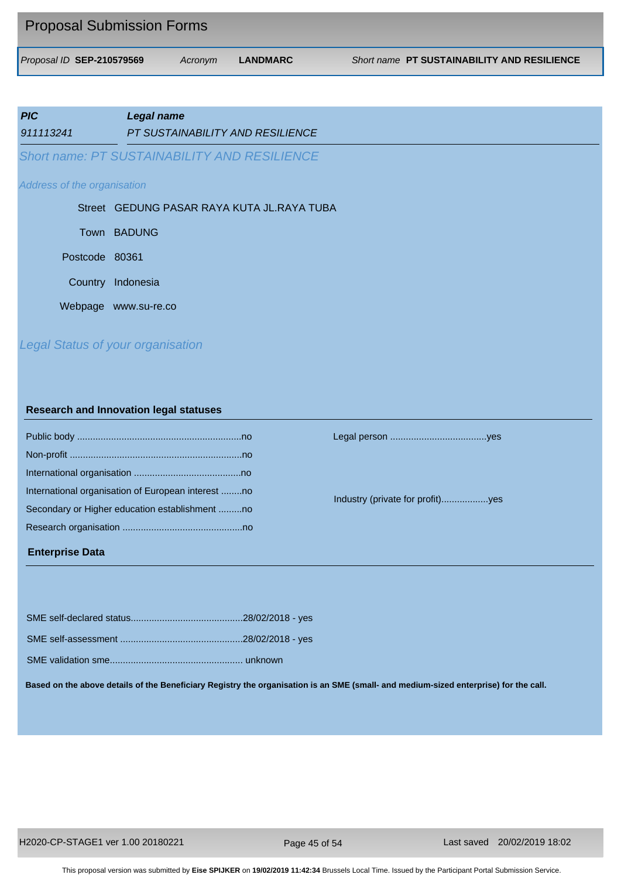# Proposal Submission Forms

*Proposal ID* **SEP-210579569** *Acronym* **LANDMARC** *Short name* **PT SUSTAINABILITY AND RESILIENCE**

| ***PIC*** | ***Legal name*** |
|---|---|
| *911113241* | *PT SUSTAINABILITY AND RESILIENCE* |

*Short name: PT SUSTAINABILITY AND RESILIENCE*

*Address of the organisation*

Street GEDUNG PASAR RAYA KUTA JL.RAYA TUBA

Town BADUNG

Postcode 80361

Country Indonesia

Webpage www.su-re.co

*Legal Status of your organisation*

**Research and Innovation legal statuses**

Public body ..............................................................no

Non-profit .................................................................no

International organisation ........................................no

International organisation of European interest ........no

Secondary or Higher education establishment .........no

Research organisation .............................................no

Legal person ....................................yes

Industry (private for profit)..................yes

**Enterprise Data**

SME self-declared status..........................................28/02/2018 - yes

SME self-assessment ..............................................28/02/2018 - yes

SME validation sme.................................................. unknown

**Based on the above details of the Beneficiary Registry the organisation is an SME (small- and medium-sized enterprise) for the call.**

H2020-CP-STAGE1 ver 1.00 20180221 Last saved 20/02/2019 18:02

This proposal version was submitted by **Eise SPIJKER** on **19/02/2019 11:42:34** Brussels Local Time. Issued by the Participant Portal Submission Service.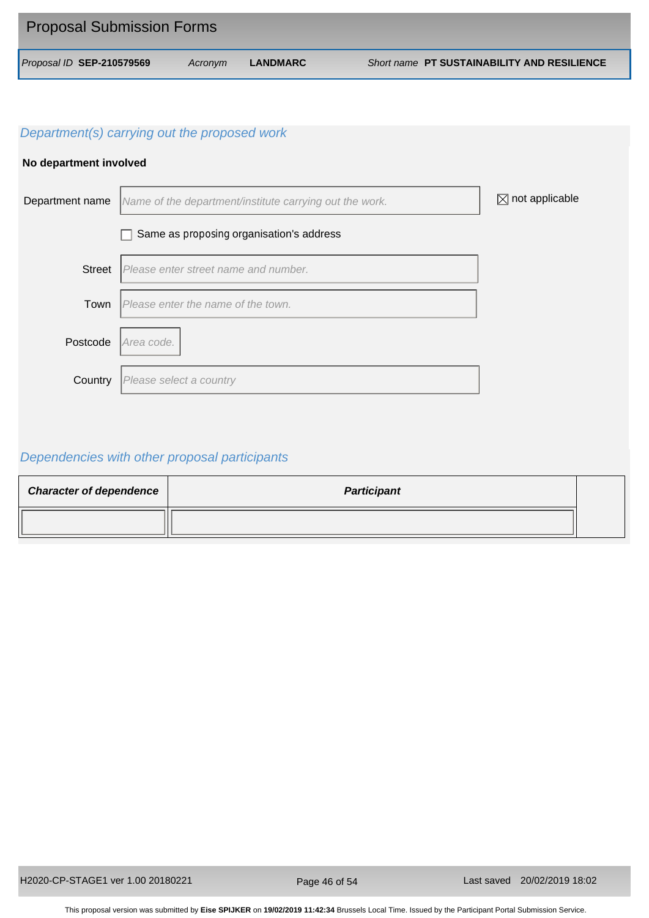## Department(s) carrying out the proposed work

**No department involved**

Department name: *Name of the department/institute carrying out the work.* ☒ not applicable

☐ Same as proposing organisation's address

Street: *Please enter street name and number.*

Town: *Please enter the name of the town.*

Postcode: *Area code.*

Country: *Please select a country*

## Dependencies with other proposal participants

| ***Character of dependence*** | ***Participant*** |
|---|---|
| | |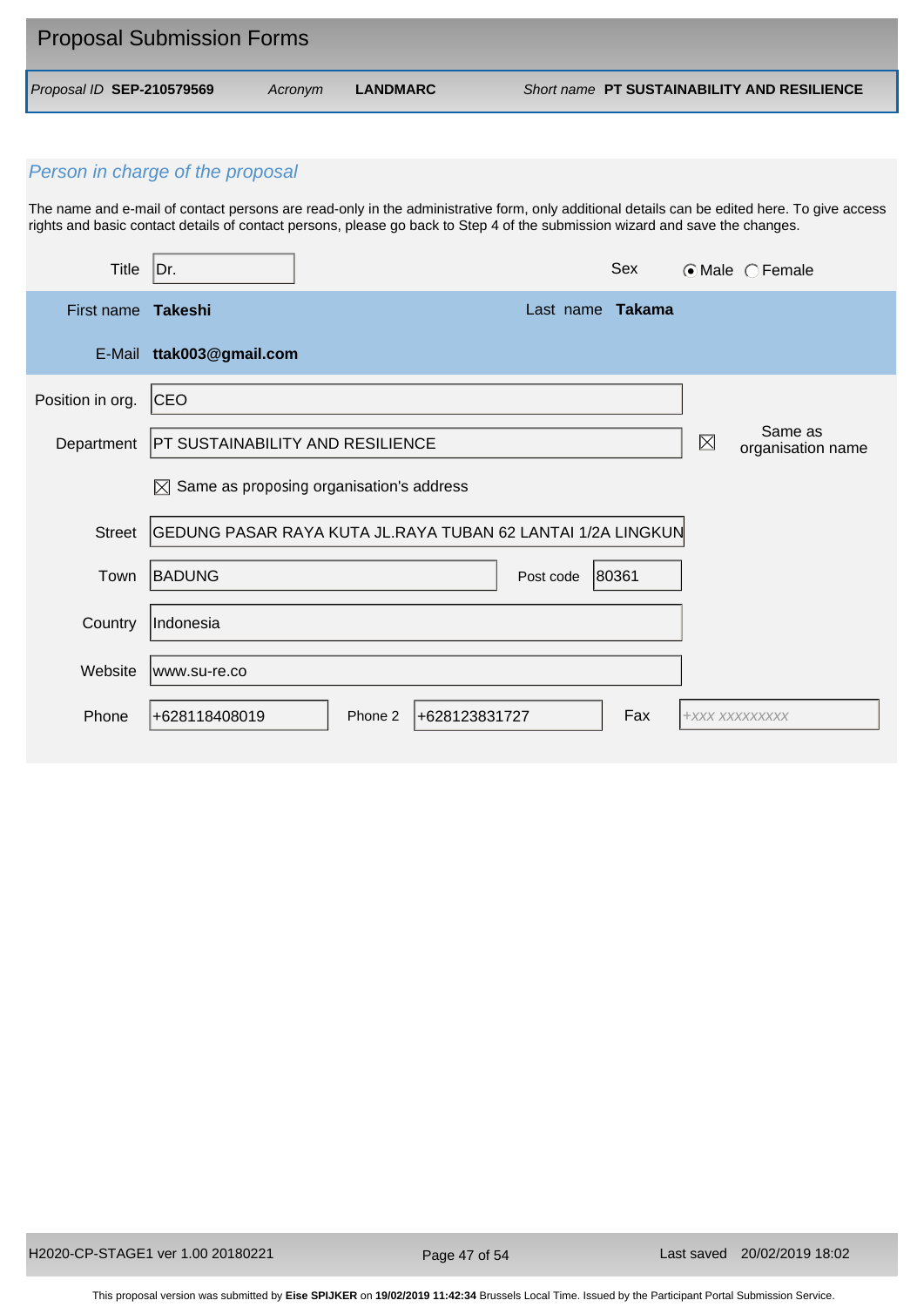## Proposal Submission Forms

*Proposal ID* **SEP-210579569** *Acronym* **LANDMARC** *Short name* **PT SUSTAINABILITY AND RESILIENCE**

### *Person in charge of the proposal*

The name and e-mail of contact persons are read-only in the administrative form, only additional details can be edited here. To give access rights and basic contact details of contact persons, please go back to Step 4 of the submission wizard and save the changes.

| Field | Value |
|---|---|
| Title | Dr. |
| Sex | ◉ Male ◯ Female |
| First name | **Takeshi** |
| Last name | **Takama** |
| E-Mail | **ttak003@gmail.com** |
| Position in org. | CEO |
| Department | PT SUSTAINABILITY AND RESILIENCE |
| Same as organisation name | ☒ |
| Same as proposing organisation's address | ☒ |
| Street | GEDUNG PASAR RAYA KUTA JL.RAYA TUBAN 62 LANTAI 1/2A LINGKUN |
| Town | BADUNG |
| Post code | 80361 |
| Country | Indonesia |
| Website | www.su-re.co |
| Phone | +628118408019 |
| Phone 2 | +628123831727 |
| Fax | +XXX XXXXXXXXX |

This proposal version was submitted by **Eise SPIJKER** on **19/02/2019 11:42:34** Brussels Local Time. Issued by the Participant Portal Submission Service.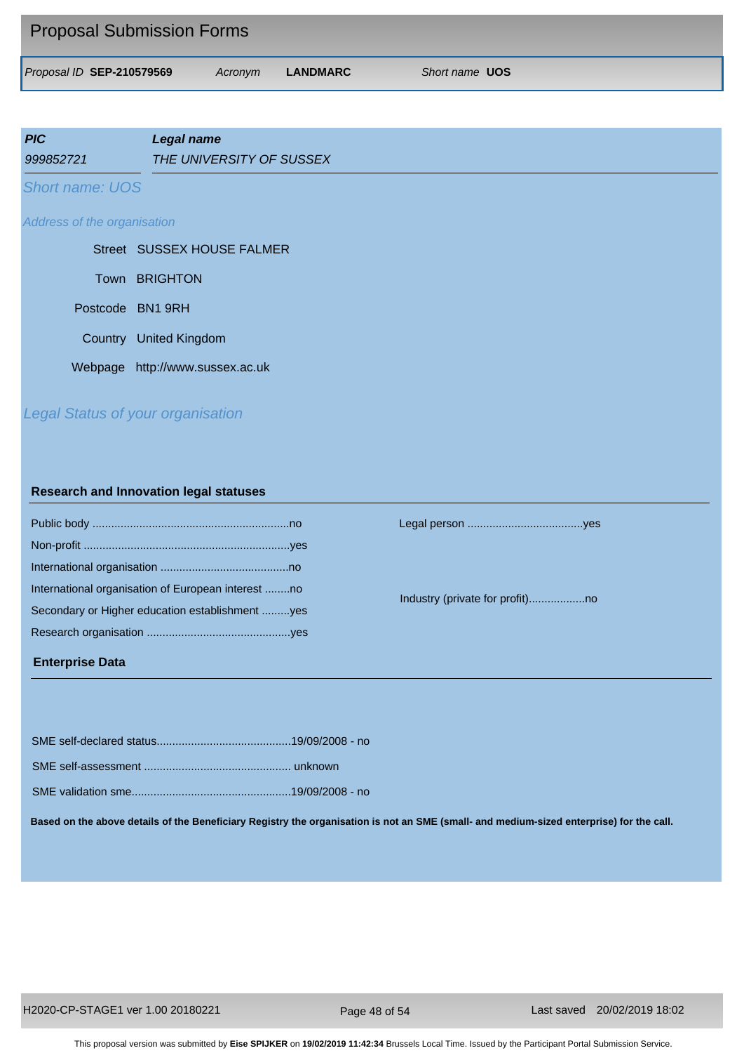## Proposal Submission Forms

*Proposal ID* **SEP-210579569** *Acronym* **LANDMARC** *Short name* **UOS**

| ***PIC*** | ***Legal name*** |
|---|---|
| *999852721* | *THE UNIVERSITY OF SUSSEX* |

*Short name: UOS*

*Address of the organisation*

| | |
|---|---|
| Street | SUSSEX HOUSE FALMER |
| Town | BRIGHTON |
| Postcode | BN1 9RH |
| Country | United Kingdom |
| Webpage | http://www.sussex.ac.uk |

*Legal Status of your organisation*

### Research and Innovation legal statuses

Public body ..............................................................no

Non-profit ................................................................yes

International organisation ........................................no

International organisation of European interest ........no

Secondary or Higher education establishment .........yes

Research organisation .............................................yes

Legal person ....................................yes

Industry (private for profit)..................no

### Enterprise Data

SME self-declared status..........................................19/09/2008 - no

SME self-assessment .............................................. unknown

SME validation sme..................................................19/09/2008 - no

**Based on the above details of the Beneficiary Registry the organisation is not an SME (small- and medium-sized enterprise) for the call.**

H2020-CP-STAGE1 ver 1.00 20180221 Last saved 20/02/2019 18:02

This proposal version was submitted by **Eise SPIJKER** on **19/02/2019 11:42:34** Brussels Local Time. Issued by the Participant Portal Submission Service.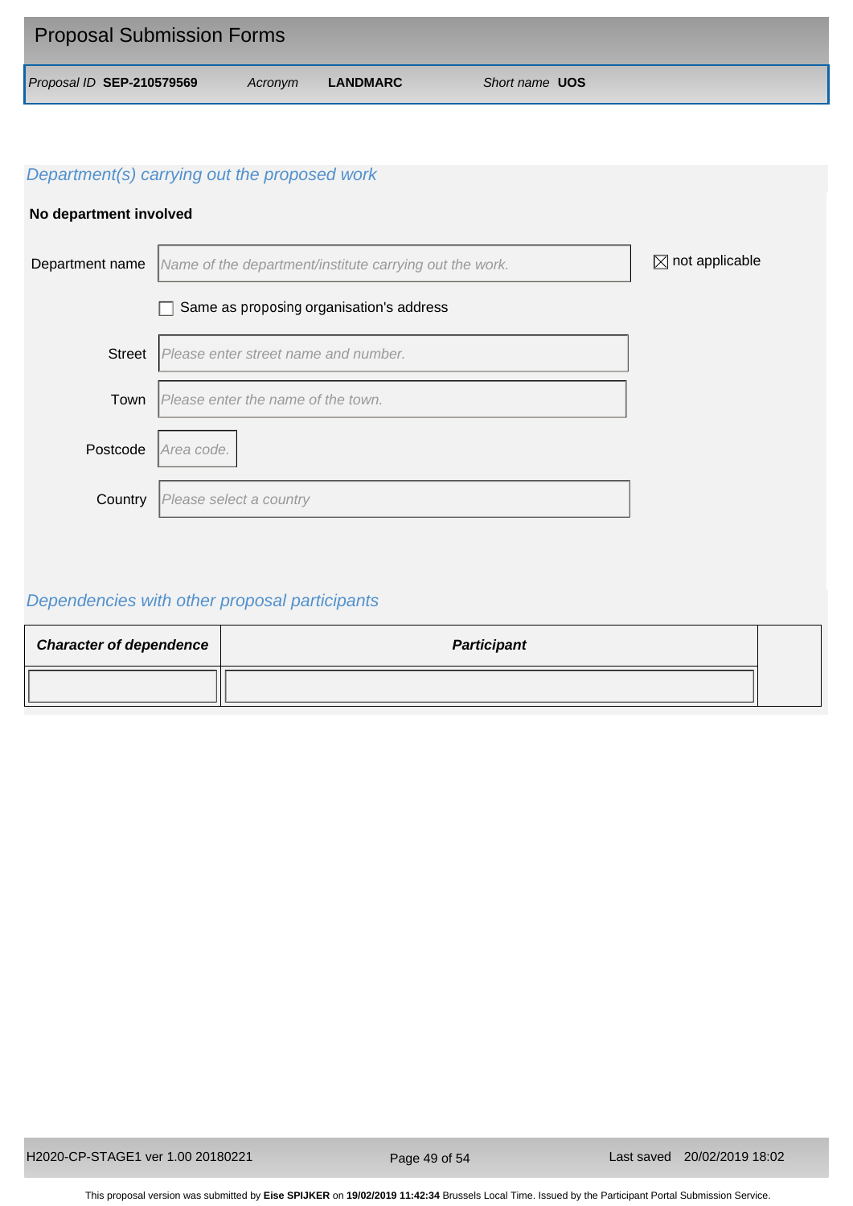### Department(s) carrying out the proposed work

**No department involved**

| | | |
|---|---|---|
| Department name | *Name of the department/institute carrying out the work.* | ☒ not applicable |
| | ☐ Same as proposing organisation's address | |
| Street | *Please enter street name and number.* | |
| Town | *Please enter the name of the town.* | |
| Postcode | *Area code.* | |
| Country | *Please select a country* | |

### Dependencies with other proposal participants

| ***Character of dependence*** | ***Participant*** | |
|---|---|---|
| | | |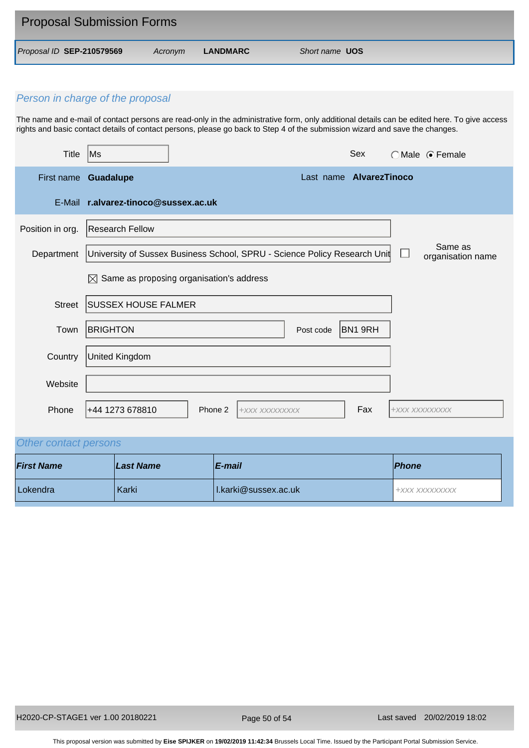## Proposal Submission Forms

| *Proposal ID* **SEP-210579569** | *Acronym* **LANDMARC** | *Short name* **UOS** |
|---|---|---|

### *Person in charge of the proposal*

The name and e-mail of contact persons are read-only in the administrative form, only additional details can be edited here. To give access rights and basic contact details of contact persons, please go back to Step 4 of the submission wizard and save the changes.

| | | | |
|---|---|---|---|
| Title | Ms | Sex | ◯ Male ⦿ Female |
| First name | **Guadalupe** | Last name | **AlvarezTinoco** |
| E-Mail | **r.alvarez-tinoco@sussex.ac.uk** | | |
| Position in org. | Research Fellow | | |
| Department | University of Sussex Business School, SPRU - Science Policy Research Unit | ☐ Same as organisation name | |
| | ☒ Same as proposing organisation's address | | |
| Street | SUSSEX HOUSE FALMER | | |
| Town | BRIGHTON | Post code | BN1 9RH |
| Country | United Kingdom | | |
| Website | | | |
| Phone | +44 1273 678810 | Phone 2 | +XXX XXXXXXXXX |
| Fax | +XXX XXXXXXXXX | | |

### *Other contact persons*

| ***First Name*** | ***Last Name*** | ***E-mail*** | ***Phone*** |
|---|---|---|---|
| Lokendra | Karki | l.karki@sussex.ac.uk | +XXX XXXXXXXXX |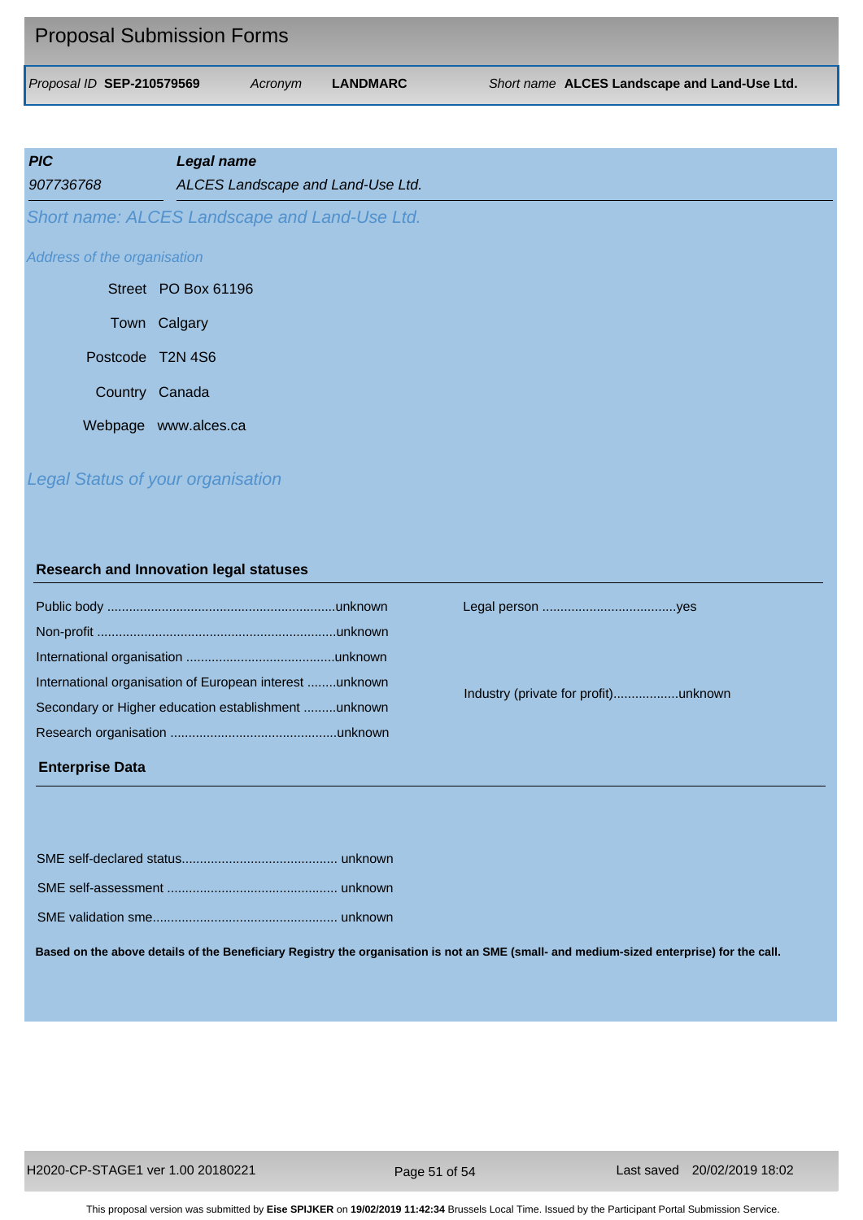## Proposal Submission Forms

*Proposal ID* **SEP-210579569** *Acronym* **LANDMARC** *Short name* **ALCES Landscape and Land-Use Ltd.**

| ***PIC*** | ***Legal name*** |
|---|---|
| *907736768* | *ALCES Landscape and Land-Use Ltd.* |

*Short name: ALCES Landscape and Land-Use Ltd.*

*Address of the organisation*

Street PO Box 61196

Town Calgary

Postcode T2N 4S6

Country Canada

Webpage www.alces.ca

*Legal Status of your organisation*

**Research and Innovation legal statuses**

Public body ..............................................................unknown

Non-profit .................................................................unknown

International organisation ........................................unknown

International organisation of European interest ........unknown

Secondary or Higher education establishment .........unknown

Research organisation .............................................unknown

Legal person ....................................yes

Industry (private for profit)..................unknown

**Enterprise Data**

SME self-declared status.......................................... unknown

SME self-assessment .............................................. unknown

SME validation sme.................................................. unknown

**Based on the above details of the Beneficiary Registry the organisation is not an SME (small- and medium-sized enterprise) for the call.**

H2020-CP-STAGE1 ver 1.00 20180221 Last saved 20/02/2019 18:02

This proposal version was submitted by **Eise SPIJKER** on **19/02/2019 11:42:34** Brussels Local Time. Issued by the Participant Portal Submission Service.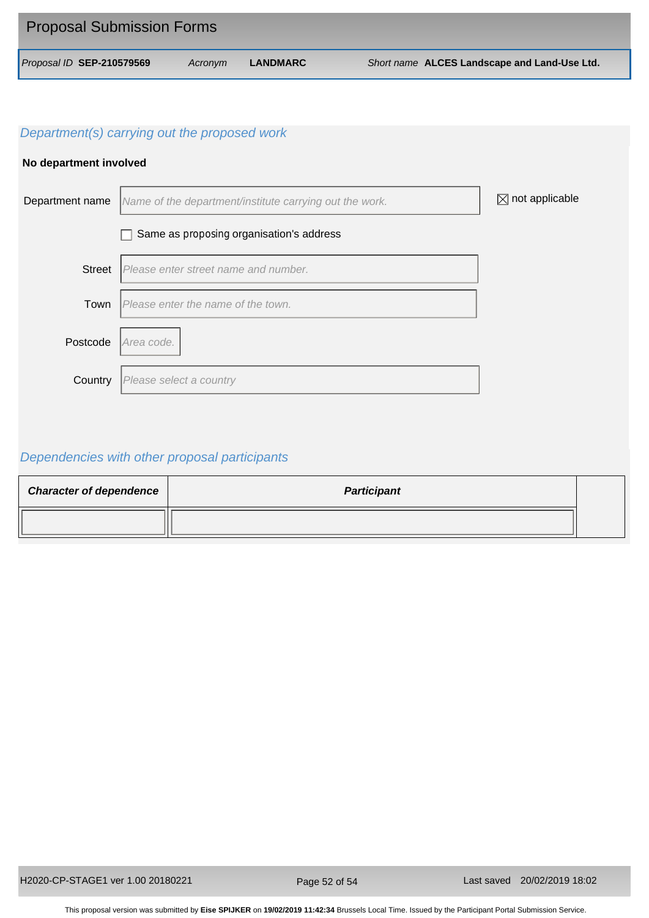## Proposal Submission Forms

*Proposal ID* **SEP-210579569** *Acronym* **LANDMARC** *Short name* **ALCES Landscape and Land-Use Ltd.**

### *Department(s) carrying out the proposed work*

**No department involved**

Department name: *Name of the department/institute carrying out the work.* ☒ not applicable

☐ Same as proposing organisation's address

Street: *Please enter street name and number.*

Town: *Please enter the name of the town.*

Postcode: *Area code.*

Country: *Please select a country*

### *Dependencies with other proposal participants*

| ***Character of dependence*** | ***Participant*** |
|---|---|
| | |

H2020-CP-STAGE1 ver 1.00 20180221

Last saved 20/02/2019 18:02

This proposal version was submitted by **Eise SPIJKER** on **19/02/2019 11:42:34** Brussels Local Time. Issued by the Participant Portal Submission Service.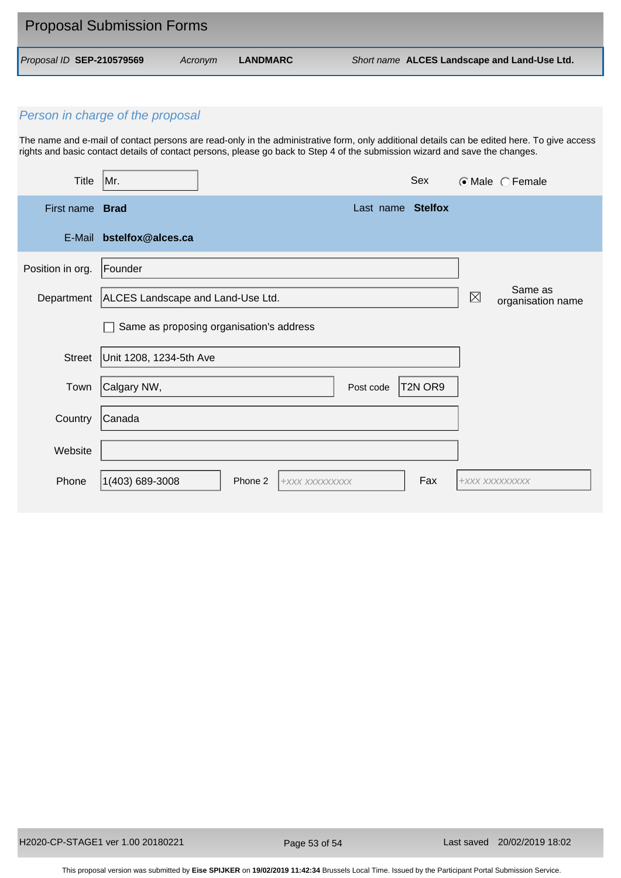# Proposal Submission Forms

*Proposal ID* **SEP-210579569** *Acronym* **LANDMARC** *Short name* **ALCES Landscape and Land-Use Ltd.**

## *Person in charge of the proposal*

The name and e-mail of contact persons are read-only in the administrative form, only additional details can be edited here. To give access rights and basic contact details of contact persons, please go back to Step 4 of the submission wizard and save the changes.

| | | | |
|---|---|---|---|
| Title | Mr. | Sex | ☉ Male ◯ Female |
| First name | **Brad** | Last name | **Stelfox** |
| E-Mail | **bstelfox@alces.ca** | | |
| Position in org. | Founder | | |
| Department | ALCES Landscape and Land-Use Ltd. | ☒ | Same as organisation name |
| | ☐ Same as proposing organisation's address | | |
| Street | Unit 1208, 1234-5th Ave | | |
| Town | Calgary NW, | Post code | T2N OR9 |
| Country | Canada | | |
| Website | | | |
| Phone | 1(403) 689-3008 | Phone 2 | +XXX XXXXXXXXX |
| Fax | +XXX XXXXXXXXX | | |

H2020-CP-STAGE1 ver 1.00 20180221 — Last saved 20/02/2019 18:02

This proposal version was submitted by **Eise SPIJKER** on **19/02/2019 11:42:34** Brussels Local Time. Issued by the Participant Portal Submission Service.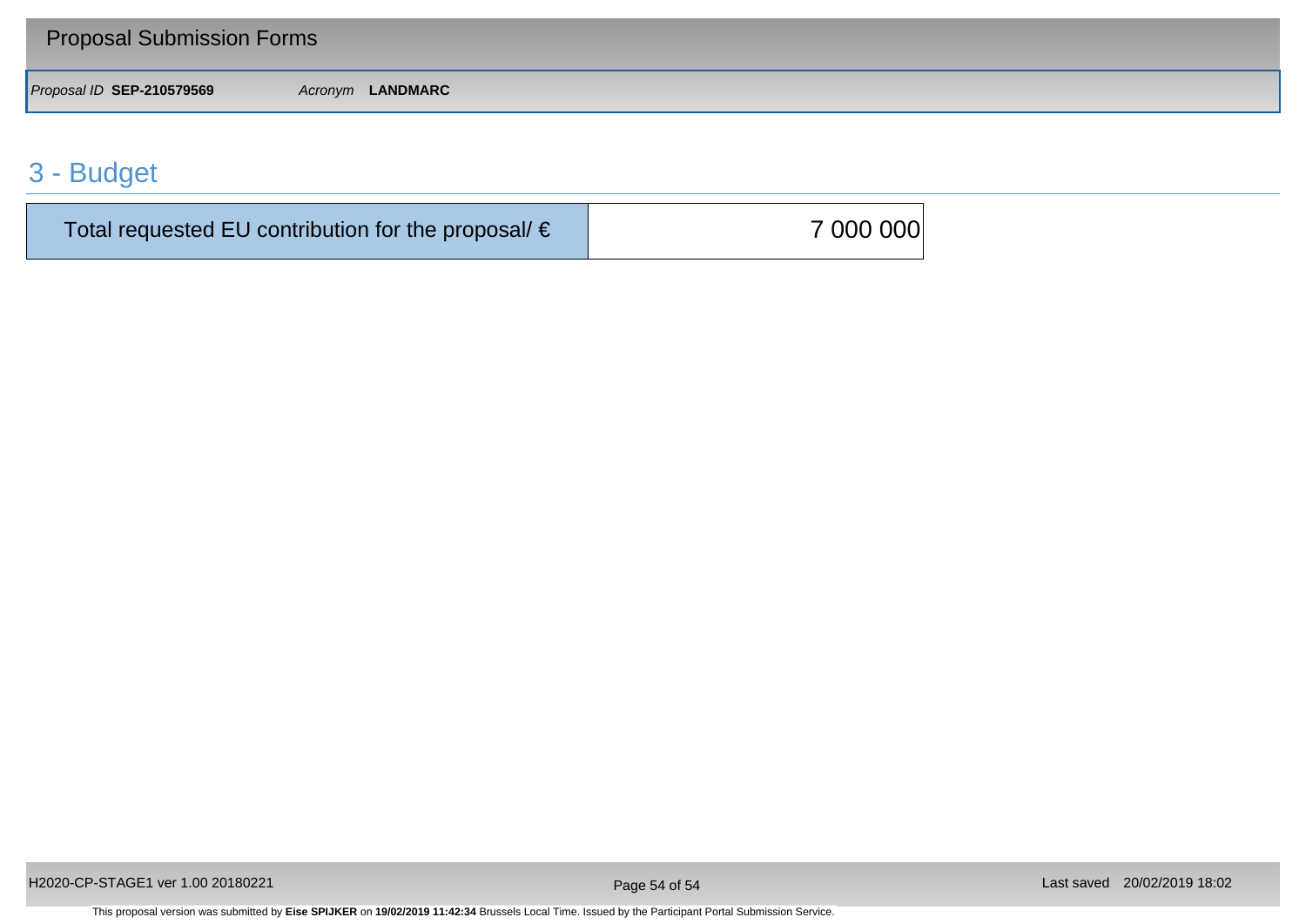## 3 - Budget

| Total requested EU contribution for the proposal/ € | 7 000 000 |
| --- | --- |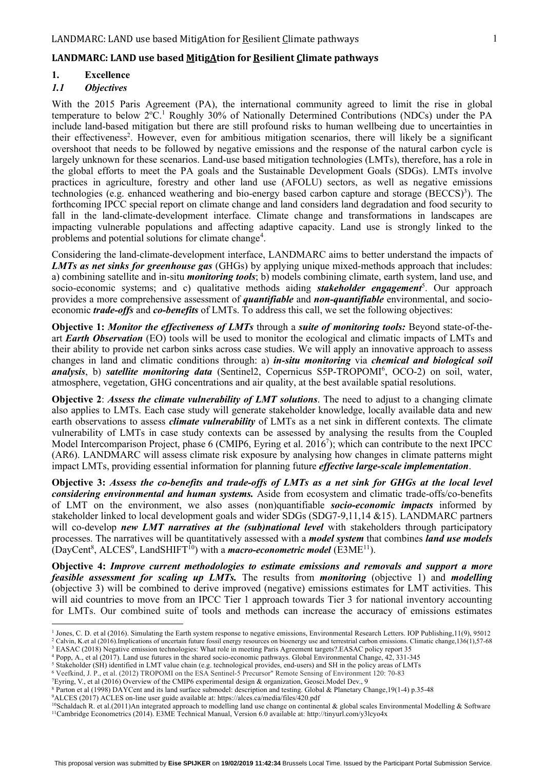# LANDMARC: LAND use based MitigAtion for Resilient Climate pathways

## 1. Excellence

### *1.1 Objectives*

With the 2015 Paris Agreement (PA), the international community agreed to limit the rise in global temperature to below 2ºC.[1] Roughly 30% of Nationally Determined Contributions (NDCs) under the PA include land-based mitigation but there are still profound risks to human wellbeing due to uncertainties in their effectiveness[2]. However, even for ambitious mitigation scenarios, there will likely be a significant overshoot that needs to be followed by negative emissions and the response of the natural carbon cycle is largely unknown for these scenarios. Land-use based mitigation technologies (LMTs), therefore, has a role in the global efforts to meet the PA goals and the Sustainable Development Goals (SDGs). LMTs involve practices in agriculture, forestry and other land use (AFOLU) sectors, as well as negative emissions technologies (e.g. enhanced weathering and bio-energy based carbon capture and storage (BECCS)[3]). The forthcoming IPCC special report on climate change and land considers land degradation and food security to fall in the land-climate-development interface. Climate change and transformations in landscapes are impacting vulnerable populations and affecting adaptive capacity. Land use is strongly linked to the problems and potential solutions for climate change[4].

Considering the land-climate-development interface, LANDMARC aims to better understand the impacts of ***LMTs as net sinks for greenhouse gas*** (GHGs) by applying unique mixed-methods approach that includes: a) combining satellite and in-situ ***monitoring tools***; b) models combining climate, earth system, land use, and socio-economic systems; and c) qualitative methods aiding ***stakeholder engagement***[5]. Our approach provides a more comprehensive assessment of ***quantifiable*** and ***non-quantifiable*** environmental, and socio-economic ***trade-offs*** and ***co-benefits*** of LMTs. To address this call, we set the following objectives:

**Objective 1:** ***Monitor the effectiveness of LMTs*** through a ***suite of monitoring tools:*** Beyond state-of-the-art ***Earth Observation*** (EO) tools will be used to monitor the ecological and climatic impacts of LMTs and their ability to provide net carbon sinks across case studies. We will apply an innovative approach to assess changes in land and climatic conditions through: a) ***in-situ monitoring*** via ***chemical and biological soil analysis***, b) ***satellite monitoring data*** (Sentinel2, Copernicus S5P-TROPOMI[6], OCO-2) on soil, water, atmosphere, vegetation, GHG concentrations and air quality, at the best available spatial resolutions.

**Objective 2**: ***Assess the climate vulnerability of LMT solutions***. The need to adjust to a changing climate also applies to LMTs. Each case study will generate stakeholder knowledge, locally available data and new earth observations to assess ***climate vulnerability*** of LMTs as a net sink in different contexts. The climate vulnerability of LMTs in case study contexts can be assessed by analysing the results from the Coupled Model Intercomparison Project, phase 6 (CMIP6, Eyring et al. 2016[7]); which can contribute to the next IPCC (AR6). LANDMARC will assess climate risk exposure by analysing how changes in climate patterns might impact LMTs, providing essential information for planning future ***effective large-scale implementation***.

**Objective 3:** ***Assess the co-benefits and trade-offs of LMTs as a net sink for GHGs at the local level considering environmental and human systems.*** Aside from ecosystem and climatic trade-offs/co-benefits of LMT on the environment, we also asses (non)quantifiable ***socio-economic impacts*** informed by stakeholder linked to local development goals and wider SDGs (SDG7-9,11,14 &15). LANDMARC partners will co-develop ***new LMT narratives at the (sub)national level*** with stakeholders through participatory processes. The narratives will be quantitatively assessed with a ***model system*** that combines ***land use models*** (DayCent[8], ALCES[9], LandSHIFT[10]) with a ***macro-econometric model*** (E3ME[11]).

**Objective 4:** ***Improve current methodologies to estimate emissions and removals and support a more feasible assessment for scaling up LMTs.*** The results from ***monitoring*** (objective 1) and ***modelling*** (objective 3) will be combined to derive improved (negative) emissions estimates for LMT activities. This will aid countries to move from an IPCC Tier 1 approach towards Tier 3 for national inventory accounting for LMTs. Our combined suite of tools and methods can increase the accuracy of emissions estimates

---

[1] Jones, C. D. et al (2016). Simulating the Earth system response to negative emissions, Environmental Research Letters. IOP Publishing,11(9), 95012

[2] Calvin, K.et al (2016).Implications of uncertain future fossil energy resources on bioenergy use and terrestrial carbon emissions. Climatic change,136(1),57-68

[3] EASAC (2018) Negative emission technologies: What role in meeting Paris Agreement targets?.EASAC policy report 35

[4] Popp, A., et al (2017). Land use futures in the shared socio-economic pathways. Global Environmental Change, 42, 331-345

[5] Stakeholder (SH) identified in LMT value chain (e.g. technological provides, end-users) and SH in the policy areas of LMTs

[6] Veefkind, J. P., et al. (2012) TROPOMI on the ESA Sentinel-5 Precursor" Remote Sensing of Environment 120: 70-83

[7] Eyring, V., et al (2016) Overview of the CMIP6 experimental design & organization, Geosci.Model Dev., 9

[8] Parton et al (1998) DAYCent and its land surface submodel: description and testing. Global & Planetary Change,19(1-4) p.35-48

[9] ALCES (2017) ACLES on-line user guide available at: https://alces.ca/media/files/420.pdf

[10] Schaldach R. et al.(2011)An integrated approach to modelling land use change on continental & global scales Environmental Modelling & Software

[11] Cambridge Econometrics (2014). E3ME Technical Manual, Version 6.0 available at: http://tinyurl.com/y3lcyo4x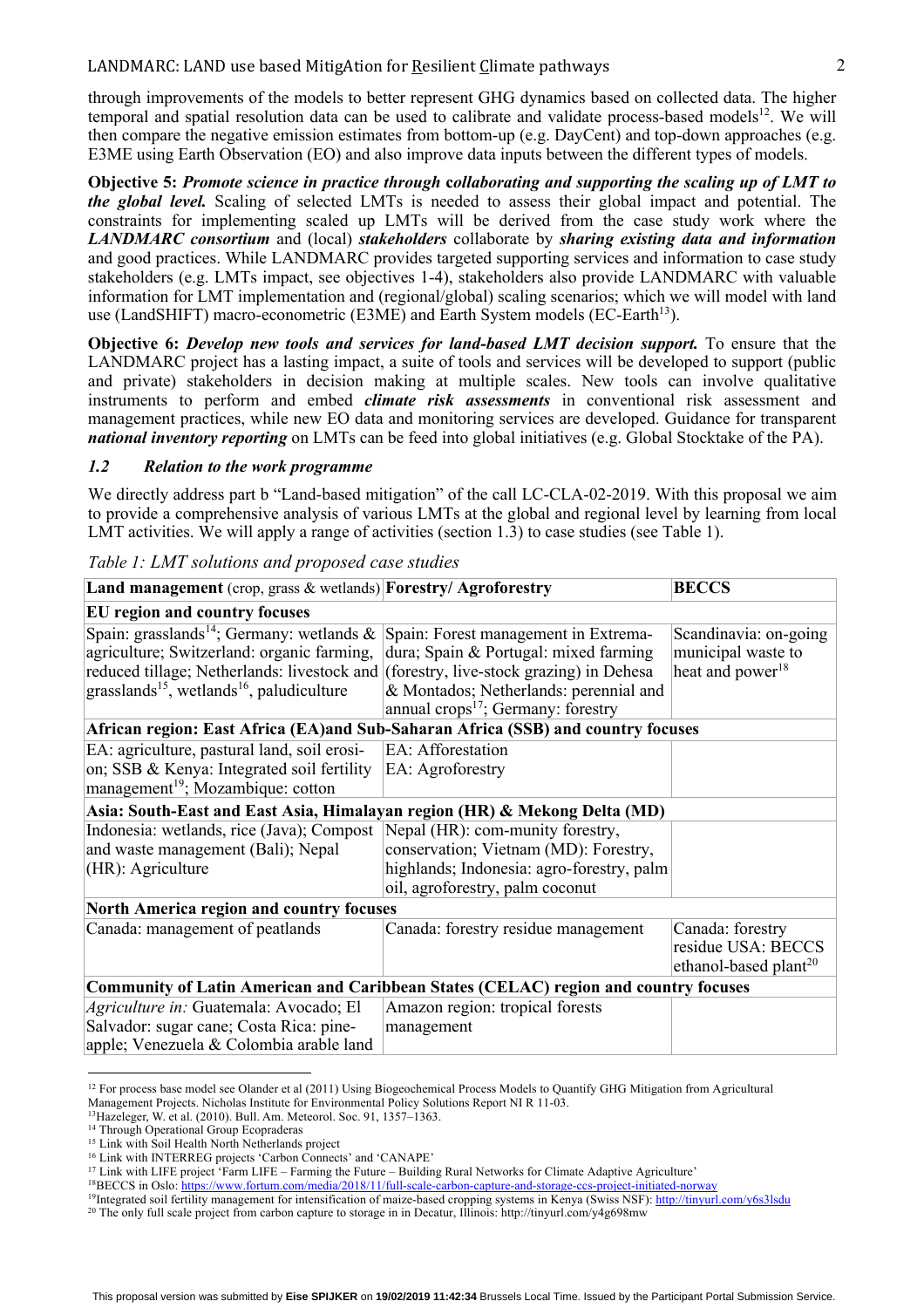through improvements of the models to better represent GHG dynamics based on collected data. The higher temporal and spatial resolution data can be used to calibrate and validate process-based models[12]. We will then compare the negative emission estimates from bottom-up (e.g. DayCent) and top-down approaches (e.g. E3ME using Earth Observation (EO) and also improve data inputs between the different types of models.

**Objective 5:** ***Promote science in practice through*** **collaborating and supporting the scaling up of LMT to *the global level.*** Scaling of selected LMTs is needed to assess their global impact and potential. The constraints for implementing scaled up LMTs will be derived from the case study work where the ***LANDMARC consortium*** and (local) ***stakeholders*** collaborate by ***sharing existing data and information*** and good practices. While LANDMARC provides targeted supporting services and information to case study stakeholders (e.g. LMTs impact, see objectives 1-4), stakeholders also provide LANDMARC with valuable information for LMT implementation and (regional/global) scaling scenarios; which we will model with land use (LandSHIFT) macro-econometric (E3ME) and Earth System models (EC-Earth[13]).

**Objective 6:** ***Develop new tools and services for land-based LMT decision support.*** To ensure that the LANDMARC project has a lasting impact, a suite of tools and services will be developed to support (public and private) stakeholders in decision making at multiple scales. New tools can involve qualitative instruments to perform and embed ***climate risk assessments*** in conventional risk assessment and management practices, while new EO data and monitoring services are developed. Guidance for transparent ***national inventory reporting*** on LMTs can be feed into global initiatives (e.g. Global Stocktake of the PA).

### *1.2 Relation to the work programme*

We directly address part b "Land-based mitigation" of the call LC-CLA-02-2019. With this proposal we aim to provide a comprehensive analysis of various LMTs at the global and regional level by learning from local LMT activities. We will apply a range of activities (section 1.3) to case studies (see Table 1).

*Table 1: LMT solutions and proposed case studies*

| **Land management** (crop, grass & wetlands) | **Forestry/ Agroforestry** | **BECCS** |
|---|---|---|
| **EU region and country focuses** | | |
| Spain: grasslands[14]; Germany: wetlands & agriculture; Switzerland: organic farming, reduced tillage; Netherlands: livestock and grasslands[15], wetlands[16], paludiculture | Spain: Forest management in Extrema-dura; Spain & Portugal: mixed farming (forestry, live-stock grazing) in Dehesa & Montados; Netherlands: perennial and annual crops[17]; Germany: forestry | Scandinavia: on-going municipal waste to heat and power[18] |
| **African region: East Africa (EA)and Sub-Saharan Africa (SSB) and country focuses** | | |
| EA: agriculture, pastural land, soil erosi-on; SSB & Kenya: Integrated soil fertility management[19]; Mozambique: cotton | EA: Afforestation<br>EA: Agroforestry | |
| **Asia: South-East and East Asia, Himalayan region (HR) & Mekong Delta (MD)** | | |
| Indonesia: wetlands, rice (Java); Compost and waste management (Bali); Nepal (HR): Agriculture | Nepal (HR): com-munity forestry, conservation; Vietnam (MD): Forestry, highlands; Indonesia: agro-forestry, palm oil, agroforestry, palm coconut | |
| **North America region and country focuses** | | |
| Canada: management of peatlands | Canada: forestry residue management | Canada: forestry residue USA: BECCS ethanol-based plant[20] |
| **Community of Latin American and Caribbean States (CELAC) region and country focuses** | | |
| *Agriculture in:* Guatemala: Avocado; El Salvador: sugar cane; Costa Rica: pine-apple; Venezuela & Colombia arable land | Amazon region: tropical forests management | |

[12] For process base model see Olander et al (2011) Using Biogeochemical Process Models to Quantify GHG Mitigation from Agricultural Management Projects. Nicholas Institute for Environmental Policy Solutions Report NI R 11-03.
[13] Hazeleger, W. et al. (2010). Bull. Am. Meteorol. Soc. 91, 1357–1363.
[14] Through Operational Group Ecopraderas
[15] Link with Soil Health North Netherlands project
[16] Link with INTERREG projects 'Carbon Connects' and 'CANAPE'
[17] Link with LIFE project 'Farm LIFE – Farming the Future – Building Rural Networks for Climate Adaptive Agriculture'
[18] BECCS in Oslo: https://www.fortum.com/media/2018/11/full-scale-carbon-capture-and-storage-ccs-project-initiated-norway
[19] Integrated soil fertility management for intensification of maize-based cropping systems in Kenya (Swiss NSF): http://tinyurl.com/y6s3lsdu
[20] The only full scale project from carbon capture to storage in in Decatur, Illinois: http://tinyurl.com/y4g698mw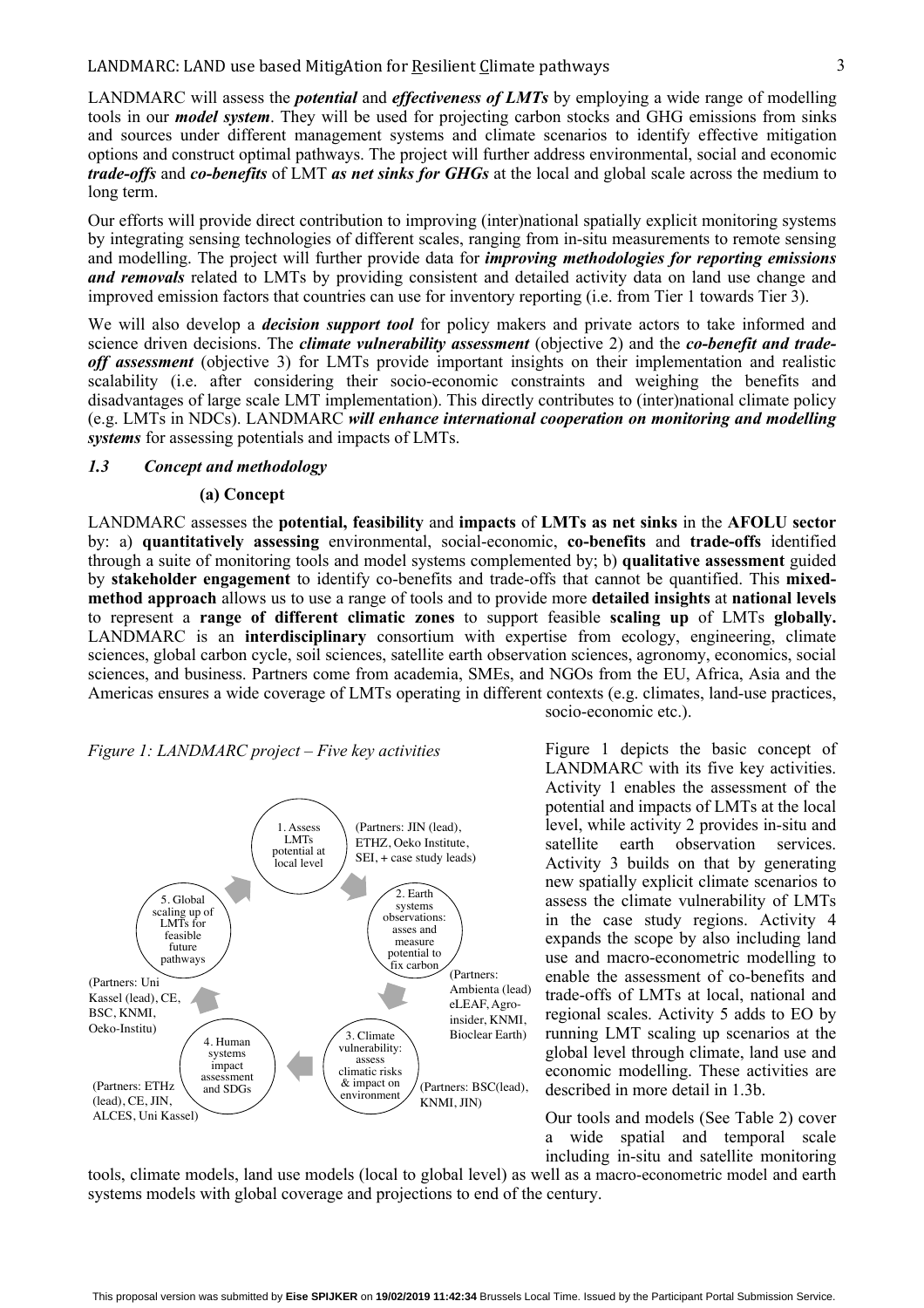LANDMARC will assess the ***potential*** and ***effectiveness of LMTs*** by employing a wide range of modelling tools in our ***model system***. They will be used for projecting carbon stocks and GHG emissions from sinks and sources under different management systems and climate scenarios to identify effective mitigation options and construct optimal pathways. The project will further address environmental, social and economic ***trade-offs*** and ***co-benefits*** of LMT ***as net sinks for GHGs*** at the local and global scale across the medium to long term.

Our efforts will provide direct contribution to improving (inter)national spatially explicit monitoring systems by integrating sensing technologies of different scales, ranging from in-situ measurements to remote sensing and modelling. The project will further provide data for ***improving methodologies for reporting emissions and removals*** related to LMTs by providing consistent and detailed activity data on land use change and improved emission factors that countries can use for inventory reporting (i.e. from Tier 1 towards Tier 3).

We will also develop a ***decision support tool*** for policy makers and private actors to take informed and science driven decisions. The ***climate vulnerability assessment*** (objective 2) and the ***co-benefit and trade-off assessment*** (objective 3) for LMTs provide important insights on their implementation and realistic scalability (i.e. after considering their socio-economic constraints and weighing the benefits and disadvantages of large scale LMT implementation). This directly contributes to (inter)national climate policy (e.g. LMTs in NDCs). LANDMARC ***will enhance international cooperation on monitoring and modelling systems*** for assessing potentials and impacts of LMTs.

### *1.3 Concept and methodology*

#### (a) Concept

LANDMARC assesses the **potential, feasibility** and **impacts** of **LMTs as net sinks** in the **AFOLU sector** by: a) **quantitatively assessing** environmental, social-economic, **co-benefits** and **trade-offs** identified through a suite of monitoring tools and model systems complemented by; b) **qualitative assessment** guided by **stakeholder engagement** to identify co-benefits and trade-offs that cannot be quantified. This **mixed-method approach** allows us to use a range of tools and to provide more **detailed insights** at **national levels** to represent a **range of different climatic zones** to support feasible **scaling up** of LMTs **globally.** LANDMARC is an **interdisciplinary** consortium with expertise from ecology, engineering, climate sciences, global carbon cycle, soil sciences, satellite earth observation sciences, agronomy, economics, social sciences, and business. Partners come from academia, SMEs, and NGOs from the EU, Africa, Asia and the Americas ensures a wide coverage of LMTs operating in different contexts (e.g. climates, land-use practices, socio-economic etc.).

*Figure 1: LANDMARC project – Five key activities*

1. Assess LMTs potential at local level (Partners: JIN (lead), ETHZ, Oeko Institute, SEI, + case study leads)
2. Earth systems observations: asses and measure potential to fix carbon (Partners: Ambienta (lead) eLEAF, Agro-insider, KNMI, Bioclear Earth)
3. Climate vulnerability: assess climatic risks & impact on environment (Partners: BSC(lead), KNMI, JIN)
4. Human systems impact assessment and SDGs (Partners: ETHz (lead), CE, JIN, ALCES, Uni Kassel)
5. Global scaling up of LMTs for feasible future pathways (Partners: Uni Kassel (lead), CE, BSC, KNMI, Oeko-Institu)

Figure 1 depicts the basic concept of LANDMARC with its five key activities. Activity 1 enables the assessment of the potential and impacts of LMTs at the local level, while activity 2 provides in-situ and satellite earth observation services. Activity 3 builds on that by generating new spatially explicit climate scenarios to assess the climate vulnerability of LMTs in the case study regions. Activity 4 expands the scope by also including land use and macro-econometric modelling to enable the assessment of co-benefits and trade-offs of LMTs at local, national and regional scales. Activity 5 adds to EO by running LMT scaling up scenarios at the global level through climate, land use and economic modelling. These activities are described in more detail in 1.3b.

Our tools and models (See Table 2) cover a wide spatial and temporal scale including in-situ and satellite monitoring tools, climate models, land use models (local to global level) as well as a macro-econometric model and earth systems models with global coverage and projections to end of the century.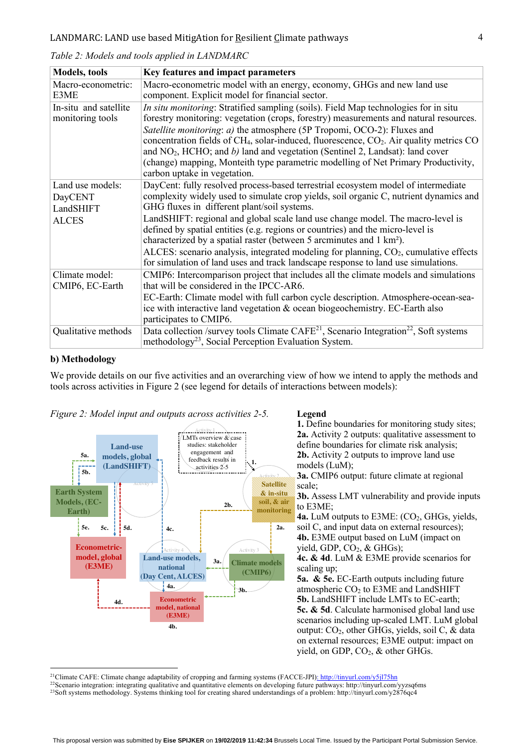*Table 2: Models and tools applied in LANDMARC*

| Models, tools | Key features and impact parameters |
|---|---|
| Macro-econometric: E3ME | Macro-econometric model with an energy, economy, GHGs and new land use component. Explicit model for financial sector. |
| In-situ and satellite monitoring tools | *In situ monitoring*: Stratified sampling (soils). Field Map technologies for in situ forestry monitoring: vegetation (crops, forestry) measurements and natural resources. *Satellite monitoring*: *a)* the atmosphere (5P Tropomi, OCO-2): Fluxes and concentration fields of $CH_4$, solar-induced, fluorescence, $CO_2$. Air quality metrics CO and $NO_2$, HCHO; and *b)* land and vegetation (Sentinel 2, Landsat): land cover (change) mapping, Monteith type parametric modelling of Net Primary Productivity, carbon uptake in vegetation. |
| Land use models: DayCENT LandSHIFT ALCES | DayCent: fully resolved process-based terrestrial ecosystem model of intermediate complexity widely used to simulate crop yields, soil organic C, nutrient dynamics and GHG fluxes in different plant/soil systems. LandSHIFT: regional and global scale land use change model. The macro-level is defined by spatial entities (e.g. regions or countries) and the micro-level is characterized by a spatial raster (between 5 arcminutes and 1 $km^2$). ALCES: scenario analysis, integrated modeling for planning, $CO_2$, cumulative effects for simulation of land uses and track landscape response to land use simulations. |
| Climate model: CMIP6, EC-Earth | CMIP6: Intercomparison project that includes all the climate models and simulations that will be considered in the IPCC-AR6. EC-Earth: Climate model with full carbon cycle description. Atmosphere-ocean-sea-ice with interactive land vegetation & ocean biogeochemistry. EC-Earth also participates to CMIP6. |
| Qualitative methods | Data collection /survey tools Climate CAFE[21], Scenario Integration[22], Soft systems methodology[23], Social Perception Evaluation System. |

**b) Methodology**

We provide details on our five activities and an overarching view of how we intend to apply the methods and tools across activities in Figure 2 (see legend for details of interactions between models):

*Figure 2: Model input and outputs across activities 2-5.*

**Legend**
**1.** Define boundaries for monitoring study sites;
**2a.** Activity 2 outputs: qualitative assessment to define boundaries for climate risk analysis;
**2b.** Activity 2 outputs to improve land use models (LuM);
**3a.** CMIP6 output: future climate at regional scale;
**3b.** Assess LMT vulnerability and provide inputs to E3ME;
**4a.** LuM outputs to E3ME: ($CO_2$, GHGs, yields, soil C, and input data on external resources);
**4b.** E3ME output based on LuM (impact on yield, GDP, $CO_2$, & GHGs);
**4c. & 4d.** LuM & E3ME provide scenarios for scaling up;
**5a. & 5e.** EC-Earth outputs including future atmospheric $CO_2$ to E3ME and LandSHIFT
**5b.** LandSHIFT include LMTs to EC-earth;
**5c. & 5d.** Calculate harmonised global land use scenarios including up-scaled LMT. LuM global output: $CO_2$, other GHGs, yields, soil C, & data on external resources; E3ME output: impact on yield, on GDP, $CO_2$, & other GHGs.

---
[21] Climate CAFE: Climate change adaptability of cropping and farming systems (FACCE-JPI): http://tinyurl.com/y5jl75hn
[22] Scenario integration: integrating qualitative and quantitative elements on developing future pathways: http://tinyurl.com/yyzsq6ms
[23] Soft systems methodology. Systems thinking tool for creating shared understandings of a problem: http://tinyurl.com/y2876qc4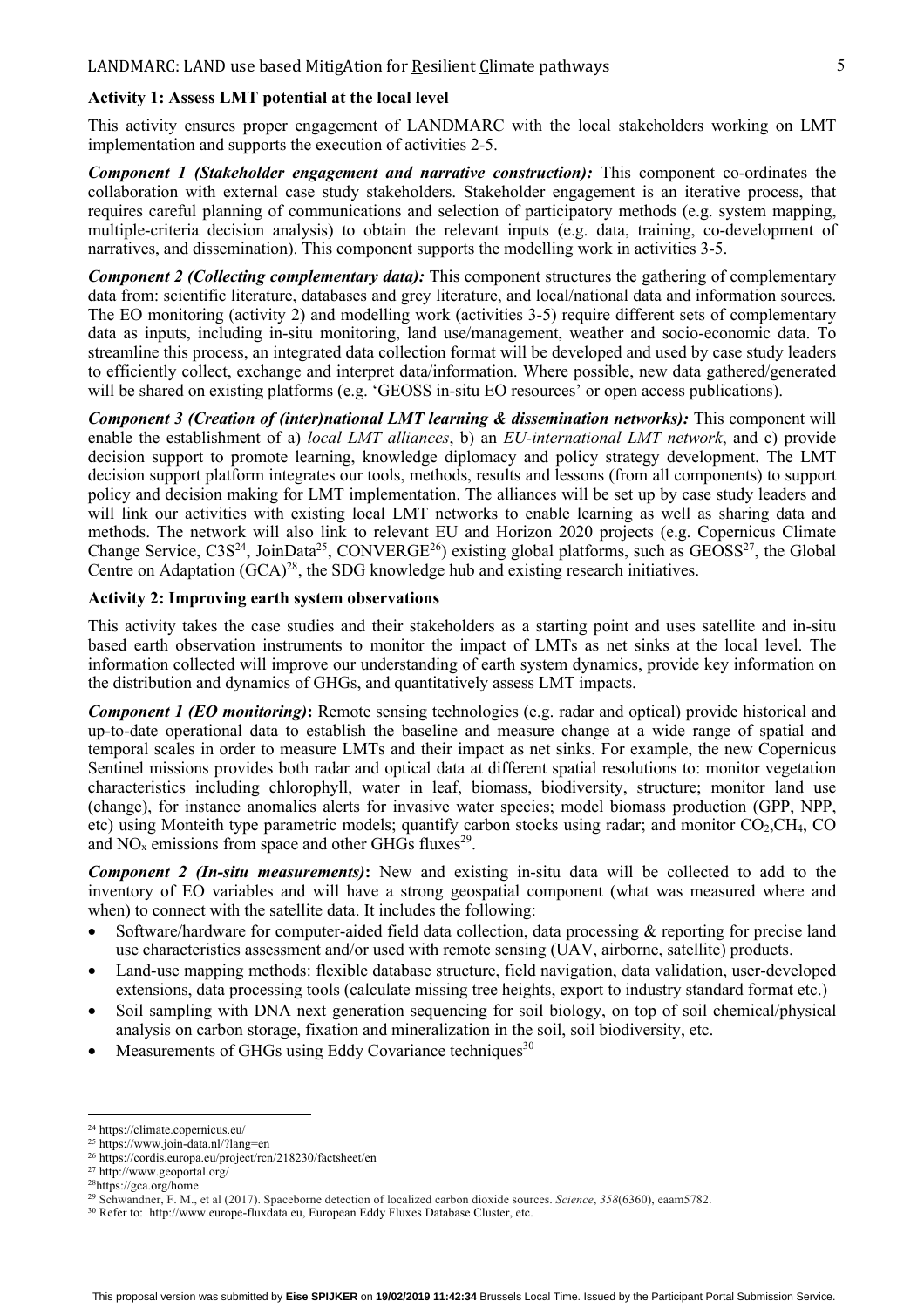**Activity 1: Assess LMT potential at the local level**

This activity ensures proper engagement of LANDMARC with the local stakeholders working on LMT implementation and supports the execution of activities 2-5.

***Component 1 (Stakeholder engagement and narrative construction):*** This component co-ordinates the collaboration with external case study stakeholders. Stakeholder engagement is an iterative process, that requires careful planning of communications and selection of participatory methods (e.g. system mapping, multiple-criteria decision analysis) to obtain the relevant inputs (e.g. data, training, co-development of narratives, and dissemination). This component supports the modelling work in activities 3-5.

***Component 2 (Collecting complementary data):*** This component structures the gathering of complementary data from: scientific literature, databases and grey literature, and local/national data and information sources. The EO monitoring (activity 2) and modelling work (activities 3-5) require different sets of complementary data as inputs, including in-situ monitoring, land use/management, weather and socio-economic data. To streamline this process, an integrated data collection format will be developed and used by case study leaders to efficiently collect, exchange and interpret data/information. Where possible, new data gathered/generated will be shared on existing platforms (e.g. 'GEOSS in-situ EO resources' or open access publications).

***Component 3 (Creation of (inter)national LMT learning & dissemination networks):*** This component will enable the establishment of a) *local LMT alliances*, b) an *EU-international LMT network*, and c) provide decision support to promote learning, knowledge diplomacy and policy strategy development. The LMT decision support platform integrates our tools, methods, results and lessons (from all components) to support policy and decision making for LMT implementation. The alliances will be set up by case study leaders and will link our activities with existing local LMT networks to enable learning as well as sharing data and methods. The network will also link to relevant EU and Horizon 2020 projects (e.g. Copernicus Climate Change Service, C3S[24], JoinData[25], CONVERGE[26]) existing global platforms, such as GEOSS[27], the Global Centre on Adaptation (GCA)[28], the SDG knowledge hub and existing research initiatives.

**Activity 2: Improving earth system observations**

This activity takes the case studies and their stakeholders as a starting point and uses satellite and in-situ based earth observation instruments to monitor the impact of LMTs as net sinks at the local level. The information collected will improve our understanding of earth system dynamics, provide key information on the distribution and dynamics of GHGs, and quantitatively assess LMT impacts.

***Component 1 (EO monitoring)*:** Remote sensing technologies (e.g. radar and optical) provide historical and up-to-date operational data to establish the baseline and measure change at a wide range of spatial and temporal scales in order to measure LMTs and their impact as net sinks. For example, the new Copernicus Sentinel missions provides both radar and optical data at different spatial resolutions to: monitor vegetation characteristics including chlorophyll, water in leaf, biomass, biodiversity, structure; monitor land use (change), for instance anomalies alerts for invasive water species; model biomass production (GPP, NPP, etc) using Monteith type parametric models; quantify carbon stocks using radar; and monitor $CO_2$,$CH_4$, CO and $NO_x$ emissions from space and other GHGs fluxes[29].

***Component 2 (In-situ measurements)*:** New and existing in-situ data will be collected to add to the inventory of EO variables and will have a strong geospatial component (what was measured where and when) to connect with the satellite data. It includes the following:

- Software/hardware for computer-aided field data collection, data processing & reporting for precise land use characteristics assessment and/or used with remote sensing (UAV, airborne, satellite) products.
- Land-use mapping methods: flexible database structure, field navigation, data validation, user-developed extensions, data processing tools (calculate missing tree heights, export to industry standard format etc.)
- Soil sampling with DNA next generation sequencing for soil biology, on top of soil chemical/physical analysis on carbon storage, fixation and mineralization in the soil, soil biodiversity, etc.
- Measurements of GHGs using Eddy Covariance techniques[30]

---

[24] https://climate.copernicus.eu/
[25] https://www.join-data.nl/?lang=en
[26] https://cordis.europa.eu/project/rcn/218230/factsheet/en
[27] http://www.geoportal.org/
[28] https://gca.org/home
[29] Schwandner, F. M., et al (2017). Spaceborne detection of localized carbon dioxide sources. *Science*, *358*(6360), eaam5782.
[30] Refer to: http://www.europe-fluxdata.eu, European Eddy Fluxes Database Cluster, etc.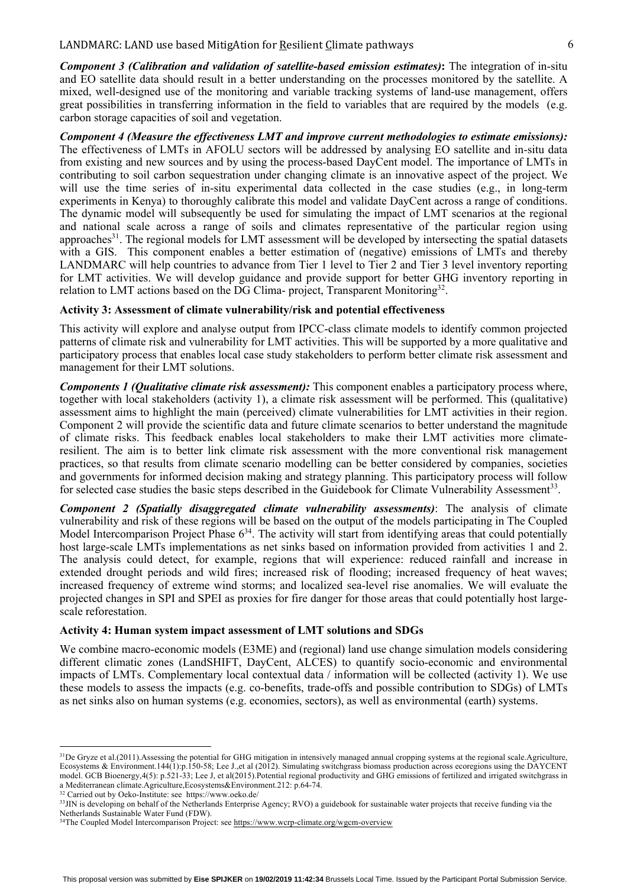***Component 3 (Calibration and validation of satellite-based emission estimates)*:** The integration of in-situ and EO satellite data should result in a better understanding on the processes monitored by the satellite. A mixed, well-designed use of the monitoring and variable tracking systems of land-use management, offers great possibilities in transferring information in the field to variables that are required by the models (e.g. carbon storage capacities of soil and vegetation.

***Component 4 (Measure the effectiveness LMT and improve current methodologies to estimate emissions):*** The effectiveness of LMTs in AFOLU sectors will be addressed by analysing EO satellite and in-situ data from existing and new sources and by using the process-based DayCent model. The importance of LMTs in contributing to soil carbon sequestration under changing climate is an innovative aspect of the project. We will use the time series of in-situ experimental data collected in the case studies (e.g., in long-term experiments in Kenya) to thoroughly calibrate this model and validate DayCent across a range of conditions. The dynamic model will subsequently be used for simulating the impact of LMT scenarios at the regional and national scale across a range of soils and climates representative of the particular region using approaches[31]. The regional models for LMT assessment will be developed by intersecting the spatial datasets with a GIS. This component enables a better estimation of (negative) emissions of LMTs and thereby LANDMARC will help countries to advance from Tier 1 level to Tier 2 and Tier 3 level inventory reporting for LMT activities. We will develop guidance and provide support for better GHG inventory reporting in relation to LMT actions based on the DG Clima- project, Transparent Monitoring[32].

**Activity 3: Assessment of climate vulnerability/risk and potential effectiveness**

This activity will explore and analyse output from IPCC-class climate models to identify common projected patterns of climate risk and vulnerability for LMT activities. This will be supported by a more qualitative and participatory process that enables local case study stakeholders to perform better climate risk assessment and management for their LMT solutions.

***Components 1 (Qualitative climate risk assessment):*** This component enables a participatory process where, together with local stakeholders (activity 1), a climate risk assessment will be performed. This (qualitative) assessment aims to highlight the main (perceived) climate vulnerabilities for LMT activities in their region. Component 2 will provide the scientific data and future climate scenarios to better understand the magnitude of climate risks. This feedback enables local stakeholders to make their LMT activities more climate-resilient. The aim is to better link climate risk assessment with the more conventional risk management practices, so that results from climate scenario modelling can be better considered by companies, societies and governments for informed decision making and strategy planning. This participatory process will follow for selected case studies the basic steps described in the Guidebook for Climate Vulnerability Assessment[33].

***Component 2 (Spatially disaggregated climate vulnerability assessments)***: The analysis of climate vulnerability and risk of these regions will be based on the output of the models participating in The Coupled Model Intercomparison Project Phase 6[34]. The activity will start from identifying areas that could potentially host large-scale LMTs implementations as net sinks based on information provided from activities 1 and 2. The analysis could detect, for example, regions that will experience: reduced rainfall and increase in extended drought periods and wild fires; increased risk of flooding; increased frequency of heat waves; increased frequency of extreme wind storms; and localized sea-level rise anomalies. We will evaluate the projected changes in SPI and SPEI as proxies for fire danger for those areas that could potentially host large-scale reforestation.

**Activity 4: Human system impact assessment of LMT solutions and SDGs**

We combine macro-economic models (E3ME) and (regional) land use change simulation models considering different climatic zones (LandSHIFT, DayCent, ALCES) to quantify socio-economic and environmental impacts of LMTs. Complementary local contextual data / information will be collected (activity 1). We use these models to assess the impacts (e.g. co-benefits, trade-offs and possible contribution to SDGs) of LMTs as net sinks also on human systems (e.g. economies, sectors), as well as environmental (earth) systems.

---

[31] De Gryze et al.(2011).Assessing the potential for GHG mitigation in intensively managed annual cropping systems at the regional scale.Agriculture, Ecosystems & Environment.144(1):p.150-58; Lee J.,et al (2012). Simulating switchgrass biomass production across ecoregions using the DAYCENT model. GCB Bioenergy,4(5): p.521-33; Lee J, et al(2015).Potential regional productivity and GHG emissions of fertilized and irrigated switchgrass in a Mediterranean climate.Agriculture,Ecosystems&Environment.212: p.64-74.

[32] Carried out by Oeko-Institute: see https://www.oeko.de/

[33] JIN is developing on behalf of the Netherlands Enterprise Agency; RVO) a guidebook for sustainable water projects that receive funding via the Netherlands Sustainable Water Fund (FDW).

[34] The Coupled Model Intercomparison Project: see https://www.wcrp-climate.org/wgcm-overview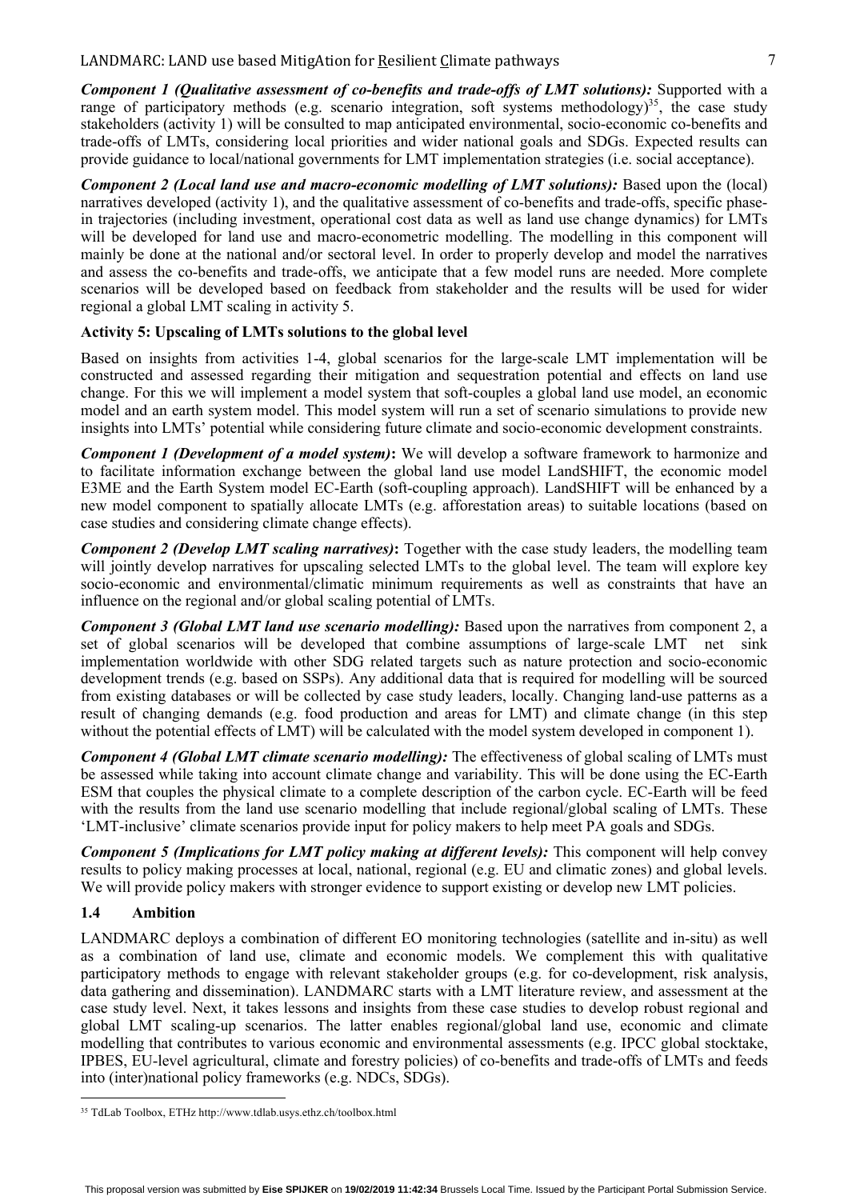***Component 1 (Qualitative assessment of co-benefits and trade-offs of LMT solutions):*** Supported with a range of participatory methods (e.g. scenario integration, soft systems methodology)[35], the case study stakeholders (activity 1) will be consulted to map anticipated environmental, socio-economic co-benefits and trade-offs of LMTs, considering local priorities and wider national goals and SDGs. Expected results can provide guidance to local/national governments for LMT implementation strategies (i.e. social acceptance).

***Component 2 (Local land use and macro-economic modelling of LMT solutions):*** Based upon the (local) narratives developed (activity 1), and the qualitative assessment of co-benefits and trade-offs, specific phase-in trajectories (including investment, operational cost data as well as land use change dynamics) for LMTs will be developed for land use and macro-econometric modelling. The modelling in this component will mainly be done at the national and/or sectoral level. In order to properly develop and model the narratives and assess the co-benefits and trade-offs, we anticipate that a few model runs are needed. More complete scenarios will be developed based on feedback from stakeholder and the results will be used for wider regional a global LMT scaling in activity 5.

**Activity 5: Upscaling of LMTs solutions to the global level**

Based on insights from activities 1-4, global scenarios for the large-scale LMT implementation will be constructed and assessed regarding their mitigation and sequestration potential and effects on land use change. For this we will implement a model system that soft-couples a global land use model, an economic model and an earth system model. This model system will run a set of scenario simulations to provide new insights into LMTs' potential while considering future climate and socio-economic development constraints.

***Component 1 (Development of a model system)*****:** We will develop a software framework to harmonize and to facilitate information exchange between the global land use model LandSHIFT, the economic model E3ME and the Earth System model EC-Earth (soft-coupling approach). LandSHIFT will be enhanced by a new model component to spatially allocate LMTs (e.g. afforestation areas) to suitable locations (based on case studies and considering climate change effects).

***Component 2 (Develop LMT scaling narratives)*****:** Together with the case study leaders, the modelling team will jointly develop narratives for upscaling selected LMTs to the global level. The team will explore key socio-economic and environmental/climatic minimum requirements as well as constraints that have an influence on the regional and/or global scaling potential of LMTs.

***Component 3 (Global LMT land use scenario modelling):*** Based upon the narratives from component 2, a set of global scenarios will be developed that combine assumptions of large-scale LMT net sink implementation worldwide with other SDG related targets such as nature protection and socio-economic development trends (e.g. based on SSPs). Any additional data that is required for modelling will be sourced from existing databases or will be collected by case study leaders, locally. Changing land-use patterns as a result of changing demands (e.g. food production and areas for LMT) and climate change (in this step without the potential effects of LMT) will be calculated with the model system developed in component 1).

***Component 4 (Global LMT climate scenario modelling):*** The effectiveness of global scaling of LMTs must be assessed while taking into account climate change and variability. This will be done using the EC-Earth ESM that couples the physical climate to a complete description of the carbon cycle. EC-Earth will be feed with the results from the land use scenario modelling that include regional/global scaling of LMTs. These 'LMT-inclusive' climate scenarios provide input for policy makers to help meet PA goals and SDGs.

***Component 5 (Implications for LMT policy making at different levels):*** This component will help convey results to policy making processes at local, national, regional (e.g. EU and climatic zones) and global levels. We will provide policy makers with stronger evidence to support existing or develop new LMT policies.

### 1.4 Ambition

LANDMARC deploys a combination of different EO monitoring technologies (satellite and in-situ) as well as a combination of land use, climate and economic models. We complement this with qualitative participatory methods to engage with relevant stakeholder groups (e.g. for co-development, risk analysis, data gathering and dissemination). LANDMARC starts with a LMT literature review, and assessment at the case study level. Next, it takes lessons and insights from these case studies to develop robust regional and global LMT scaling-up scenarios. The latter enables regional/global land use, economic and climate modelling that contributes to various economic and environmental assessments (e.g. IPCC global stocktake, IPBES, EU-level agricultural, climate and forestry policies) of co-benefits and trade-offs of LMTs and feeds into (inter)national policy frameworks (e.g. NDCs, SDGs).

[35] TdLab Toolbox, ETHz http://www.tdlab.usys.ethz.ch/toolbox.html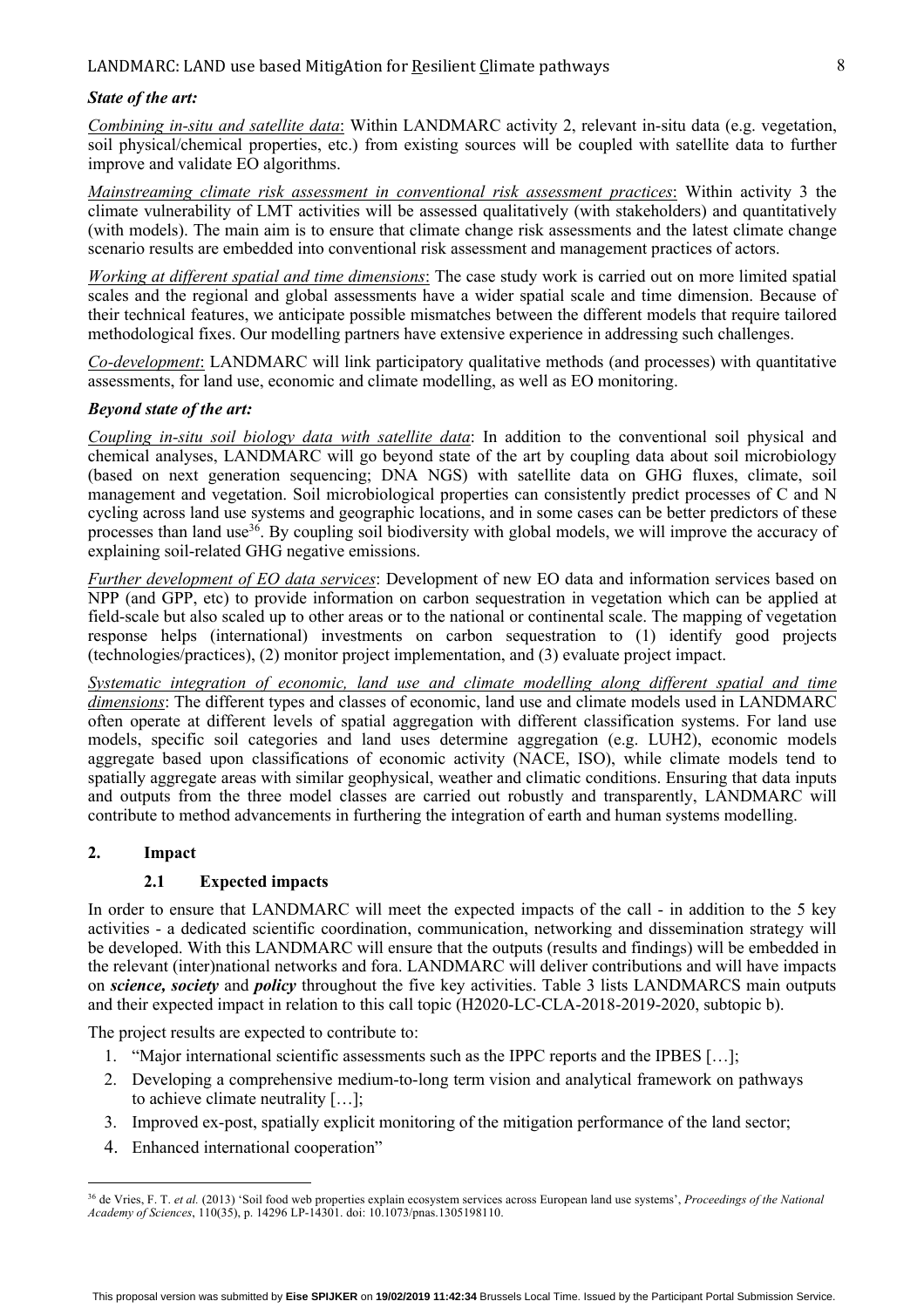***State of the art:***

*Combining in-situ and satellite data*: Within LANDMARC activity 2, relevant in-situ data (e.g. vegetation, soil physical/chemical properties, etc.) from existing sources will be coupled with satellite data to further improve and validate EO algorithms.

*Mainstreaming climate risk assessment in conventional risk assessment practices*: Within activity 3 the climate vulnerability of LMT activities will be assessed qualitatively (with stakeholders) and quantitatively (with models). The main aim is to ensure that climate change risk assessments and the latest climate change scenario results are embedded into conventional risk assessment and management practices of actors.

*Working at different spatial and time dimensions*: The case study work is carried out on more limited spatial scales and the regional and global assessments have a wider spatial scale and time dimension. Because of their technical features, we anticipate possible mismatches between the different models that require tailored methodological fixes. Our modelling partners have extensive experience in addressing such challenges.

*Co-development*: LANDMARC will link participatory qualitative methods (and processes) with quantitative assessments, for land use, economic and climate modelling, as well as EO monitoring.

***Beyond state of the art:***

*Coupling in-situ soil biology data with satellite data*: In addition to the conventional soil physical and chemical analyses, LANDMARC will go beyond state of the art by coupling data about soil microbiology (based on next generation sequencing; DNA NGS) with satellite data on GHG fluxes, climate, soil management and vegetation. Soil microbiological properties can consistently predict processes of C and N cycling across land use systems and geographic locations, and in some cases can be better predictors of these processes than land use[36]. By coupling soil biodiversity with global models, we will improve the accuracy of explaining soil-related GHG negative emissions.

*Further development of EO data services*: Development of new EO data and information services based on NPP (and GPP, etc) to provide information on carbon sequestration in vegetation which can be applied at field-scale but also scaled up to other areas or to the national or continental scale. The mapping of vegetation response helps (international) investments on carbon sequestration to (1) identify good projects (technologies/practices), (2) monitor project implementation, and (3) evaluate project impact.

*Systematic integration of economic, land use and climate modelling along different spatial and time dimensions*: The different types and classes of economic, land use and climate models used in LANDMARC often operate at different levels of spatial aggregation with different classification systems. For land use models, specific soil categories and land uses determine aggregation (e.g. LUH2), economic models aggregate based upon classifications of economic activity (NACE, ISO), while climate models tend to spatially aggregate areas with similar geophysical, weather and climatic conditions. Ensuring that data inputs and outputs from the three model classes are carried out robustly and transparently, LANDMARC will contribute to method advancements in furthering the integration of earth and human systems modelling.

## 2. Impact

### 2.1 Expected impacts

In order to ensure that LANDMARC will meet the expected impacts of the call - in addition to the 5 key activities - a dedicated scientific coordination, communication, networking and dissemination strategy will be developed. With this LANDMARC will ensure that the outputs (results and findings) will be embedded in the relevant (inter)national networks and fora. LANDMARC will deliver contributions and will have impacts on ***science, society*** and ***policy*** throughout the five key activities. Table 3 lists LANDMARCS main outputs and their expected impact in relation to this call topic (H2020-LC-CLA-2018-2019-2020, subtopic b).

The project results are expected to contribute to:

1. "Major international scientific assessments such as the IPPC reports and the IPBES […];
2. Developing a comprehensive medium-to-long term vision and analytical framework on pathways to achieve climate neutrality […];
3. Improved ex-post, spatially explicit monitoring of the mitigation performance of the land sector;
4. Enhanced international cooperation"

[36] de Vries, F. T. *et al.* (2013) 'Soil food web properties explain ecosystem services across European land use systems', *Proceedings of the National Academy of Sciences*, 110(35), p. 14296 LP-14301. doi: 10.1073/pnas.1305198110.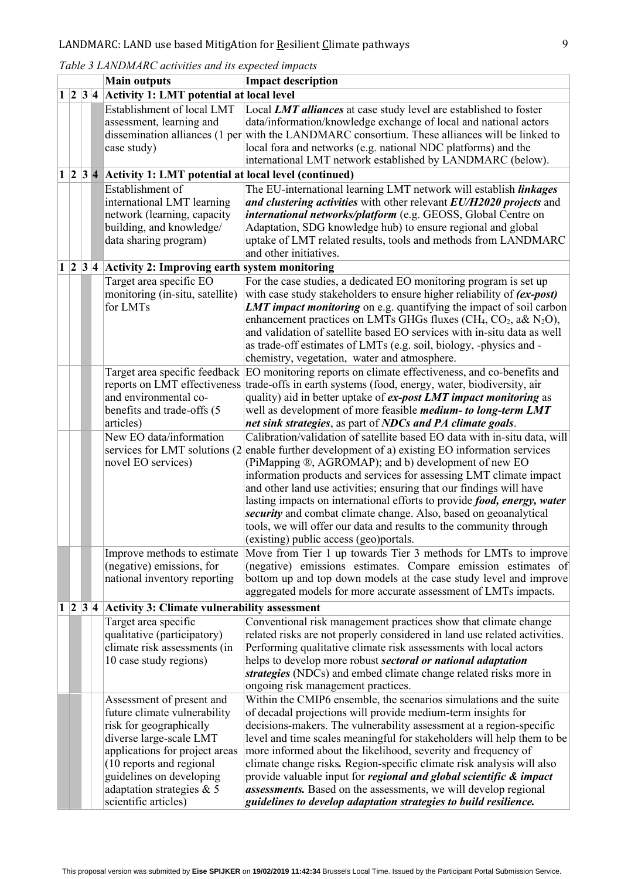*Table 3 LANDMARC activities and its expected impacts*

| 1 | 2 | 3 | 4 | Main outputs | Impact description |
|---|---|---|---|---|---|
| 1 | 2 | 3 | 4 | **Activity 1: LMT potential at local level** | |
| | | | | Establishment of local LMT assessment, learning and dissemination alliances (1 per case study) | Local ***LMT alliances*** at case study level are established to foster data/information/knowledge exchange of local and national actors with the LANDMARC consortium. These alliances will be linked to local fora and networks (e.g. national NDC platforms) and the international LMT network established by LANDMARC (below). |
| 1 | 2 | 3 | 4 | **Activity 1: LMT potential at local level (continued)** | |
| | | | | Establishment of international LMT learning network (learning, capacity building, and knowledge/ data sharing program) | The EU-international learning LMT network will establish ***linkages and clustering activities*** with other relevant ***EU/H2020 projects*** and ***international networks/platform*** (e.g. GEOSS, Global Centre on Adaptation, SDG knowledge hub) to ensure regional and global uptake of LMT related results, tools and methods from LANDMARC and other initiatives. |
| 1 | 2 | 3 | 4 | **Activity 2: Improving earth system monitoring** | |
| | | | | Target area specific EO monitoring (in-situ, satellite) for LMTs | For the case studies, a dedicated EO monitoring program is set up with case study stakeholders to ensure higher reliability of ***(ex-post) LMT impact monitoring*** on e.g. quantifying the impact of soil carbon enhancement practices on LMTs GHGs fluxes ($CH_4$, $CO_2$, a& $N_2O$), and validation of satellite based EO services with in-situ data as well as trade-off estimates of LMTs (e.g. soil, biology, -physics and -chemistry, vegetation, water and atmosphere. |
| | | | | Target area specific feedback reports on LMT effectiveness and environmental co-benefits and trade-offs (5 articles) | EO monitoring reports on climate effectiveness, and co-benefits and trade-offs in earth systems (food, energy, water, biodiversity, air quality) aid in better uptake of ***ex-post LMT impact monitoring*** as well as development of more feasible ***medium- to long-term LMT net sink strategies***, as part of ***NDCs and PA climate goals***. |
| | | | | New EO data/information services for LMT solutions (2 novel EO services) | Calibration/validation of satellite based EO data with in-situ data, will enable further development of a) existing EO information services (PiMapping ®, AGROMAP); and b) development of new EO information products and services for assessing LMT climate impact and other land use activities; ensuring that our findings will have lasting impacts on international efforts to provide ***food, energy, water security*** and combat climate change. Also, based on geoanalytical tools, we will offer our data and results to the community through (existing) public access (geo)portals. |
| | | | | Improve methods to estimate (negative) emissions, for national inventory reporting | Move from Tier 1 up towards Tier 3 methods for LMTs to improve (negative) emissions estimates. Compare emission estimates of bottom up and top down models at the case study level and improve aggregated models for more accurate assessment of LMTs impacts. |
| 1 | 2 | 3 | 4 | **Activity 3: Climate vulnerability assessment** | |
| | | | | Target area specific qualitative (participatory) climate risk assessments (in 10 case study regions) | Conventional risk management practices show that climate change related risks are not properly considered in land use related activities. Performing qualitative climate risk assessments with local actors helps to develop more robust ***sectoral or national adaptation strategies*** (NDCs) and embed climate change related risks more in ongoing risk management practices. |
| | | | | Assessment of present and future climate vulnerability risk for geographically diverse large-scale LMT applications for project areas (10 reports and regional guidelines on developing adaptation strategies & 5 scientific articles) | Within the CMIP6 ensemble, the scenarios simulations and the suite of decadal projections will provide medium-term insights for decisions-makers. The vulnerability assessment at a region-specific level and time scales meaningful for stakeholders will help them to be more informed about the likelihood, severity and frequency of climate change risks**.** Region-specific climate risk analysis will also provide valuable input for ***regional and global scientific & impact assessments.*** Based on the assessments, we will develop regional ***guidelines to develop adaptation strategies to build resilience.*** |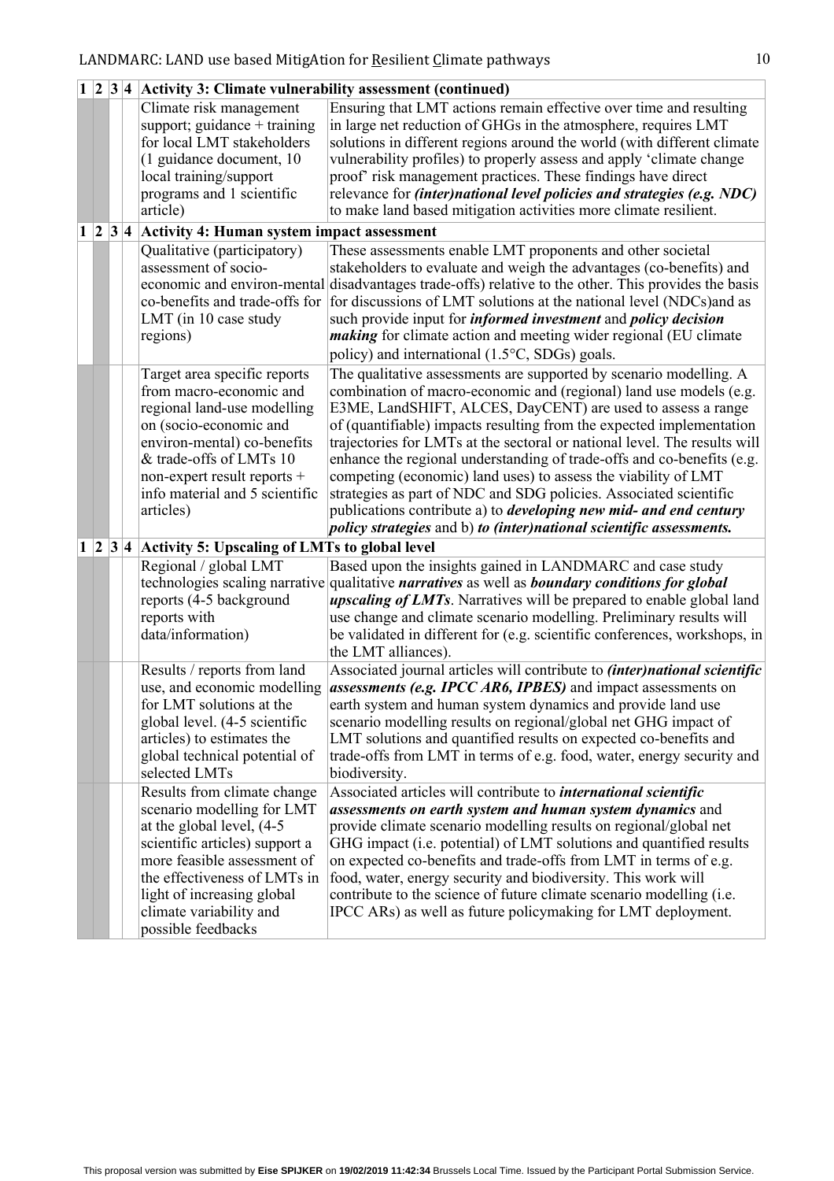| 1 | 2 | 3 | 4 | Activity 3: Climate vulnerability assessment (continued) | |
|---|---|---|---|---|---|
| | | | | Climate risk management support; guidance + training for local LMT stakeholders (1 guidance document, 10 local training/support programs and 1 scientific article) | Ensuring that LMT actions remain effective over time and resulting in large net reduction of GHGs in the atmosphere, requires LMT solutions in different regions around the world (with different climate vulnerability profiles) to properly assess and apply 'climate change proof' risk management practices. These findings have direct relevance for ***(inter)national level policies and strategies (e.g. NDC)*** to make land based mitigation activities more climate resilient. |
| **1** | **2** | **3** | **4** | **Activity 4: Human system impact assessment** | |
| | | | | Qualitative (participatory) assessment of socio-economic and environ-mental co-benefits and trade-offs for LMT (in 10 case study regions) | These assessments enable LMT proponents and other societal stakeholders to evaluate and weigh the advantages (co-benefits) and disadvantages trade-offs) relative to the other. This provides the basis for discussions of LMT solutions at the national level (NDCs)and as such provide input for ***informed investment*** and ***policy decision making*** for climate action and meeting wider regional (EU climate policy) and international (1.5°C, SDGs) goals. |
| | | | | Target area specific reports from macro-economic and regional land-use modelling on (socio-economic and environ-mental) co-benefits & trade-offs of LMTs 10 non-expert result reports + info material and 5 scientific articles) | The qualitative assessments are supported by scenario modelling. A combination of macro-economic and (regional) land use models (e.g. E3ME, LandSHIFT, ALCES, DayCENT) are used to assess a range of (quantifiable) impacts resulting from the expected implementation trajectories for LMTs at the sectoral or national level. The results will enhance the regional understanding of trade-offs and co-benefits (e.g. competing (economic) land uses) to assess the viability of LMT strategies as part of NDC and SDG policies. Associated scientific publications contribute a) to ***developing new mid- and end century policy strategies*** and b) ***to (inter)national scientific assessments.*** |
| **1** | **2** | **3** | **4** | **Activity 5: Upscaling of LMTs to global level** | |
| | | | | Regional / global LMT technologies scaling narrative reports (4-5 background reports with data/information) | Based upon the insights gained in LANDMARC and case study qualitative ***narratives*** as well as ***boundary conditions for global upscaling of LMTs***. Narratives will be prepared to enable global land use change and climate scenario modelling. Preliminary results will be validated in different for (e.g. scientific conferences, workshops, in the LMT alliances). |
| | | | | Results / reports from land use, and economic modelling for LMT solutions at the global level. (4-5 scientific articles) to estimates the global technical potential of selected LMTs | Associated journal articles will contribute to ***(inter)national scientific assessments (e.g. IPCC AR6, IPBES)*** and impact assessments on earth system and human system dynamics and provide land use scenario modelling results on regional/global net GHG impact of LMT solutions and quantified results on expected co-benefits and trade-offs from LMT in terms of e.g. food, water, energy security and biodiversity. |
| | | | | Results from climate change scenario modelling for LMT at the global level, (4-5 scientific articles) support a more feasible assessment of the effectiveness of LMTs in light of increasing global climate variability and possible feedbacks | Associated articles will contribute to ***international scientific assessments on earth system and human system dynamics*** and provide climate scenario modelling results on regional/global net GHG impact (i.e. potential) of LMT solutions and quantified results on expected co-benefits and trade-offs from LMT in terms of e.g. food, water, energy security and biodiversity. This work will contribute to the science of future climate scenario modelling (i.e. IPCC ARs) as well as future policymaking for LMT deployment. |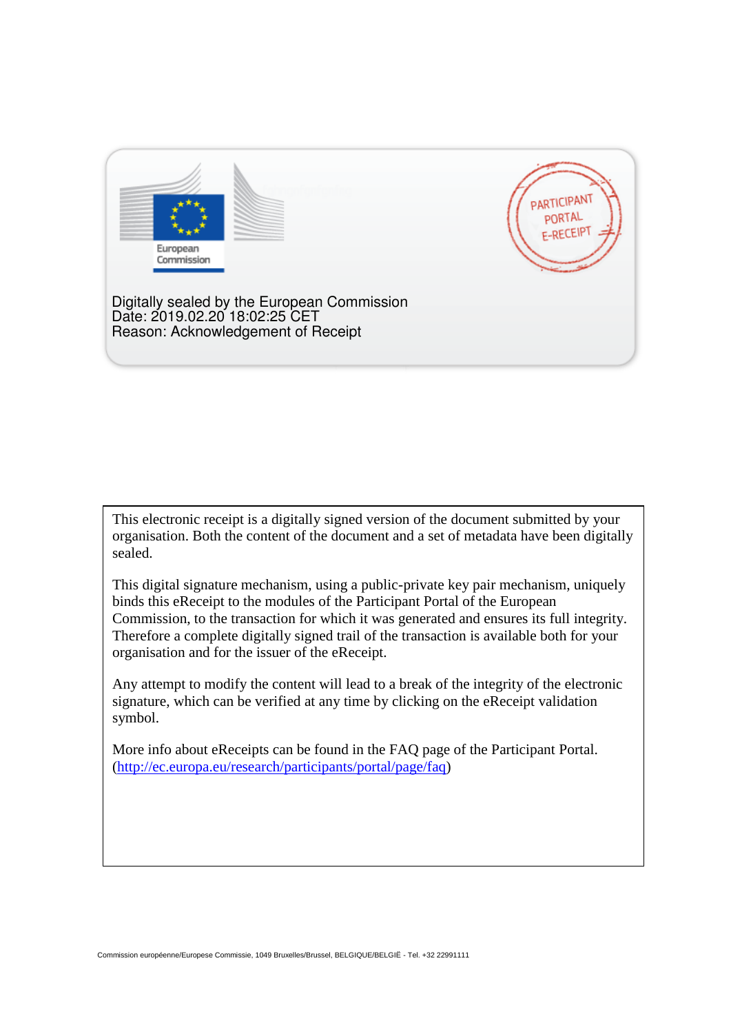European Commission

PARTICIPANT PORTAL E-RECEIPT

Digitally sealed by the European Commission
Date: 2019.02.20 18:02:25 CET
Reason: Acknowledgement of Receipt

This electronic receipt is a digitally signed version of the document submitted by your organisation. Both the content of the document and a set of metadata have been digitally sealed.

This digital signature mechanism, using a public-private key pair mechanism, uniquely binds this eReceipt to the modules of the Participant Portal of the European Commission, to the transaction for which it was generated and ensures its full integrity. Therefore a complete digitally signed trail of the transaction is available both for your organisation and for the issuer of the eReceipt.

Any attempt to modify the content will lead to a break of the integrity of the electronic signature, which can be verified at any time by clicking on the eReceipt validation symbol.

More info about eReceipts can be found in the FAQ page of the Participant Portal. (http://ec.europa.eu/research/participants/portal/page/faq)

Commission européenne/Europese Commissie, 1049 Bruxelles/Brussel, BELGIQUE/BELGIË - Tel. +32 22991111